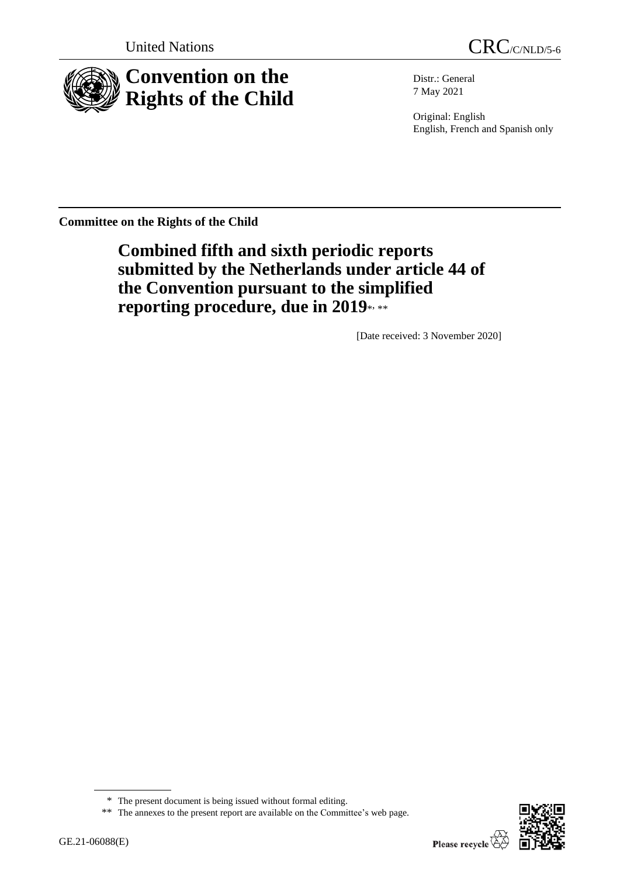United Nations

CRC/C/NLD/5-6

# Convention on the Rights of the Child

Distr.: General
7 May 2021

Original: English
English, French and Spanish only

**Committee on the Rights of the Child**

## Combined fifth and sixth periodic reports submitted by the Netherlands under article 44 of the Convention pursuant to the simplified reporting procedure, due in 2019*, **

[Date received: 3 November 2020]

\* The present document is being issued without formal editing.

\*\* The annexes to the present report are available on the Committee's web page.

GE.21-06088(E)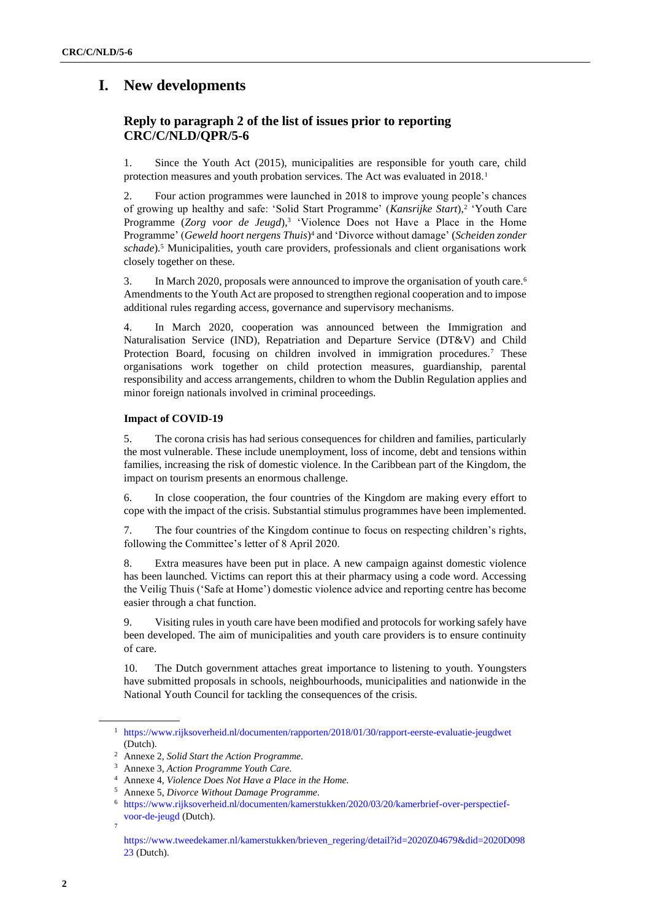# I. New developments

## Reply to paragraph 2 of the list of issues prior to reporting CRC/C/NLD/QPR/5-6

1. Since the Youth Act (2015), municipalities are responsible for youth care, child protection measures and youth probation services. The Act was evaluated in 2018.[1]

2. Four action programmes were launched in 2018 to improve young people's chances of growing up healthy and safe: 'Solid Start Programme' (*Kansrijke Start*),[2] 'Youth Care Programme (*Zorg voor de Jeugd*),[3] 'Violence Does not Have a Place in the Home Programme' (*Geweld hoort nergens Thuis*)[4] and 'Divorce without damage' (*Scheiden zonder schade*).[5] Municipalities, youth care providers, professionals and client organisations work closely together on these.

3. In March 2020, proposals were announced to improve the organisation of youth care.[6] Amendments to the Youth Act are proposed to strengthen regional cooperation and to impose additional rules regarding access, governance and supervisory mechanisms.

4. In March 2020, cooperation was announced between the Immigration and Naturalisation Service (IND), Repatriation and Departure Service (DT&V) and Child Protection Board, focusing on children involved in immigration procedures.[7] These organisations work together on child protection measures, guardianship, parental responsibility and access arrangements, children to whom the Dublin Regulation applies and minor foreign nationals involved in criminal proceedings.

### Impact of COVID-19

5. The corona crisis has had serious consequences for children and families, particularly the most vulnerable. These include unemployment, loss of income, debt and tensions within families, increasing the risk of domestic violence. In the Caribbean part of the Kingdom, the impact on tourism presents an enormous challenge.

6. In close cooperation, the four countries of the Kingdom are making every effort to cope with the impact of the crisis. Substantial stimulus programmes have been implemented.

7. The four countries of the Kingdom continue to focus on respecting children's rights, following the Committee's letter of 8 April 2020.

8. Extra measures have been put in place. A new campaign against domestic violence has been launched. Victims can report this at their pharmacy using a code word. Accessing the Veilig Thuis ('Safe at Home') domestic violence advice and reporting centre has become easier through a chat function.

9. Visiting rules in youth care have been modified and protocols for working safely have been developed. The aim of municipalities and youth care providers is to ensure continuity of care.

10. The Dutch government attaches great importance to listening to youth. Youngsters have submitted proposals in schools, neighbourhoods, municipalities and nationwide in the National Youth Council for tackling the consequences of the crisis.

---

[1] https://www.rijksoverheid.nl/documenten/rapporten/2018/01/30/rapport-eerste-evaluatie-jeugdwet (Dutch).

[2] Annexe 2, *Solid Start the Action Programme.*

[3] Annexe 3, *Action Programme Youth Care.*

[4] Annexe 4, *Violence Does Not Have a Place in the Home.*

[5] Annexe 5, *Divorce Without Damage Programme.*

[6] https://www.rijksoverheid.nl/documenten/kamerstukken/2020/03/20/kamerbrief-over-perspectief-voor-de-jeugd (Dutch).

[7] https://www.tweedekamer.nl/kamerstukken/brieven_regering/detail?id=2020Z04679&did=2020D09823 (Dutch).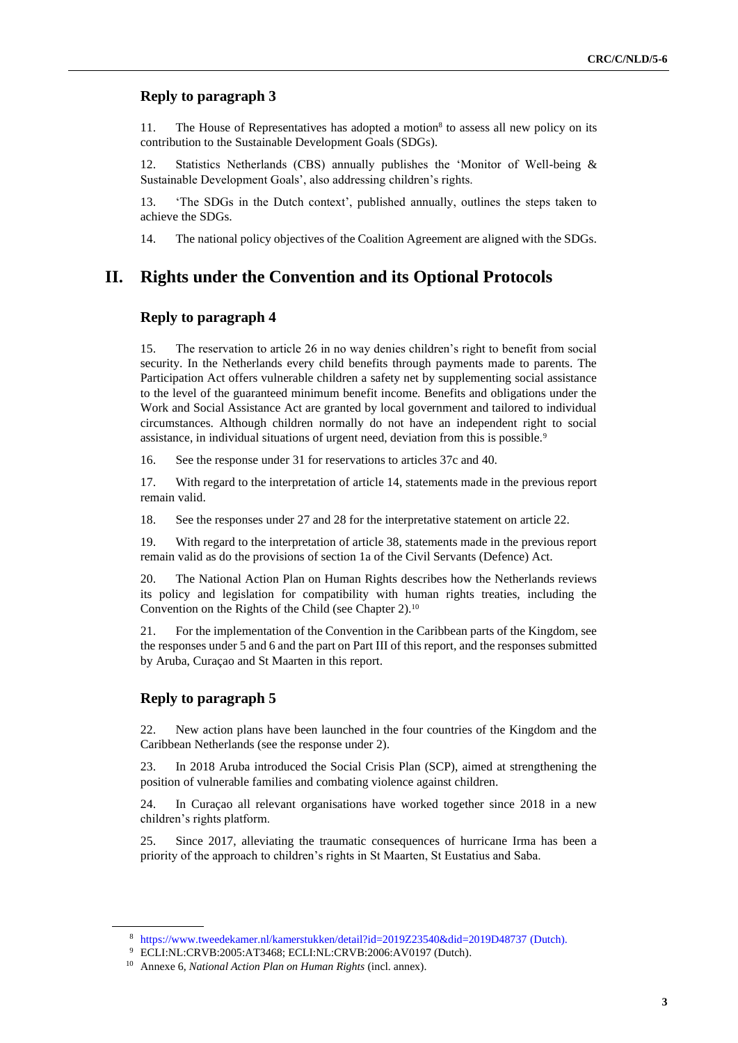### Reply to paragraph 3

11. The House of Representatives has adopted a motion[8] to assess all new policy on its contribution to the Sustainable Development Goals (SDGs).

12. Statistics Netherlands (CBS) annually publishes the 'Monitor of Well-being & Sustainable Development Goals', also addressing children's rights.

13. 'The SDGs in the Dutch context', published annually, outlines the steps taken to achieve the SDGs.

14. The national policy objectives of the Coalition Agreement are aligned with the SDGs.

## II. Rights under the Convention and its Optional Protocols

### Reply to paragraph 4

15. The reservation to article 26 in no way denies children's right to benefit from social security. In the Netherlands every child benefits through payments made to parents. The Participation Act offers vulnerable children a safety net by supplementing social assistance to the level of the guaranteed minimum benefit income. Benefits and obligations under the Work and Social Assistance Act are granted by local government and tailored to individual circumstances. Although children normally do not have an independent right to social assistance, in individual situations of urgent need, deviation from this is possible.[9]

16. See the response under 31 for reservations to articles 37c and 40.

17. With regard to the interpretation of article 14, statements made in the previous report remain valid.

18. See the responses under 27 and 28 for the interpretative statement on article 22.

19. With regard to the interpretation of article 38, statements made in the previous report remain valid as do the provisions of section 1a of the Civil Servants (Defence) Act.

20. The National Action Plan on Human Rights describes how the Netherlands reviews its policy and legislation for compatibility with human rights treaties, including the Convention on the Rights of the Child (see Chapter 2).[10]

21. For the implementation of the Convention in the Caribbean parts of the Kingdom, see the responses under 5 and 6 and the part on Part III of this report, and the responses submitted by Aruba, Curaçao and St Maarten in this report.

### Reply to paragraph 5

22. New action plans have been launched in the four countries of the Kingdom and the Caribbean Netherlands (see the response under 2).

23. In 2018 Aruba introduced the Social Crisis Plan (SCP), aimed at strengthening the position of vulnerable families and combating violence against children.

24. In Curaçao all relevant organisations have worked together since 2018 in a new children's rights platform.

25. Since 2017, alleviating the traumatic consequences of hurricane Irma has been a priority of the approach to children's rights in St Maarten, St Eustatius and Saba.

---

[8] https://www.tweedekamer.nl/kamerstukken/detail?id=2019Z23540&did=2019D48737 (Dutch).

[9] ECLI:NL:CRVB:2005:AT3468; ECLI:NL:CRVB:2006:AV0197 (Dutch).

[10] Annexe 6, *National Action Plan on Human Rights* (incl. annex).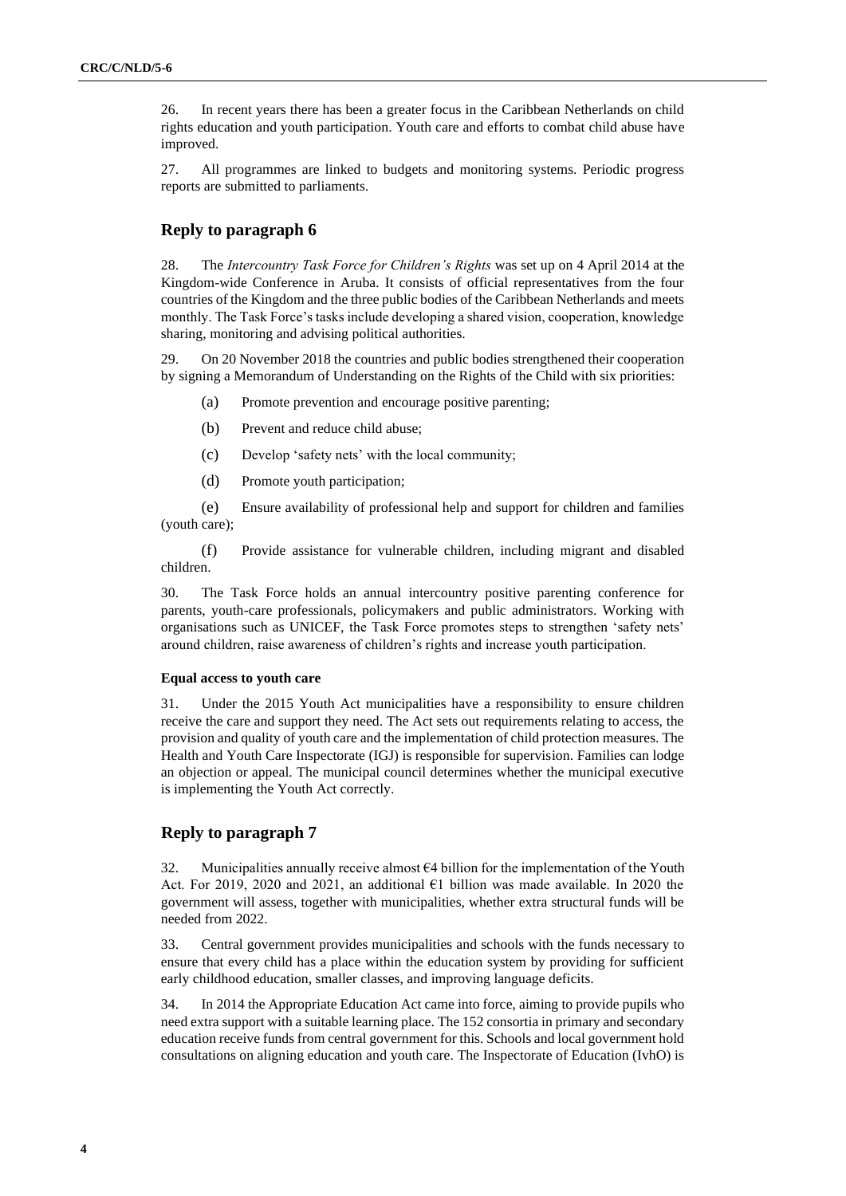26. In recent years there has been a greater focus in the Caribbean Netherlands on child rights education and youth participation. Youth care and efforts to combat child abuse have improved.

27. All programmes are linked to budgets and monitoring systems. Periodic progress reports are submitted to parliaments.

## Reply to paragraph 6

28. The *Intercountry Task Force for Children's Rights* was set up on 4 April 2014 at the Kingdom-wide Conference in Aruba. It consists of official representatives from the four countries of the Kingdom and the three public bodies of the Caribbean Netherlands and meets monthly. The Task Force's tasks include developing a shared vision, cooperation, knowledge sharing, monitoring and advising political authorities.

29. On 20 November 2018 the countries and public bodies strengthened their cooperation by signing a Memorandum of Understanding on the Rights of the Child with six priorities:

(a) Promote prevention and encourage positive parenting;

(b) Prevent and reduce child abuse;

(c) Develop 'safety nets' with the local community;

(d) Promote youth participation;

(e) Ensure availability of professional help and support for children and families (youth care);

(f) Provide assistance for vulnerable children, including migrant and disabled children.

30. The Task Force holds an annual intercountry positive parenting conference for parents, youth-care professionals, policymakers and public administrators. Working with organisations such as UNICEF, the Task Force promotes steps to strengthen 'safety nets' around children, raise awareness of children's rights and increase youth participation.

**Equal access to youth care**

31. Under the 2015 Youth Act municipalities have a responsibility to ensure children receive the care and support they need. The Act sets out requirements relating to access, the provision and quality of youth care and the implementation of child protection measures. The Health and Youth Care Inspectorate (IGJ) is responsible for supervision. Families can lodge an objection or appeal. The municipal council determines whether the municipal executive is implementing the Youth Act correctly.

## Reply to paragraph 7

32. Municipalities annually receive almost €4 billion for the implementation of the Youth Act. For 2019, 2020 and 2021, an additional €1 billion was made available. In 2020 the government will assess, together with municipalities, whether extra structural funds will be needed from 2022.

33. Central government provides municipalities and schools with the funds necessary to ensure that every child has a place within the education system by providing for sufficient early childhood education, smaller classes, and improving language deficits.

34. In 2014 the Appropriate Education Act came into force, aiming to provide pupils who need extra support with a suitable learning place. The 152 consortia in primary and secondary education receive funds from central government for this. Schools and local government hold consultations on aligning education and youth care. The Inspectorate of Education (IvhO) is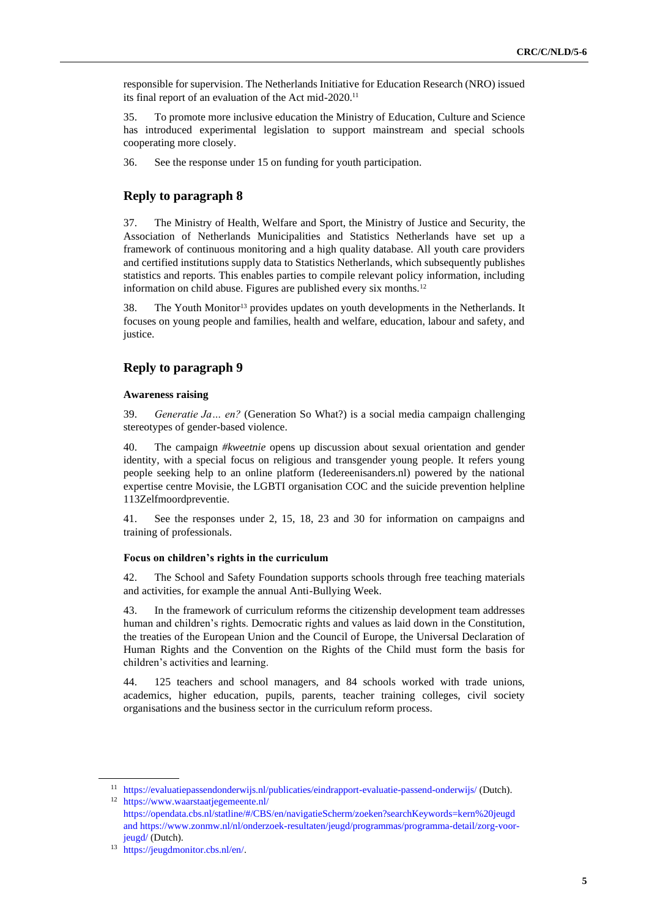responsible for supervision. The Netherlands Initiative for Education Research (NRO) issued its final report of an evaluation of the Act mid-2020.[11]

35. To promote more inclusive education the Ministry of Education, Culture and Science has introduced experimental legislation to support mainstream and special schools cooperating more closely.

36. See the response under 15 on funding for youth participation.

## Reply to paragraph 8

37. The Ministry of Health, Welfare and Sport, the Ministry of Justice and Security, the Association of Netherlands Municipalities and Statistics Netherlands have set up a framework of continuous monitoring and a high quality database. All youth care providers and certified institutions supply data to Statistics Netherlands, which subsequently publishes statistics and reports. This enables parties to compile relevant policy information, including information on child abuse. Figures are published every six months.[12]

38. The Youth Monitor[13] provides updates on youth developments in the Netherlands. It focuses on young people and families, health and welfare, education, labour and safety, and justice.

## Reply to paragraph 9

### Awareness raising

39. *Generatie Ja… en?* (Generation So What?) is a social media campaign challenging stereotypes of gender-based violence.

40. The campaign *#kweetnie* opens up discussion about sexual orientation and gender identity, with a special focus on religious and transgender young people. It refers young people seeking help to an online platform (Iedereenisanders.nl) powered by the national expertise centre Movisie, the LGBTI organisation COC and the suicide prevention helpline 113Zelfmoordpreventie.

41. See the responses under 2, 15, 18, 23 and 30 for information on campaigns and training of professionals.

### Focus on children's rights in the curriculum

42. The School and Safety Foundation supports schools through free teaching materials and activities, for example the annual Anti-Bullying Week.

43. In the framework of curriculum reforms the citizenship development team addresses human and children's rights. Democratic rights and values as laid down in the Constitution, the treaties of the European Union and the Council of Europe, the Universal Declaration of Human Rights and the Convention on the Rights of the Child must form the basis for children's activities and learning.

44. 125 teachers and school managers, and 84 schools worked with trade unions, academics, higher education, pupils, parents, teacher training colleges, civil society organisations and the business sector in the curriculum reform process.

---

[11] https://evaluatiepassendonderwijs.nl/publicaties/eindrapport-evaluatie-passend-onderwijs/ (Dutch).

[12] https://www.waarstaatjegemeente.nl/ https://opendata.cbs.nl/statline/#/CBS/en/navigatieScherm/zoeken?searchKeywords=kern%20jeugd and https://www.zonmw.nl/nl/onderzoek-resultaten/jeugd/programmas/programma-detail/zorg-voor-jeugd/ (Dutch).

[13] https://jeugdmonitor.cbs.nl/en/.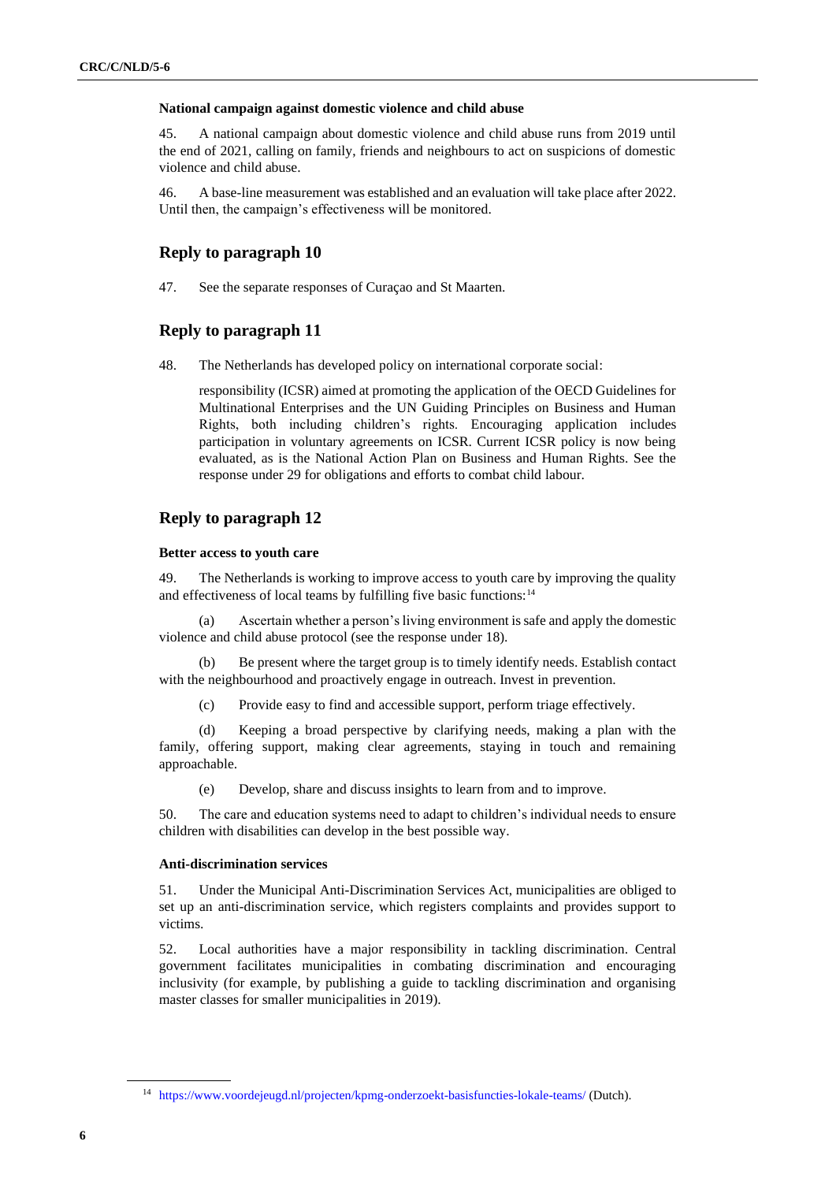#### National campaign against domestic violence and child abuse

45. A national campaign about domestic violence and child abuse runs from 2019 until the end of 2021, calling on family, friends and neighbours to act on suspicions of domestic violence and child abuse.

46. A base-line measurement was established and an evaluation will take place after 2022. Until then, the campaign's effectiveness will be monitored.

### Reply to paragraph 10

47. See the separate responses of Curaçao and St Maarten.

### Reply to paragraph 11

48. The Netherlands has developed policy on international corporate social:

> responsibility (ICSR) aimed at promoting the application of the OECD Guidelines for Multinational Enterprises and the UN Guiding Principles on Business and Human Rights, both including children's rights. Encouraging application includes participation in voluntary agreements on ICSR. Current ICSR policy is now being evaluated, as is the National Action Plan on Business and Human Rights. See the response under 29 for obligations and efforts to combat child labour.

### Reply to paragraph 12

#### Better access to youth care

49. The Netherlands is working to improve access to youth care by improving the quality and effectiveness of local teams by fulfilling five basic functions:[14]

(a) Ascertain whether a person's living environment is safe and apply the domestic violence and child abuse protocol (see the response under 18).

(b) Be present where the target group is to timely identify needs. Establish contact with the neighbourhood and proactively engage in outreach. Invest in prevention.

(c) Provide easy to find and accessible support, perform triage effectively.

(d) Keeping a broad perspective by clarifying needs, making a plan with the family, offering support, making clear agreements, staying in touch and remaining approachable.

(e) Develop, share and discuss insights to learn from and to improve.

50. The care and education systems need to adapt to children's individual needs to ensure children with disabilities can develop in the best possible way.

#### Anti-discrimination services

51. Under the Municipal Anti-Discrimination Services Act, municipalities are obliged to set up an anti-discrimination service, which registers complaints and provides support to victims.

52. Local authorities have a major responsibility in tackling discrimination. Central government facilitates municipalities in combating discrimination and encouraging inclusivity (for example, by publishing a guide to tackling discrimination and organising master classes for smaller municipalities in 2019).

[14] https://www.voordejeugd.nl/projecten/kpmg-onderzoekt-basisfuncties-lokale-teams/ (Dutch).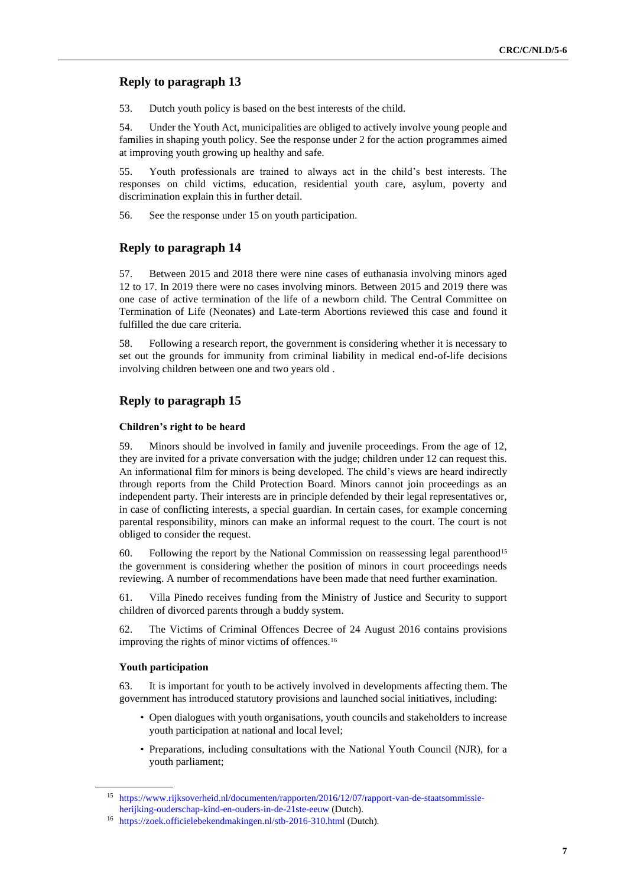## Reply to paragraph 13

53. Dutch youth policy is based on the best interests of the child.

54. Under the Youth Act, municipalities are obliged to actively involve young people and families in shaping youth policy. See the response under 2 for the action programmes aimed at improving youth growing up healthy and safe.

55. Youth professionals are trained to always act in the child's best interests. The responses on child victims, education, residential youth care, asylum, poverty and discrimination explain this in further detail.

56. See the response under 15 on youth participation.

## Reply to paragraph 14

57. Between 2015 and 2018 there were nine cases of euthanasia involving minors aged 12 to 17. In 2019 there were no cases involving minors. Between 2015 and 2019 there was one case of active termination of the life of a newborn child. The Central Committee on Termination of Life (Neonates) and Late-term Abortions reviewed this case and found it fulfilled the due care criteria.

58. Following a research report, the government is considering whether it is necessary to set out the grounds for immunity from criminal liability in medical end-of-life decisions involving children between one and two years old .

## Reply to paragraph 15

### Children's right to be heard

59. Minors should be involved in family and juvenile proceedings. From the age of 12, they are invited for a private conversation with the judge; children under 12 can request this. An informational film for minors is being developed. The child's views are heard indirectly through reports from the Child Protection Board. Minors cannot join proceedings as an independent party. Their interests are in principle defended by their legal representatives or, in case of conflicting interests, a special guardian. In certain cases, for example concerning parental responsibility, minors can make an informal request to the court. The court is not obliged to consider the request.

60. Following the report by the National Commission on reassessing legal parenthood[15] the government is considering whether the position of minors in court proceedings needs reviewing. A number of recommendations have been made that need further examination.

61. Villa Pinedo receives funding from the Ministry of Justice and Security to support children of divorced parents through a buddy system.

62. The Victims of Criminal Offences Decree of 24 August 2016 contains provisions improving the rights of minor victims of offences.[16]

### Youth participation

63. It is important for youth to be actively involved in developments affecting them. The government has introduced statutory provisions and launched social initiatives, including:

- Open dialogues with youth organisations, youth councils and stakeholders to increase youth participation at national and local level;
- Preparations, including consultations with the National Youth Council (NJR), for a youth parliament;

[15] https://www.rijksoverheid.nl/documenten/rapporten/2016/12/07/rapport-van-de-staatsommissie-herijking-ouderschap-kind-en-ouders-in-de-21ste-eeuw (Dutch).

[16] https://zoek.officielebekendmakingen.nl/stb-2016-310.html (Dutch).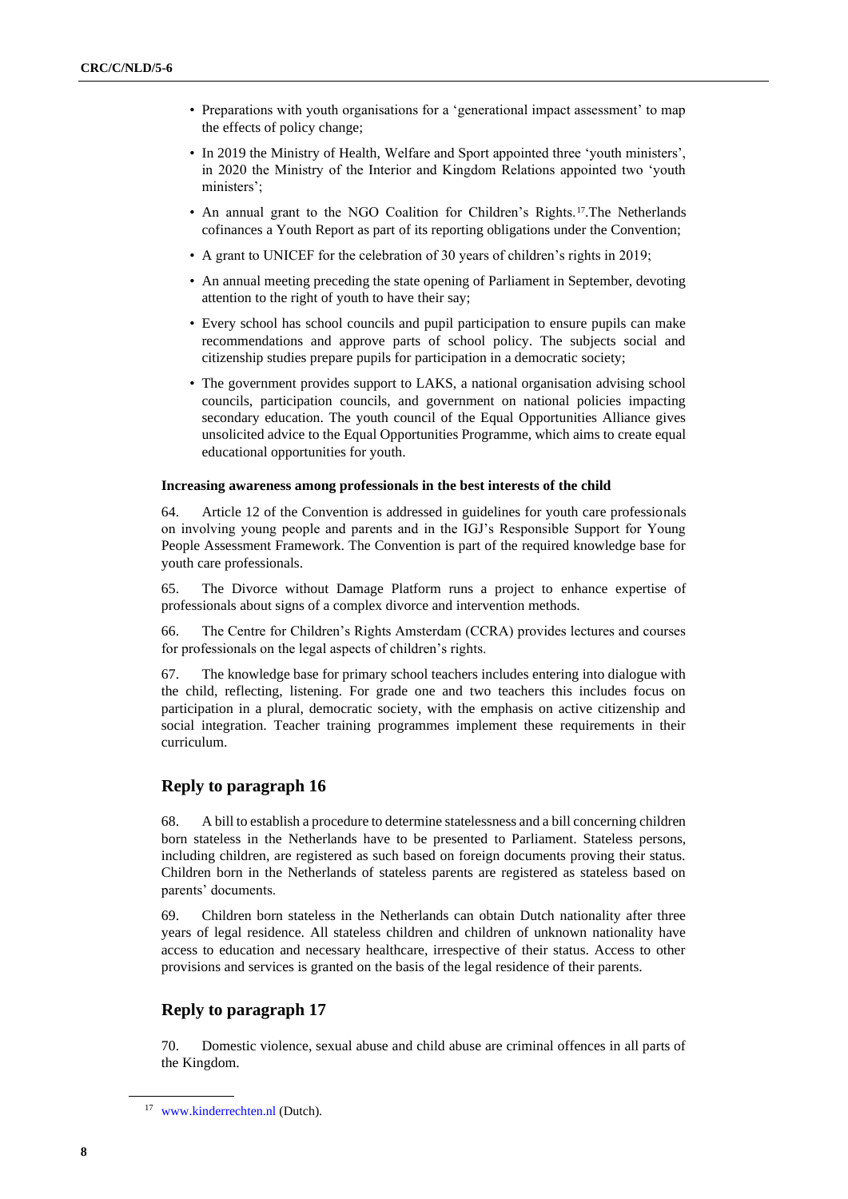- Preparations with youth organisations for a 'generational impact assessment' to map the effects of policy change;
- In 2019 the Ministry of Health, Welfare and Sport appointed three 'youth ministers', in 2020 the Ministry of the Interior and Kingdom Relations appointed two 'youth ministers';
- An annual grant to the NGO Coalition for Children's Rights.[17].The Netherlands cofinances a Youth Report as part of its reporting obligations under the Convention;
- A grant to UNICEF for the celebration of 30 years of children's rights in 2019;
- An annual meeting preceding the state opening of Parliament in September, devoting attention to the right of youth to have their say;
- Every school has school councils and pupil participation to ensure pupils can make recommendations and approve parts of school policy. The subjects social and citizenship studies prepare pupils for participation in a democratic society;
- The government provides support to LAKS, a national organisation advising school councils, participation councils, and government on national policies impacting secondary education. The youth council of the Equal Opportunities Alliance gives unsolicited advice to the Equal Opportunities Programme, which aims to create equal educational opportunities for youth.

**Increasing awareness among professionals in the best interests of the child**

64. Article 12 of the Convention is addressed in guidelines for youth care professionals on involving young people and parents and in the IGJ's Responsible Support for Young People Assessment Framework. The Convention is part of the required knowledge base for youth care professionals.

65. The Divorce without Damage Platform runs a project to enhance expertise of professionals about signs of a complex divorce and intervention methods.

66. The Centre for Children's Rights Amsterdam (CCRA) provides lectures and courses for professionals on the legal aspects of children's rights.

67. The knowledge base for primary school teachers includes entering into dialogue with the child, reflecting, listening. For grade one and two teachers this includes focus on participation in a plural, democratic society, with the emphasis on active citizenship and social integration. Teacher training programmes implement these requirements in their curriculum.

## Reply to paragraph 16

68. A bill to establish a procedure to determine statelessness and a bill concerning children born stateless in the Netherlands have to be presented to Parliament. Stateless persons, including children, are registered as such based on foreign documents proving their status. Children born in the Netherlands of stateless parents are registered as stateless based on parents' documents.

69. Children born stateless in the Netherlands can obtain Dutch nationality after three years of legal residence. All stateless children and children of unknown nationality have access to education and necessary healthcare, irrespective of their status. Access to other provisions and services is granted on the basis of the legal residence of their parents.

## Reply to paragraph 17

70. Domestic violence, sexual abuse and child abuse are criminal offences in all parts of the Kingdom.

---

[17] www.kinderrechten.nl (Dutch).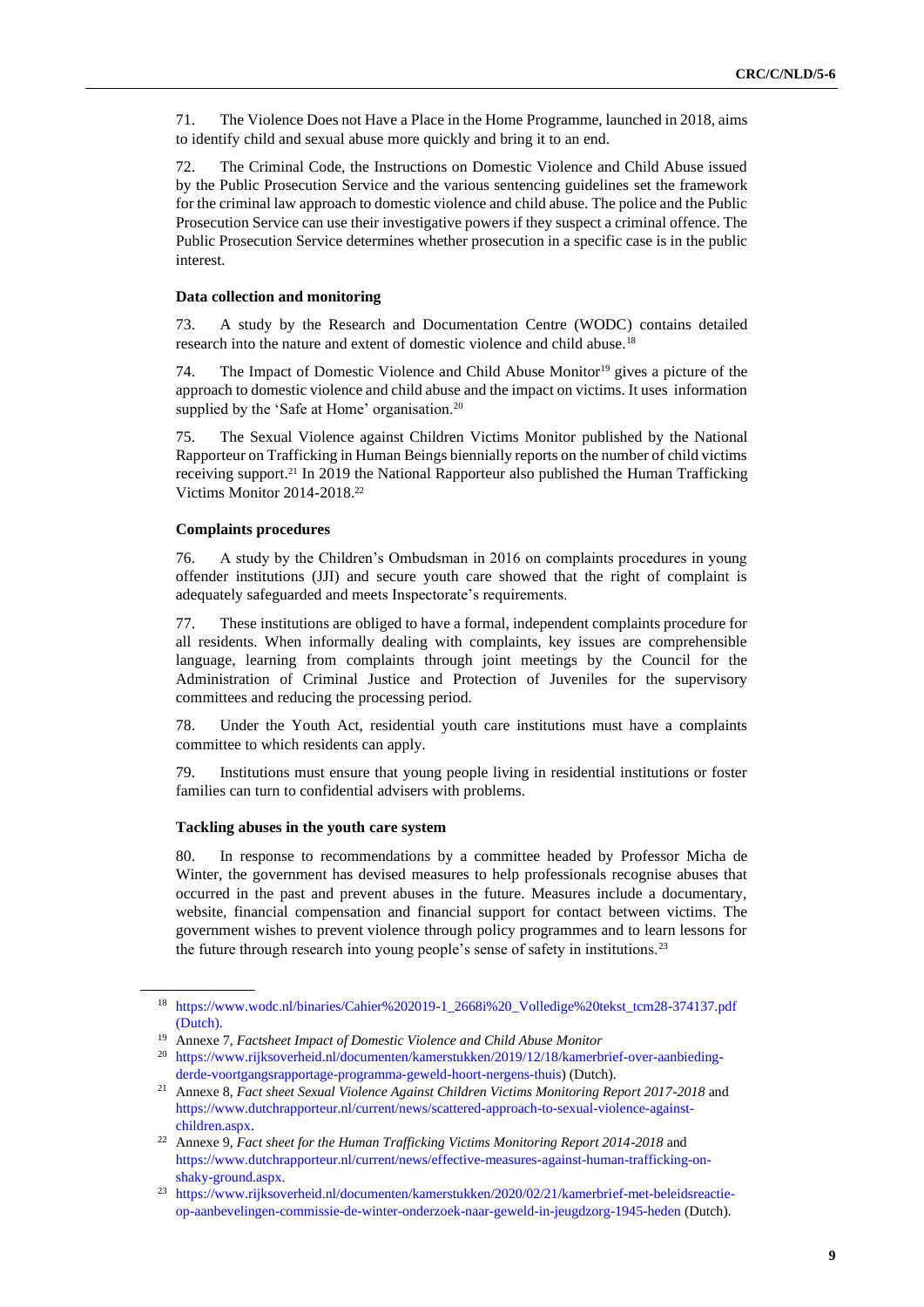71. The Violence Does not Have a Place in the Home Programme, launched in 2018, aims to identify child and sexual abuse more quickly and bring it to an end.

72. The Criminal Code, the Instructions on Domestic Violence and Child Abuse issued by the Public Prosecution Service and the various sentencing guidelines set the framework for the criminal law approach to domestic violence and child abuse. The police and the Public Prosecution Service can use their investigative powers if they suspect a criminal offence. The Public Prosecution Service determines whether prosecution in a specific case is in the public interest.

#### Data collection and monitoring

73. A study by the Research and Documentation Centre (WODC) contains detailed research into the nature and extent of domestic violence and child abuse.[18]

74. The Impact of Domestic Violence and Child Abuse Monitor[19] gives a picture of the approach to domestic violence and child abuse and the impact on victims. It uses information supplied by the 'Safe at Home' organisation.[20]

75. The Sexual Violence against Children Victims Monitor published by the National Rapporteur on Trafficking in Human Beings biennially reports on the number of child victims receiving support.[21] In 2019 the National Rapporteur also published the Human Trafficking Victims Monitor 2014-2018.[22]

#### Complaints procedures

76. A study by the Children's Ombudsman in 2016 on complaints procedures in young offender institutions (JJI) and secure youth care showed that the right of complaint is adequately safeguarded and meets Inspectorate's requirements.

77. These institutions are obliged to have a formal, independent complaints procedure for all residents. When informally dealing with complaints, key issues are comprehensible language, learning from complaints through joint meetings by the Council for the Administration of Criminal Justice and Protection of Juveniles for the supervisory committees and reducing the processing period.

78. Under the Youth Act, residential youth care institutions must have a complaints committee to which residents can apply.

79. Institutions must ensure that young people living in residential institutions or foster families can turn to confidential advisers with problems.

#### Tackling abuses in the youth care system

80. In response to recommendations by a committee headed by Professor Micha de Winter, the government has devised measures to help professionals recognise abuses that occurred in the past and prevent abuses in the future. Measures include a documentary, website, financial compensation and financial support for contact between victims. The government wishes to prevent violence through policy programmes and to learn lessons for the future through research into young people's sense of safety in institutions.[23]

---

[18] https://www.wodc.nl/binaries/Cahier%202019-1_2668i%20_Volledige%20tekst_tcm28-374137.pdf (Dutch).

[19] Annexe 7, *Factsheet Impact of Domestic Violence and Child Abuse Monitor*

[20] https://www.rijksoverheid.nl/documenten/kamerstukken/2019/12/18/kamerbrief-over-aanbieding-derde-voortgangsrapportage-programma-geweld-hoort-nergens-thuis) (Dutch).

[21] Annexe 8, *Fact sheet Sexual Violence Against Children Victims Monitoring Report 2017-2018* and https://www.dutchrapporteur.nl/current/news/scattered-approach-to-sexual-violence-against-children.aspx.

[22] Annexe 9, *Fact sheet for the Human Trafficking Victims Monitoring Report 2014-2018* and https://www.dutchrapporteur.nl/current/news/effective-measures-against-human-trafficking-on-shaky-ground.aspx.

[23] https://www.rijksoverheid.nl/documenten/kamerstukken/2020/02/21/kamerbrief-met-beleidsreactie-op-aanbevelingen-commissie-de-winter-onderzoek-naar-geweld-in-jeugdzorg-1945-heden (Dutch).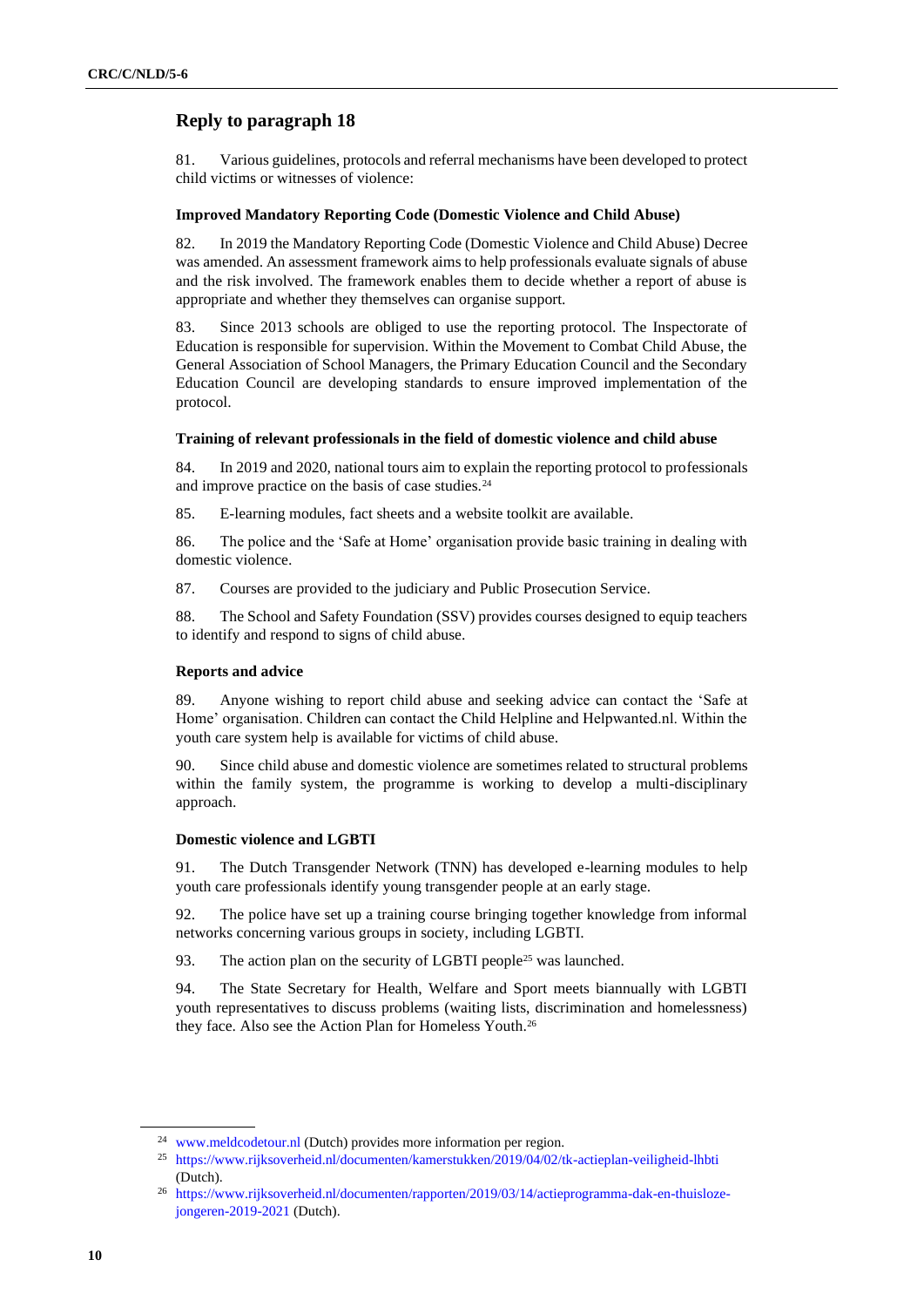## Reply to paragraph 18

81. Various guidelines, protocols and referral mechanisms have been developed to protect child victims or witnesses of violence:

**Improved Mandatory Reporting Code (Domestic Violence and Child Abuse)**

82. In 2019 the Mandatory Reporting Code (Domestic Violence and Child Abuse) Decree was amended. An assessment framework aims to help professionals evaluate signals of abuse and the risk involved. The framework enables them to decide whether a report of abuse is appropriate and whether they themselves can organise support.

83. Since 2013 schools are obliged to use the reporting protocol. The Inspectorate of Education is responsible for supervision. Within the Movement to Combat Child Abuse, the General Association of School Managers, the Primary Education Council and the Secondary Education Council are developing standards to ensure improved implementation of the protocol.

**Training of relevant professionals in the field of domestic violence and child abuse**

84. In 2019 and 2020, national tours aim to explain the reporting protocol to professionals and improve practice on the basis of case studies.[24]

85. E-learning modules, fact sheets and a website toolkit are available.

86. The police and the 'Safe at Home' organisation provide basic training in dealing with domestic violence.

87. Courses are provided to the judiciary and Public Prosecution Service.

88. The School and Safety Foundation (SSV) provides courses designed to equip teachers to identify and respond to signs of child abuse.

**Reports and advice**

89. Anyone wishing to report child abuse and seeking advice can contact the 'Safe at Home' organisation. Children can contact the Child Helpline and Helpwanted.nl. Within the youth care system help is available for victims of child abuse.

90. Since child abuse and domestic violence are sometimes related to structural problems within the family system, the programme is working to develop a multi-disciplinary approach.

**Domestic violence and LGBTI**

91. The Dutch Transgender Network (TNN) has developed e-learning modules to help youth care professionals identify young transgender people at an early stage.

92. The police have set up a training course bringing together knowledge from informal networks concerning various groups in society, including LGBTI.

93. The action plan on the security of LGBTI people[25] was launched.

94. The State Secretary for Health, Welfare and Sport meets biannually with LGBTI youth representatives to discuss problems (waiting lists, discrimination and homelessness) they face. Also see the Action Plan for Homeless Youth.[26]

---

[24] www.meldcodetour.nl (Dutch) provides more information per region.

[25] https://www.rijksoverheid.nl/documenten/kamerstukken/2019/04/02/tk-actieplan-veiligheid-lhbti (Dutch).

[26] https://www.rijksoverheid.nl/documenten/rapporten/2019/03/14/actieprogramma-dak-en-thuisloze-jongeren-2019-2021 (Dutch).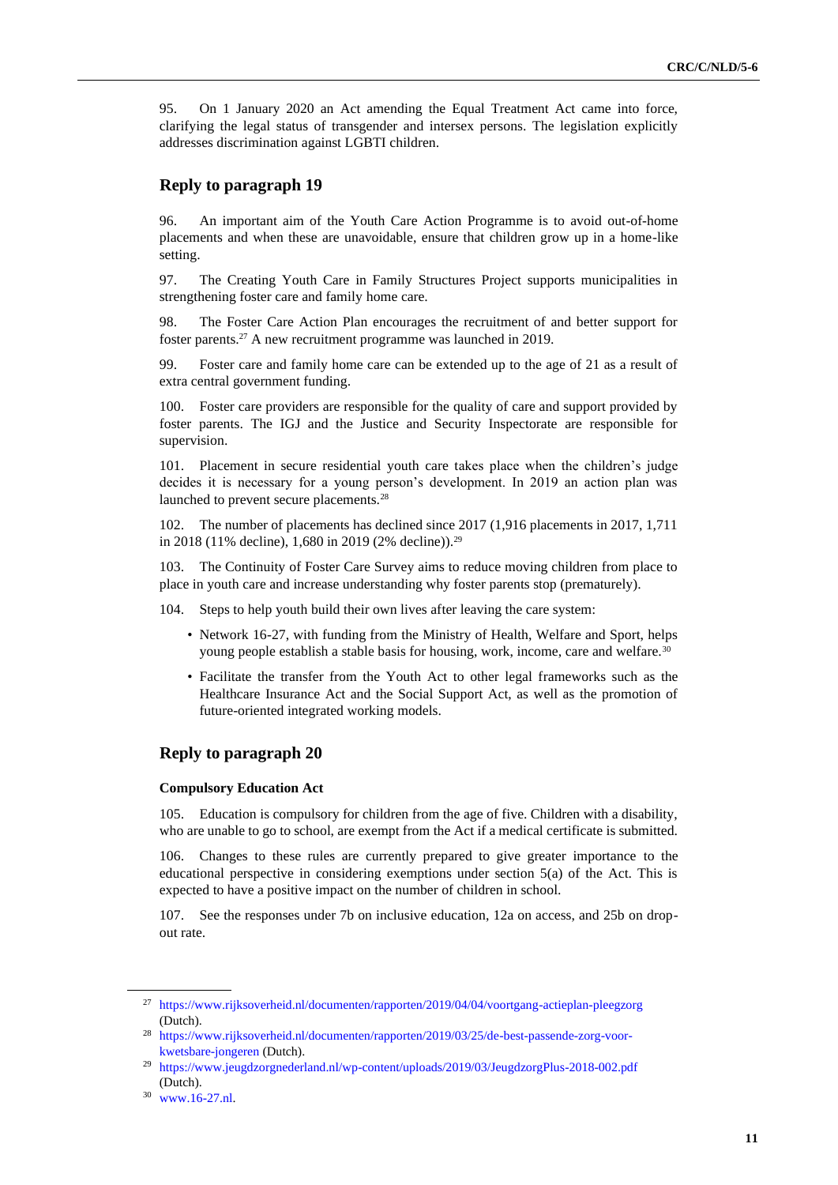95. On 1 January 2020 an Act amending the Equal Treatment Act came into force, clarifying the legal status of transgender and intersex persons. The legislation explicitly addresses discrimination against LGBTI children.

### Reply to paragraph 19

96. An important aim of the Youth Care Action Programme is to avoid out-of-home placements and when these are unavoidable, ensure that children grow up in a home-like setting.

97. The Creating Youth Care in Family Structures Project supports municipalities in strengthening foster care and family home care.

98. The Foster Care Action Plan encourages the recruitment of and better support for foster parents.[27] A new recruitment programme was launched in 2019.

99. Foster care and family home care can be extended up to the age of 21 as a result of extra central government funding.

100. Foster care providers are responsible for the quality of care and support provided by foster parents. The IGJ and the Justice and Security Inspectorate are responsible for supervision.

101. Placement in secure residential youth care takes place when the children's judge decides it is necessary for a young person's development. In 2019 an action plan was launched to prevent secure placements.[28]

102. The number of placements has declined since 2017 (1,916 placements in 2017, 1,711 in 2018 (11% decline), 1,680 in 2019 (2% decline)).[29]

103. The Continuity of Foster Care Survey aims to reduce moving children from place to place in youth care and increase understanding why foster parents stop (prematurely).

104. Steps to help youth build their own lives after leaving the care system:

- Network 16-27, with funding from the Ministry of Health, Welfare and Sport, helps young people establish a stable basis for housing, work, income, care and welfare.[30]
- Facilitate the transfer from the Youth Act to other legal frameworks such as the Healthcare Insurance Act and the Social Support Act, as well as the promotion of future-oriented integrated working models.

### Reply to paragraph 20

#### Compulsory Education Act

105. Education is compulsory for children from the age of five. Children with a disability, who are unable to go to school, are exempt from the Act if a medical certificate is submitted.

106. Changes to these rules are currently prepared to give greater importance to the educational perspective in considering exemptions under section 5(a) of the Act. This is expected to have a positive impact on the number of children in school.

107. See the responses under 7b on inclusive education, 12a on access, and 25b on drop-out rate.

---

[27] https://www.rijksoverheid.nl/documenten/rapporten/2019/04/04/voortgang-actieplan-pleegzorg (Dutch).

[28] https://www.rijksoverheid.nl/documenten/rapporten/2019/03/25/de-best-passende-zorg-voor-kwetsbare-jongeren (Dutch).

[29] https://www.jeugdzorgnederland.nl/wp-content/uploads/2019/03/JeugdzorgPlus-2018-002.pdf (Dutch).

[30] www.16-27.nl.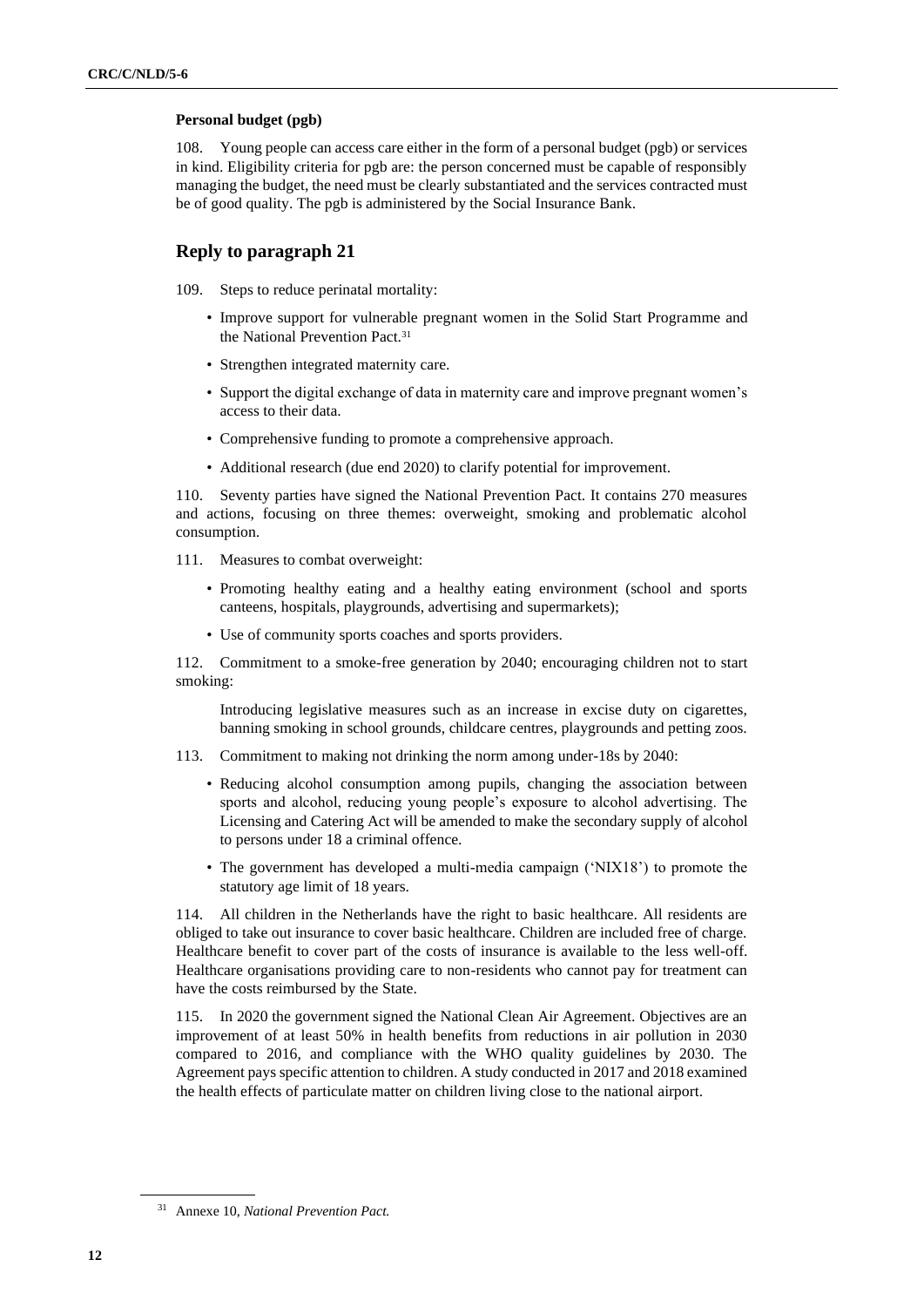**Personal budget (pgb)**

108. Young people can access care either in the form of a personal budget (pgb) or services in kind. Eligibility criteria for pgb are: the person concerned must be capable of responsibly managing the budget, the need must be clearly substantiated and the services contracted must be of good quality. The pgb is administered by the Social Insurance Bank.

## Reply to paragraph 21

109. Steps to reduce perinatal mortality:

- Improve support for vulnerable pregnant women in the Solid Start Programme and the National Prevention Pact.[31]
- Strengthen integrated maternity care.
- Support the digital exchange of data in maternity care and improve pregnant women's access to their data.
- Comprehensive funding to promote a comprehensive approach.
- Additional research (due end 2020) to clarify potential for improvement.

110. Seventy parties have signed the National Prevention Pact. It contains 270 measures and actions, focusing on three themes: overweight, smoking and problematic alcohol consumption.

111. Measures to combat overweight:

- Promoting healthy eating and a healthy eating environment (school and sports canteens, hospitals, playgrounds, advertising and supermarkets);
- Use of community sports coaches and sports providers.

112. Commitment to a smoke-free generation by 2040; encouraging children not to start smoking:

Introducing legislative measures such as an increase in excise duty on cigarettes, banning smoking in school grounds, childcare centres, playgrounds and petting zoos.

113. Commitment to making not drinking the norm among under-18s by 2040:

- Reducing alcohol consumption among pupils, changing the association between sports and alcohol, reducing young people's exposure to alcohol advertising. The Licensing and Catering Act will be amended to make the secondary supply of alcohol to persons under 18 a criminal offence.
- The government has developed a multi-media campaign ('NIX18') to promote the statutory age limit of 18 years.

114. All children in the Netherlands have the right to basic healthcare. All residents are obliged to take out insurance to cover basic healthcare. Children are included free of charge. Healthcare benefit to cover part of the costs of insurance is available to the less well-off. Healthcare organisations providing care to non-residents who cannot pay for treatment can have the costs reimbursed by the State.

115. In 2020 the government signed the National Clean Air Agreement. Objectives are an improvement of at least 50% in health benefits from reductions in air pollution in 2030 compared to 2016, and compliance with the WHO quality guidelines by 2030. The Agreement pays specific attention to children. A study conducted in 2017 and 2018 examined the health effects of particulate matter on children living close to the national airport.

[31] Annexe 10, *National Prevention Pact.*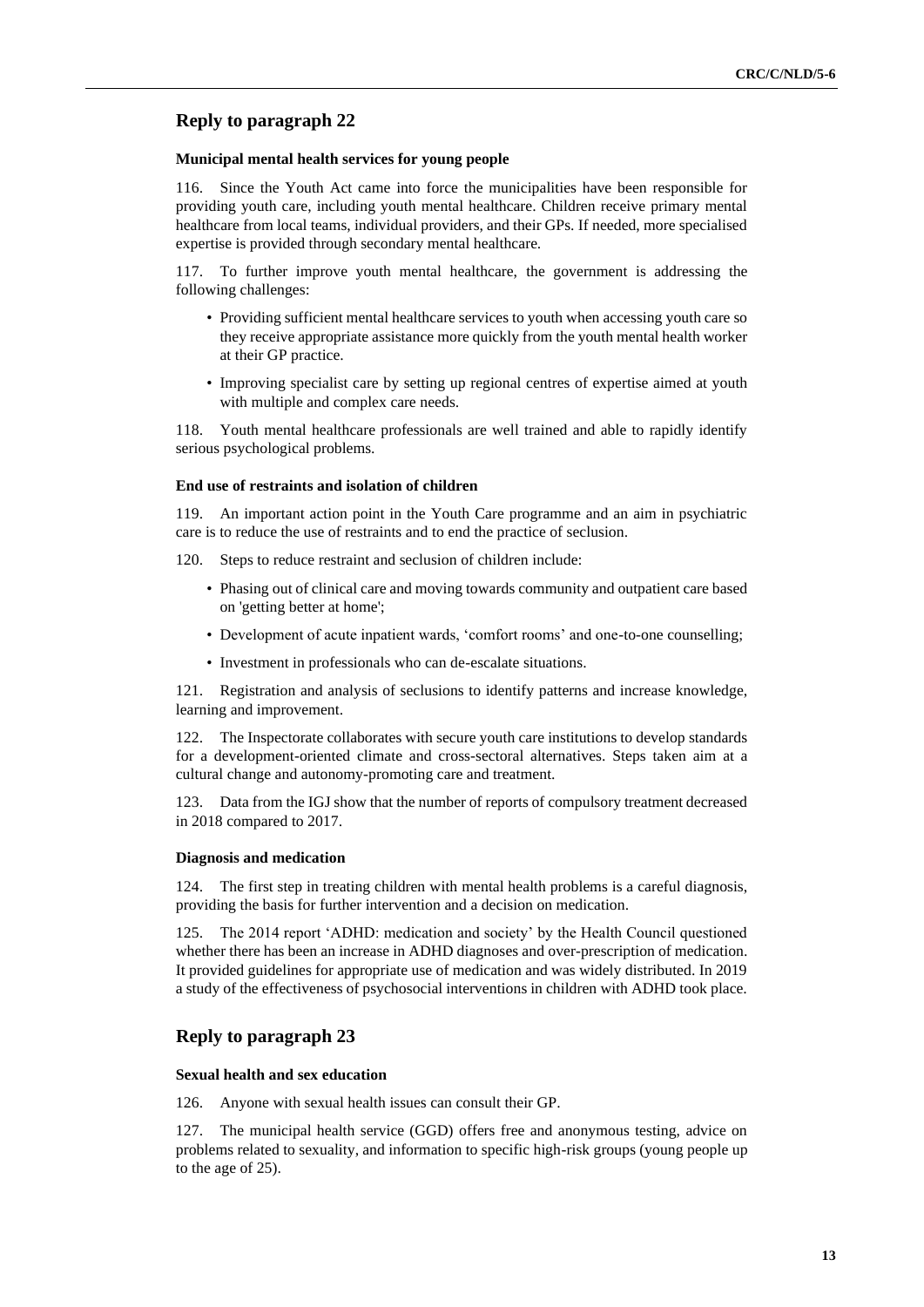## Reply to paragraph 22

### Municipal mental health services for young people

116. Since the Youth Act came into force the municipalities have been responsible for providing youth care, including youth mental healthcare. Children receive primary mental healthcare from local teams, individual providers, and their GPs. If needed, more specialised expertise is provided through secondary mental healthcare.

117. To further improve youth mental healthcare, the government is addressing the following challenges:

- Providing sufficient mental healthcare services to youth when accessing youth care so they receive appropriate assistance more quickly from the youth mental health worker at their GP practice.
- Improving specialist care by setting up regional centres of expertise aimed at youth with multiple and complex care needs.

118. Youth mental healthcare professionals are well trained and able to rapidly identify serious psychological problems.

### End use of restraints and isolation of children

119. An important action point in the Youth Care programme and an aim in psychiatric care is to reduce the use of restraints and to end the practice of seclusion.

120. Steps to reduce restraint and seclusion of children include:

- Phasing out of clinical care and moving towards community and outpatient care based on 'getting better at home';
- Development of acute inpatient wards, 'comfort rooms' and one-to-one counselling;
- Investment in professionals who can de-escalate situations.

121. Registration and analysis of seclusions to identify patterns and increase knowledge, learning and improvement.

122. The Inspectorate collaborates with secure youth care institutions to develop standards for a development-oriented climate and cross-sectoral alternatives. Steps taken aim at a cultural change and autonomy-promoting care and treatment.

123. Data from the IGJ show that the number of reports of compulsory treatment decreased in 2018 compared to 2017.

### Diagnosis and medication

124. The first step in treating children with mental health problems is a careful diagnosis, providing the basis for further intervention and a decision on medication.

125. The 2014 report 'ADHD: medication and society' by the Health Council questioned whether there has been an increase in ADHD diagnoses and over-prescription of medication. It provided guidelines for appropriate use of medication and was widely distributed. In 2019 a study of the effectiveness of psychosocial interventions in children with ADHD took place.

## Reply to paragraph 23

### Sexual health and sex education

126. Anyone with sexual health issues can consult their GP.

127. The municipal health service (GGD) offers free and anonymous testing, advice on problems related to sexuality, and information to specific high-risk groups (young people up to the age of 25).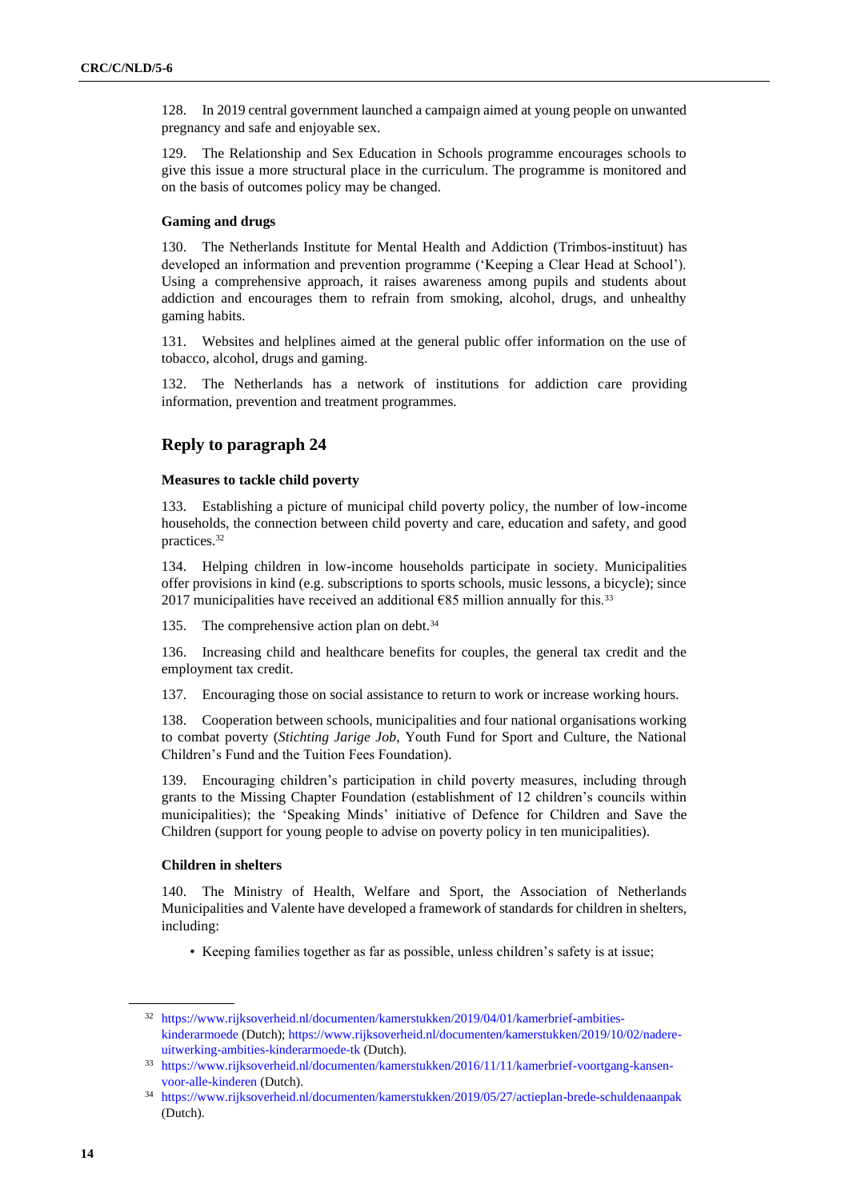128. In 2019 central government launched a campaign aimed at young people on unwanted pregnancy and safe and enjoyable sex.

129. The Relationship and Sex Education in Schools programme encourages schools to give this issue a more structural place in the curriculum. The programme is monitored and on the basis of outcomes policy may be changed.

#### Gaming and drugs

130. The Netherlands Institute for Mental Health and Addiction (Trimbos-instituut) has developed an information and prevention programme ('Keeping a Clear Head at School'). Using a comprehensive approach, it raises awareness among pupils and students about addiction and encourages them to refrain from smoking, alcohol, drugs, and unhealthy gaming habits.

131. Websites and helplines aimed at the general public offer information on the use of tobacco, alcohol, drugs and gaming.

132. The Netherlands has a network of institutions for addiction care providing information, prevention and treatment programmes.

### Reply to paragraph 24

#### Measures to tackle child poverty

133. Establishing a picture of municipal child poverty policy, the number of low-income households, the connection between child poverty and care, education and safety, and good practices.[32]

134. Helping children in low-income households participate in society. Municipalities offer provisions in kind (e.g. subscriptions to sports schools, music lessons, a bicycle); since 2017 municipalities have received an additional €85 million annually for this.[33]

135. The comprehensive action plan on debt.[34]

136. Increasing child and healthcare benefits for couples, the general tax credit and the employment tax credit.

137. Encouraging those on social assistance to return to work or increase working hours.

138. Cooperation between schools, municipalities and four national organisations working to combat poverty (*Stichting Jarige Job*, Youth Fund for Sport and Culture, the National Children's Fund and the Tuition Fees Foundation).

139. Encouraging children's participation in child poverty measures, including through grants to the Missing Chapter Foundation (establishment of 12 children's councils within municipalities); the 'Speaking Minds' initiative of Defence for Children and Save the Children (support for young people to advise on poverty policy in ten municipalities).

#### Children in shelters

140. The Ministry of Health, Welfare and Sport, the Association of Netherlands Municipalities and Valente have developed a framework of standards for children in shelters, including:

- Keeping families together as far as possible, unless children's safety is at issue;

---

[32] https://www.rijksoverheid.nl/documenten/kamerstukken/2019/04/01/kamerbrief-ambities-kinderarmoede (Dutch); https://www.rijksoverheid.nl/documenten/kamerstukken/2019/10/02/nadere-uitwerking-ambities-kinderarmoede-tk (Dutch).

[33] https://www.rijksoverheid.nl/documenten/kamerstukken/2016/11/11/kamerbrief-voortgang-kansen-voor-alle-kinderen (Dutch).

[34] https://www.rijksoverheid.nl/documenten/kamerstukken/2019/05/27/actieplan-brede-schuldenaanpak (Dutch).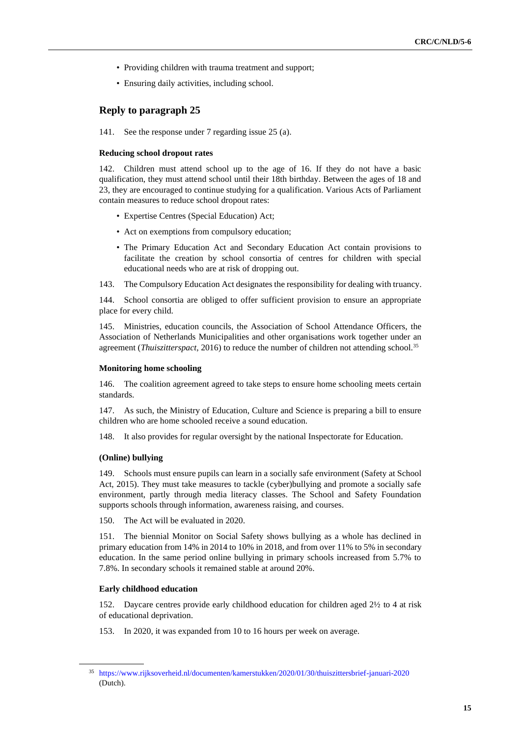- Providing children with trauma treatment and support;
- Ensuring daily activities, including school.

## Reply to paragraph 25

141. See the response under 7 regarding issue 25 (a).

### Reducing school dropout rates

142. Children must attend school up to the age of 16. If they do not have a basic qualification, they must attend school until their 18th birthday. Between the ages of 18 and 23, they are encouraged to continue studying for a qualification. Various Acts of Parliament contain measures to reduce school dropout rates:

- Expertise Centres (Special Education) Act;
- Act on exemptions from compulsory education;
- The Primary Education Act and Secondary Education Act contain provisions to facilitate the creation by school consortia of centres for children with special educational needs who are at risk of dropping out.

143. The Compulsory Education Act designates the responsibility for dealing with truancy.

144. School consortia are obliged to offer sufficient provision to ensure an appropriate place for every child.

145. Ministries, education councils, the Association of School Attendance Officers, the Association of Netherlands Municipalities and other organisations work together under an agreement (*Thuiszitterspact*, 2016) to reduce the number of children not attending school.[35]

### Monitoring home schooling

146. The coalition agreement agreed to take steps to ensure home schooling meets certain standards.

147. As such, the Ministry of Education, Culture and Science is preparing a bill to ensure children who are home schooled receive a sound education.

148. It also provides for regular oversight by the national Inspectorate for Education.

### (Online) bullying

149. Schools must ensure pupils can learn in a socially safe environment (Safety at School Act, 2015). They must take measures to tackle (cyber)bullying and promote a socially safe environment, partly through media literacy classes. The School and Safety Foundation supports schools through information, awareness raising, and courses.

150. The Act will be evaluated in 2020.

151. The biennial Monitor on Social Safety shows bullying as a whole has declined in primary education from 14% in 2014 to 10% in 2018, and from over 11% to 5% in secondary education. In the same period online bullying in primary schools increased from 5.7% to 7.8%. In secondary schools it remained stable at around 20%.

### Early childhood education

152. Daycare centres provide early childhood education for children aged 2½ to 4 at risk of educational deprivation.

153. In 2020, it was expanded from 10 to 16 hours per week on average.

[35] https://www.rijksoverheid.nl/documenten/kamerstukken/2020/01/30/thuiszittersbrief-januari-2020 (Dutch).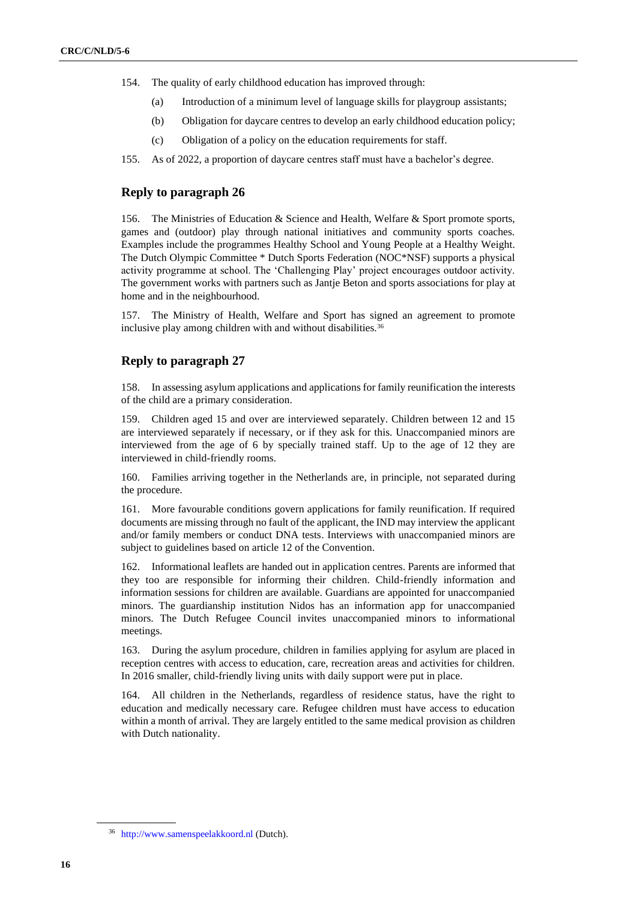154. The quality of early childhood education has improved through:

(a) Introduction of a minimum level of language skills for playgroup assistants;

(b) Obligation for daycare centres to develop an early childhood education policy;

(c) Obligation of a policy on the education requirements for staff.

155. As of 2022, a proportion of daycare centres staff must have a bachelor's degree.

## Reply to paragraph 26

156. The Ministries of Education & Science and Health, Welfare & Sport promote sports, games and (outdoor) play through national initiatives and community sports coaches. Examples include the programmes Healthy School and Young People at a Healthy Weight. The Dutch Olympic Committee * Dutch Sports Federation (NOC*NSF) supports a physical activity programme at school. The 'Challenging Play' project encourages outdoor activity. The government works with partners such as Jantje Beton and sports associations for play at home and in the neighbourhood.

157. The Ministry of Health, Welfare and Sport has signed an agreement to promote inclusive play among children with and without disabilities.[36]

## Reply to paragraph 27

158. In assessing asylum applications and applications for family reunification the interests of the child are a primary consideration.

159. Children aged 15 and over are interviewed separately. Children between 12 and 15 are interviewed separately if necessary, or if they ask for this. Unaccompanied minors are interviewed from the age of 6 by specially trained staff. Up to the age of 12 they are interviewed in child-friendly rooms.

160. Families arriving together in the Netherlands are, in principle, not separated during the procedure.

161. More favourable conditions govern applications for family reunification. If required documents are missing through no fault of the applicant, the IND may interview the applicant and/or family members or conduct DNA tests. Interviews with unaccompanied minors are subject to guidelines based on article 12 of the Convention.

162. Informational leaflets are handed out in application centres. Parents are informed that they too are responsible for informing their children. Child-friendly information and information sessions for children are available. Guardians are appointed for unaccompanied minors. The guardianship institution Nidos has an information app for unaccompanied minors. The Dutch Refugee Council invites unaccompanied minors to informational meetings.

163. During the asylum procedure, children in families applying for asylum are placed in reception centres with access to education, care, recreation areas and activities for children. In 2016 smaller, child-friendly living units with daily support were put in place.

164. All children in the Netherlands, regardless of residence status, have the right to education and medically necessary care. Refugee children must have access to education within a month of arrival. They are largely entitled to the same medical provision as children with Dutch nationality.

---

[36] http://www.samenspeelakkoord.nl (Dutch).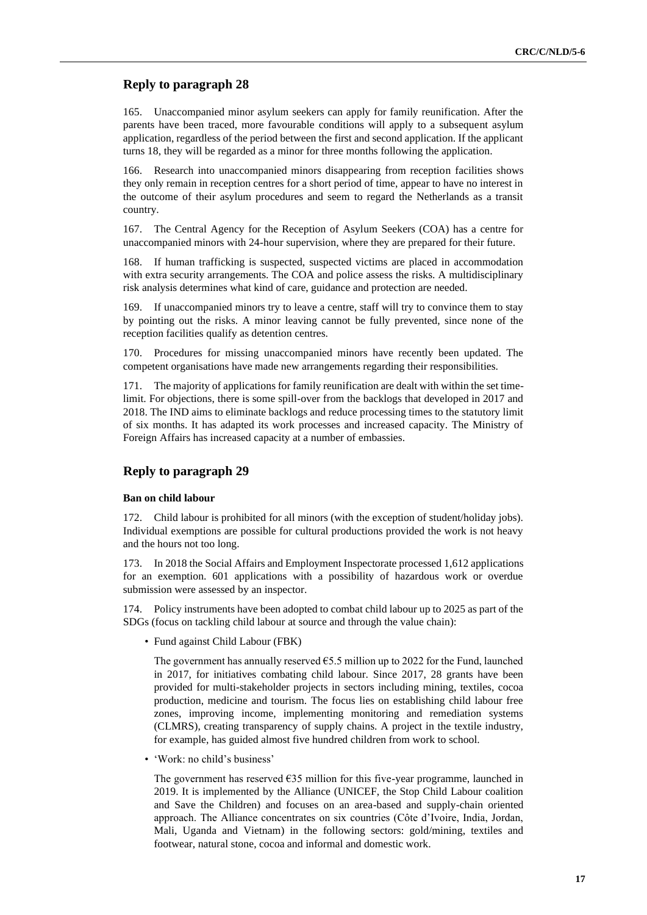## Reply to paragraph 28

165. Unaccompanied minor asylum seekers can apply for family reunification. After the parents have been traced, more favourable conditions will apply to a subsequent asylum application, regardless of the period between the first and second application. If the applicant turns 18, they will be regarded as a minor for three months following the application.

166. Research into unaccompanied minors disappearing from reception facilities shows they only remain in reception centres for a short period of time, appear to have no interest in the outcome of their asylum procedures and seem to regard the Netherlands as a transit country.

167. The Central Agency for the Reception of Asylum Seekers (COA) has a centre for unaccompanied minors with 24-hour supervision, where they are prepared for their future.

168. If human trafficking is suspected, suspected victims are placed in accommodation with extra security arrangements. The COA and police assess the risks. A multidisciplinary risk analysis determines what kind of care, guidance and protection are needed.

169. If unaccompanied minors try to leave a centre, staff will try to convince them to stay by pointing out the risks. A minor leaving cannot be fully prevented, since none of the reception facilities qualify as detention centres.

170. Procedures for missing unaccompanied minors have recently been updated. The competent organisations have made new arrangements regarding their responsibilities.

171. The majority of applications for family reunification are dealt with within the set time-limit. For objections, there is some spill-over from the backlogs that developed in 2017 and 2018. The IND aims to eliminate backlogs and reduce processing times to the statutory limit of six months. It has adapted its work processes and increased capacity. The Ministry of Foreign Affairs has increased capacity at a number of embassies.

## Reply to paragraph 29

### Ban on child labour

172. Child labour is prohibited for all minors (with the exception of student/holiday jobs). Individual exemptions are possible for cultural productions provided the work is not heavy and the hours not too long.

173. In 2018 the Social Affairs and Employment Inspectorate processed 1,612 applications for an exemption. 601 applications with a possibility of hazardous work or overdue submission were assessed by an inspector.

174. Policy instruments have been adopted to combat child labour up to 2025 as part of the SDGs (focus on tackling child labour at source and through the value chain):

- Fund against Child Labour (FBK)

  The government has annually reserved €5.5 million up to 2022 for the Fund, launched in 2017, for initiatives combating child labour. Since 2017, 28 grants have been provided for multi-stakeholder projects in sectors including mining, textiles, cocoa production, medicine and tourism. The focus lies on establishing child labour free zones, improving income, implementing monitoring and remediation systems (CLMRS), creating transparency of supply chains. A project in the textile industry, for example, has guided almost five hundred children from work to school.

- 'Work: no child's business'

  The government has reserved €35 million for this five-year programme, launched in 2019. It is implemented by the Alliance (UNICEF, the Stop Child Labour coalition and Save the Children) and focuses on an area-based and supply-chain oriented approach. The Alliance concentrates on six countries (Côte d'Ivoire, India, Jordan, Mali, Uganda and Vietnam) in the following sectors: gold/mining, textiles and footwear, natural stone, cocoa and informal and domestic work.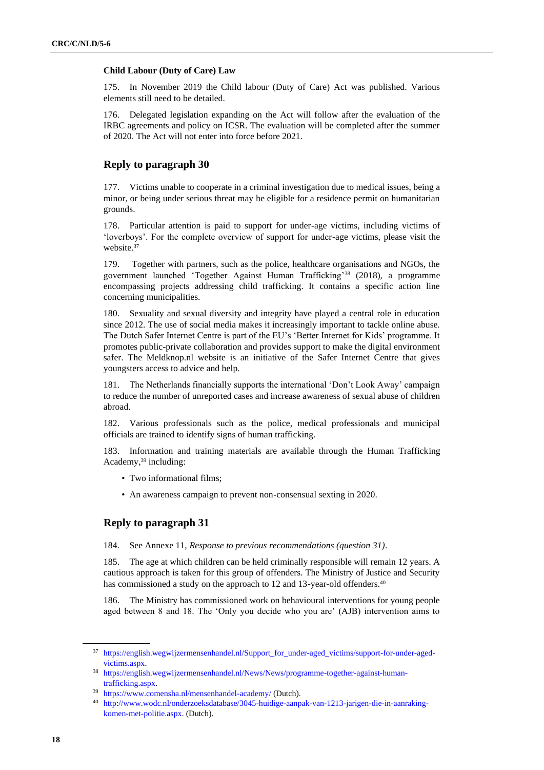**Child Labour (Duty of Care) Law**

175. In November 2019 the Child labour (Duty of Care) Act was published. Various elements still need to be detailed.

176. Delegated legislation expanding on the Act will follow after the evaluation of the IRBC agreements and policy on ICSR. The evaluation will be completed after the summer of 2020. The Act will not enter into force before 2021.

## Reply to paragraph 30

177. Victims unable to cooperate in a criminal investigation due to medical issues, being a minor, or being under serious threat may be eligible for a residence permit on humanitarian grounds.

178. Particular attention is paid to support for under-age victims, including victims of 'loverboys'. For the complete overview of support for under-age victims, please visit the website.[37]

179. Together with partners, such as the police, healthcare organisations and NGOs, the government launched 'Together Against Human Trafficking'[38] (2018), a programme encompassing projects addressing child trafficking. It contains a specific action line concerning municipalities.

180. Sexuality and sexual diversity and integrity have played a central role in education since 2012. The use of social media makes it increasingly important to tackle online abuse. The Dutch Safer Internet Centre is part of the EU's 'Better Internet for Kids' programme. It promotes public-private collaboration and provides support to make the digital environment safer. The Meldknop.nl website is an initiative of the Safer Internet Centre that gives youngsters access to advice and help.

181. The Netherlands financially supports the international 'Don't Look Away' campaign to reduce the number of unreported cases and increase awareness of sexual abuse of children abroad.

182. Various professionals such as the police, medical professionals and municipal officials are trained to identify signs of human trafficking.

183. Information and training materials are available through the Human Trafficking Academy,[39] including:

- Two informational films;
- An awareness campaign to prevent non-consensual sexting in 2020.

## Reply to paragraph 31

184. See Annexe 11, *Response to previous recommendations (question 31)*.

185. The age at which children can be held criminally responsible will remain 12 years. A cautious approach is taken for this group of offenders. The Ministry of Justice and Security has commissioned a study on the approach to 12 and 13-year-old offenders.[40]

186. The Ministry has commissioned work on behavioural interventions for young people aged between 8 and 18. The 'Only you decide who you are' (AJB) intervention aims to

---

[37] https://english.wegwijzermensenhandel.nl/Support_for_under-aged_victims/support-for-under-aged-victims.aspx.

[38] https://english.wegwijzermensenhandel.nl/News/News/programme-together-against-human-trafficking.aspx.

[39] https://www.comensha.nl/mensenhandel-academy/ (Dutch).

[40] http://www.wodc.nl/onderzoeksdatabase/3045-huidige-aanpak-van-1213-jarigen-die-in-aanraking-komen-met-politie.aspx. (Dutch).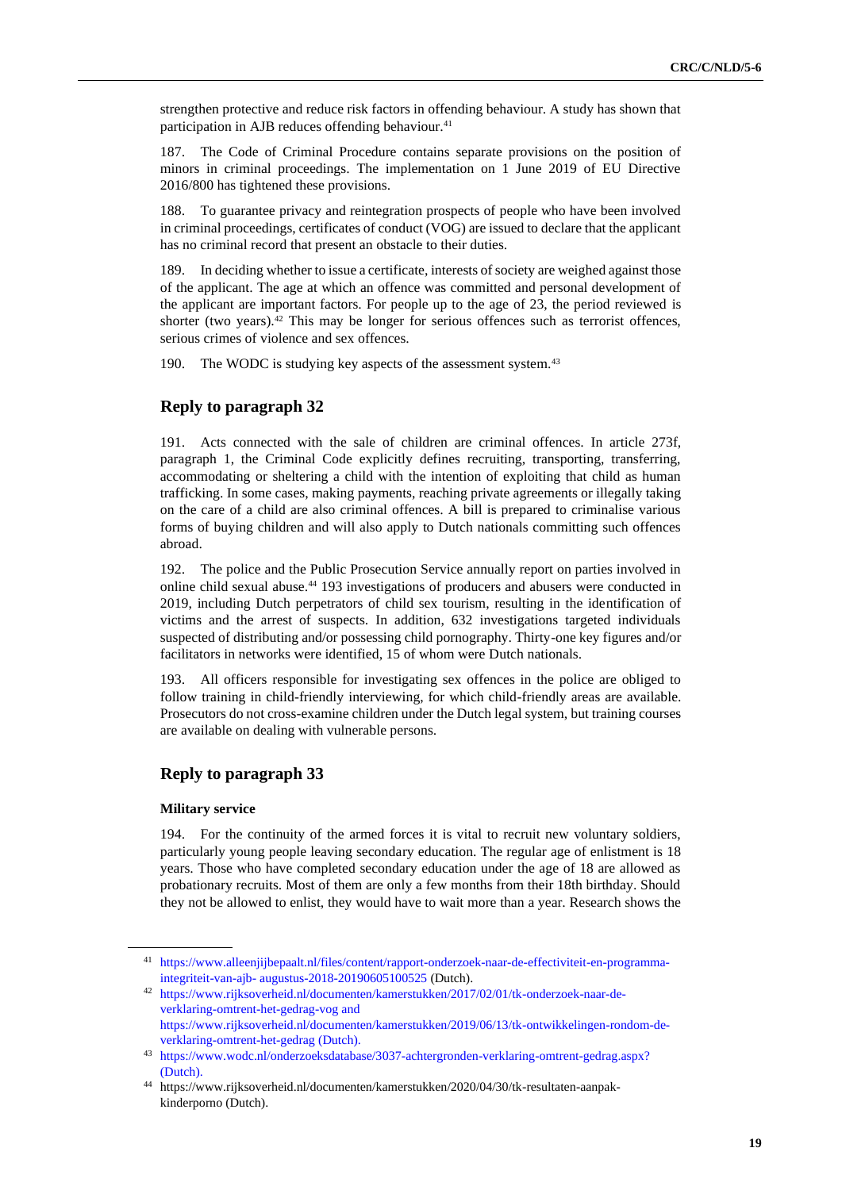strengthen protective and reduce risk factors in offending behaviour. A study has shown that participation in AJB reduces offending behaviour.[41]

187. The Code of Criminal Procedure contains separate provisions on the position of minors in criminal proceedings. The implementation on 1 June 2019 of EU Directive 2016/800 has tightened these provisions.

188. To guarantee privacy and reintegration prospects of people who have been involved in criminal proceedings, certificates of conduct (VOG) are issued to declare that the applicant has no criminal record that present an obstacle to their duties.

189. In deciding whether to issue a certificate, interests of society are weighed against those of the applicant. The age at which an offence was committed and personal development of the applicant are important factors. For people up to the age of 23, the period reviewed is shorter (two years).[42] This may be longer for serious offences such as terrorist offences, serious crimes of violence and sex offences.

190. The WODC is studying key aspects of the assessment system.[43]

## Reply to paragraph 32

191. Acts connected with the sale of children are criminal offences. In article 273f, paragraph 1, the Criminal Code explicitly defines recruiting, transporting, transferring, accommodating or sheltering a child with the intention of exploiting that child as human trafficking. In some cases, making payments, reaching private agreements or illegally taking on the care of a child are also criminal offences. A bill is prepared to criminalise various forms of buying children and will also apply to Dutch nationals committing such offences abroad.

192. The police and the Public Prosecution Service annually report on parties involved in online child sexual abuse.[44] 193 investigations of producers and abusers were conducted in 2019, including Dutch perpetrators of child sex tourism, resulting in the identification of victims and the arrest of suspects. In addition, 632 investigations targeted individuals suspected of distributing and/or possessing child pornography. Thirty-one key figures and/or facilitators in networks were identified, 15 of whom were Dutch nationals.

193. All officers responsible for investigating sex offences in the police are obliged to follow training in child-friendly interviewing, for which child-friendly areas are available. Prosecutors do not cross-examine children under the Dutch legal system, but training courses are available on dealing with vulnerable persons.

## Reply to paragraph 33

### Military service

194. For the continuity of the armed forces it is vital to recruit new voluntary soldiers, particularly young people leaving secondary education. The regular age of enlistment is 18 years. Those who have completed secondary education under the age of 18 are allowed as probationary recruits. Most of them are only a few months from their 18th birthday. Should they not be allowed to enlist, they would have to wait more than a year. Research shows the

---

[41] https://www.alleenjijbepaalt.nl/files/content/rapport-onderzoek-naar-de-effectiviteit-en-programma-integriteit-van-ajb- augustus-2018-20190605100525 (Dutch).

[42] https://www.rijksoverheid.nl/documenten/kamerstukken/2017/02/01/tk-onderzoek-naar-de-verklaring-omtrent-het-gedrag-vog and https://www.rijksoverheid.nl/documenten/kamerstukken/2019/06/13/tk-ontwikkelingen-rondom-de-verklaring-omtrent-het-gedrag (Dutch).

[43] https://www.wodc.nl/onderzoeksdatabase/3037-achtergronden-verklaring-omtrent-gedrag.aspx? (Dutch).

[44] https://www.rijksoverheid.nl/documenten/kamerstukken/2020/04/30/tk-resultaten-aanpak-kinderporno (Dutch).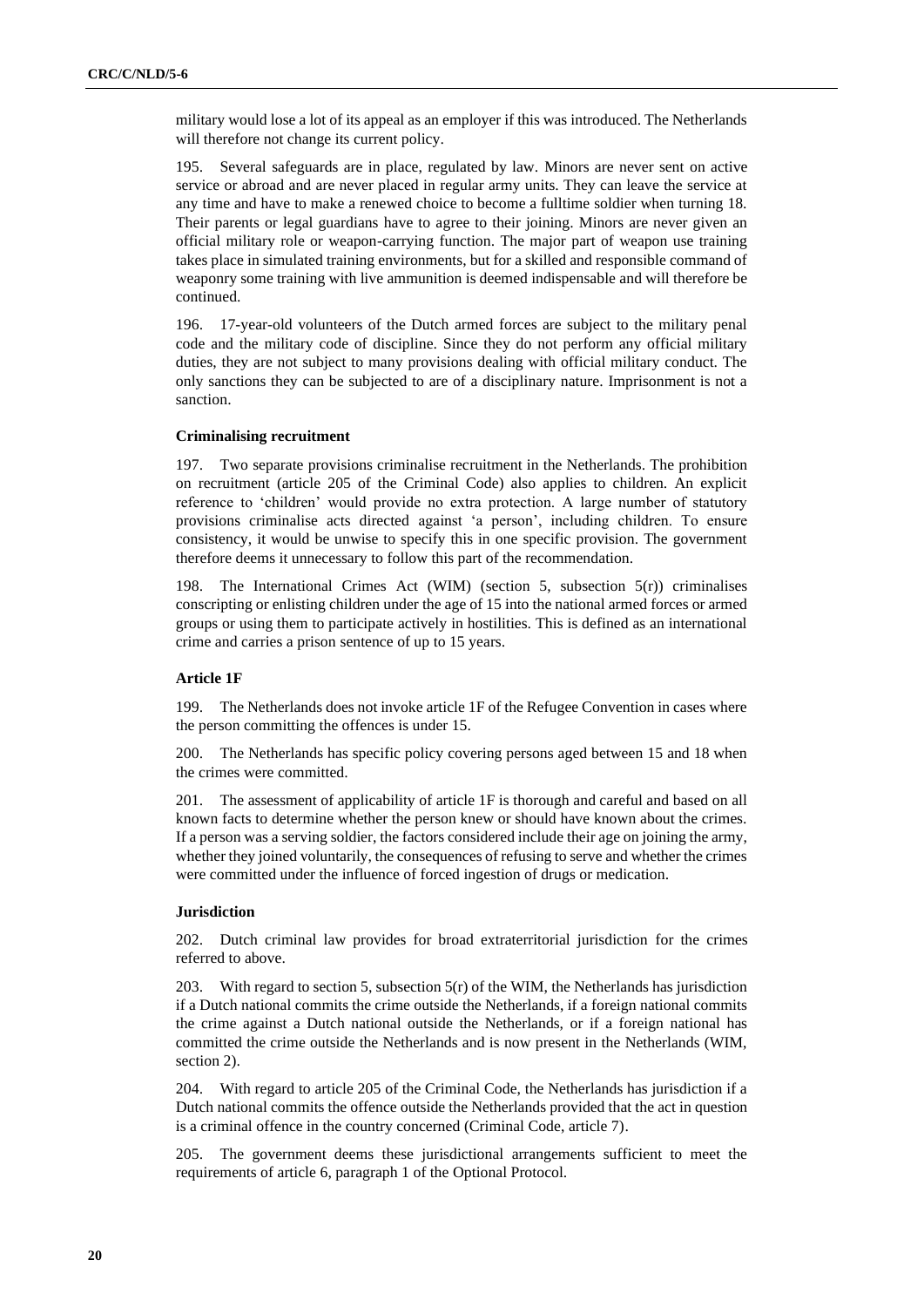military would lose a lot of its appeal as an employer if this was introduced. The Netherlands will therefore not change its current policy.

195. Several safeguards are in place, regulated by law. Minors are never sent on active service or abroad and are never placed in regular army units. They can leave the service at any time and have to make a renewed choice to become a fulltime soldier when turning 18. Their parents or legal guardians have to agree to their joining. Minors are never given an official military role or weapon-carrying function. The major part of weapon use training takes place in simulated training environments, but for a skilled and responsible command of weaponry some training with live ammunition is deemed indispensable and will therefore be continued.

196. 17-year-old volunteers of the Dutch armed forces are subject to the military penal code and the military code of discipline. Since they do not perform any official military duties, they are not subject to many provisions dealing with official military conduct. The only sanctions they can be subjected to are of a disciplinary nature. Imprisonment is not a sanction.

#### Criminalising recruitment

197. Two separate provisions criminalise recruitment in the Netherlands. The prohibition on recruitment (article 205 of the Criminal Code) also applies to children. An explicit reference to 'children' would provide no extra protection. A large number of statutory provisions criminalise acts directed against 'a person', including children. To ensure consistency, it would be unwise to specify this in one specific provision. The government therefore deems it unnecessary to follow this part of the recommendation.

198. The International Crimes Act (WIM) (section 5, subsection 5(r)) criminalises conscripting or enlisting children under the age of 15 into the national armed forces or armed groups or using them to participate actively in hostilities. This is defined as an international crime and carries a prison sentence of up to 15 years.

#### Article 1F

199. The Netherlands does not invoke article 1F of the Refugee Convention in cases where the person committing the offences is under 15.

200. The Netherlands has specific policy covering persons aged between 15 and 18 when the crimes were committed.

201. The assessment of applicability of article 1F is thorough and careful and based on all known facts to determine whether the person knew or should have known about the crimes. If a person was a serving soldier, the factors considered include their age on joining the army, whether they joined voluntarily, the consequences of refusing to serve and whether the crimes were committed under the influence of forced ingestion of drugs or medication.

#### Jurisdiction

202. Dutch criminal law provides for broad extraterritorial jurisdiction for the crimes referred to above.

203. With regard to section 5, subsection 5(r) of the WIM, the Netherlands has jurisdiction if a Dutch national commits the crime outside the Netherlands, if a foreign national commits the crime against a Dutch national outside the Netherlands, or if a foreign national has committed the crime outside the Netherlands and is now present in the Netherlands (WIM, section 2).

204. With regard to article 205 of the Criminal Code, the Netherlands has jurisdiction if a Dutch national commits the offence outside the Netherlands provided that the act in question is a criminal offence in the country concerned (Criminal Code, article 7).

205. The government deems these jurisdictional arrangements sufficient to meet the requirements of article 6, paragraph 1 of the Optional Protocol.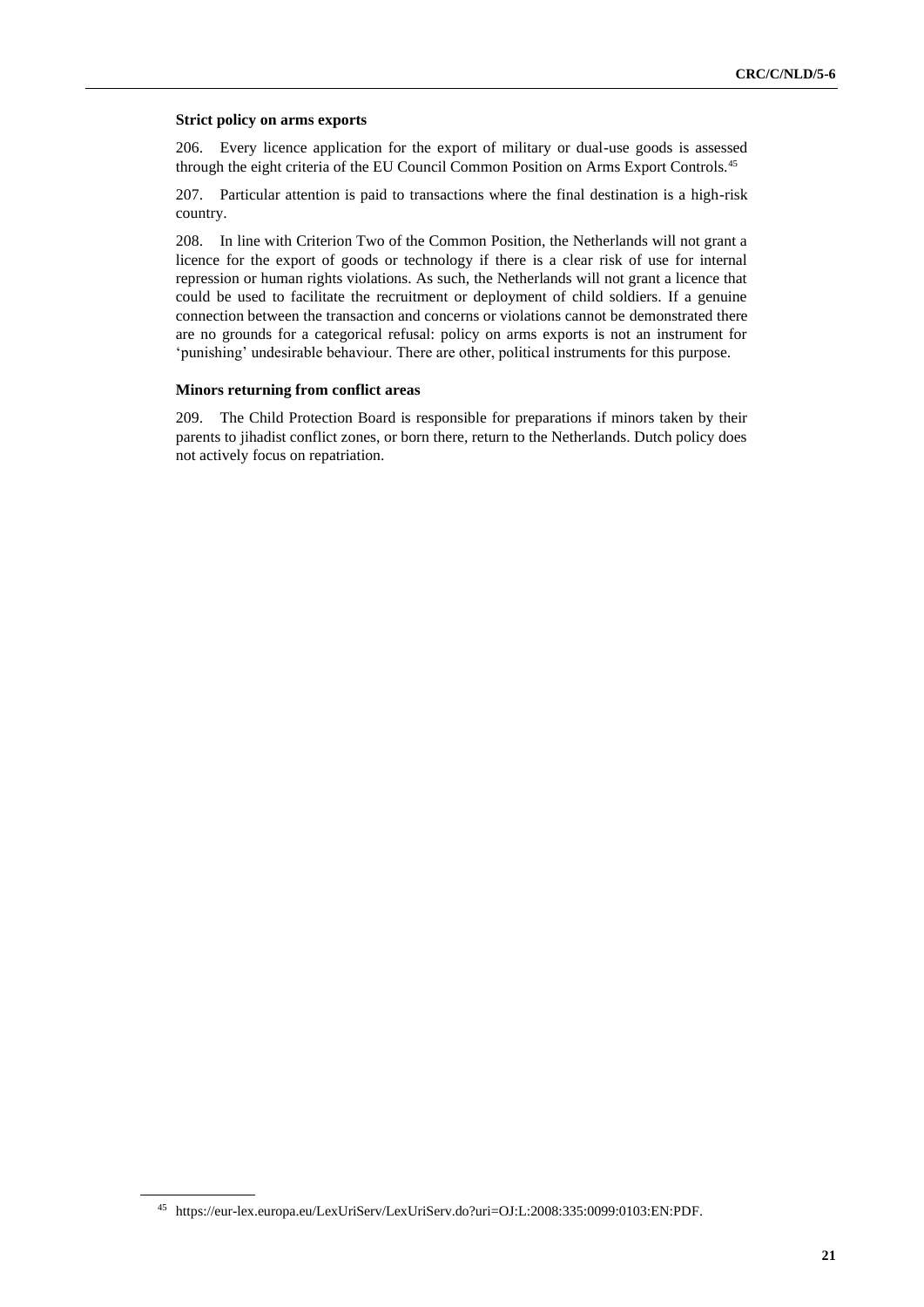**Strict policy on arms exports**

206. Every licence application for the export of military or dual-use goods is assessed through the eight criteria of the EU Council Common Position on Arms Export Controls.[45]

207. Particular attention is paid to transactions where the final destination is a high-risk country.

208. In line with Criterion Two of the Common Position, the Netherlands will not grant a licence for the export of goods or technology if there is a clear risk of use for internal repression or human rights violations. As such, the Netherlands will not grant a licence that could be used to facilitate the recruitment or deployment of child soldiers. If a genuine connection between the transaction and concerns or violations cannot be demonstrated there are no grounds for a categorical refusal: policy on arms exports is not an instrument for 'punishing' undesirable behaviour. There are other, political instruments for this purpose.

**Minors returning from conflict areas**

209. The Child Protection Board is responsible for preparations if minors taken by their parents to jihadist conflict zones, or born there, return to the Netherlands. Dutch policy does not actively focus on repatriation.

[45] https://eur-lex.europa.eu/LexUriServ/LexUriServ.do?uri=OJ:L:2008:335:0099:0103:EN:PDF.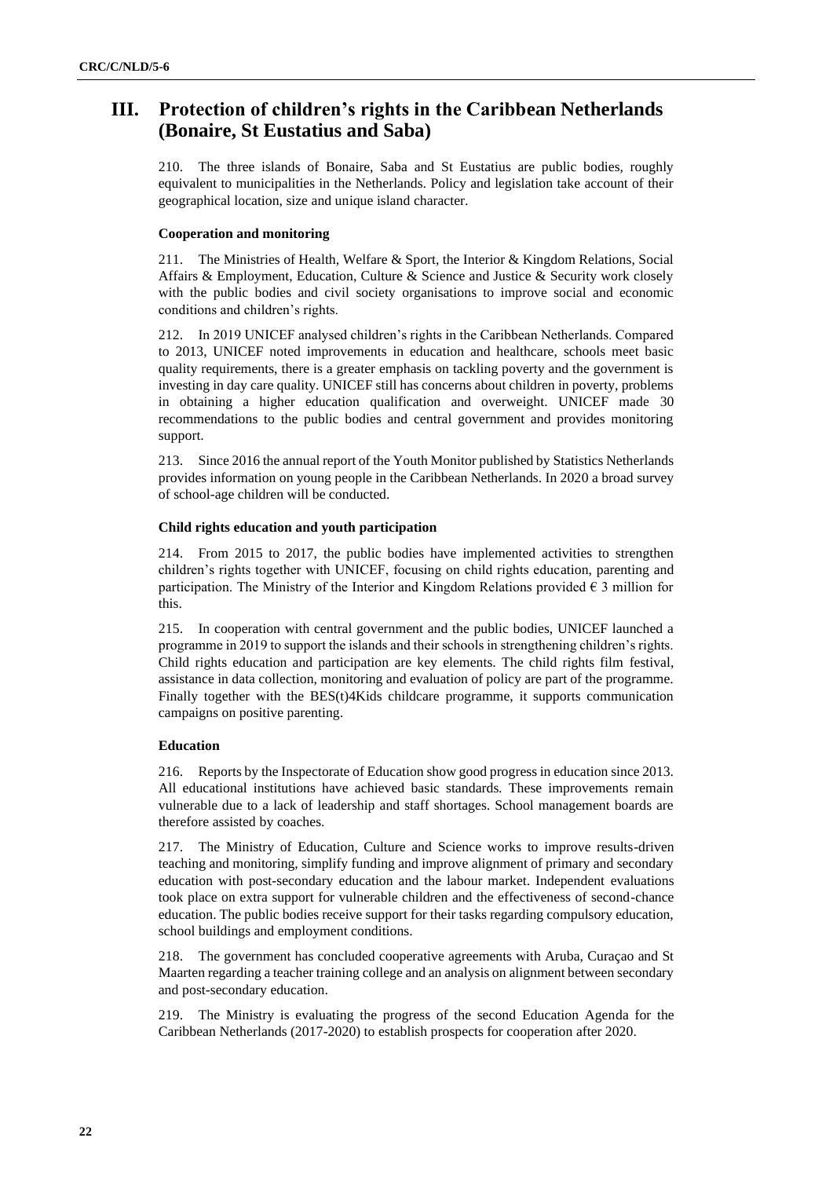# III. Protection of children's rights in the Caribbean Netherlands (Bonaire, St Eustatius and Saba)

210. The three islands of Bonaire, Saba and St Eustatius are public bodies, roughly equivalent to municipalities in the Netherlands. Policy and legislation take account of their geographical location, size and unique island character.

### Cooperation and monitoring

211. The Ministries of Health, Welfare & Sport, the Interior & Kingdom Relations, Social Affairs & Employment, Education, Culture & Science and Justice & Security work closely with the public bodies and civil society organisations to improve social and economic conditions and children's rights.

212. In 2019 UNICEF analysed children's rights in the Caribbean Netherlands. Compared to 2013, UNICEF noted improvements in education and healthcare, schools meet basic quality requirements, there is a greater emphasis on tackling poverty and the government is investing in day care quality. UNICEF still has concerns about children in poverty, problems in obtaining a higher education qualification and overweight. UNICEF made 30 recommendations to the public bodies and central government and provides monitoring support.

213. Since 2016 the annual report of the Youth Monitor published by Statistics Netherlands provides information on young people in the Caribbean Netherlands. In 2020 a broad survey of school-age children will be conducted.

### Child rights education and youth participation

214. From 2015 to 2017, the public bodies have implemented activities to strengthen children's rights together with UNICEF, focusing on child rights education, parenting and participation. The Ministry of the Interior and Kingdom Relations provided € 3 million for this.

215. In cooperation with central government and the public bodies, UNICEF launched a programme in 2019 to support the islands and their schools in strengthening children's rights. Child rights education and participation are key elements. The child rights film festival, assistance in data collection, monitoring and evaluation of policy are part of the programme. Finally together with the BES(t)4Kids childcare programme, it supports communication campaigns on positive parenting.

### Education

216. Reports by the Inspectorate of Education show good progress in education since 2013. All educational institutions have achieved basic standards. These improvements remain vulnerable due to a lack of leadership and staff shortages. School management boards are therefore assisted by coaches.

217. The Ministry of Education, Culture and Science works to improve results-driven teaching and monitoring, simplify funding and improve alignment of primary and secondary education with post-secondary education and the labour market. Independent evaluations took place on extra support for vulnerable children and the effectiveness of second-chance education. The public bodies receive support for their tasks regarding compulsory education, school buildings and employment conditions.

218. The government has concluded cooperative agreements with Aruba, Curaçao and St Maarten regarding a teacher training college and an analysis on alignment between secondary and post-secondary education.

219. The Ministry is evaluating the progress of the second Education Agenda for the Caribbean Netherlands (2017-2020) to establish prospects for cooperation after 2020.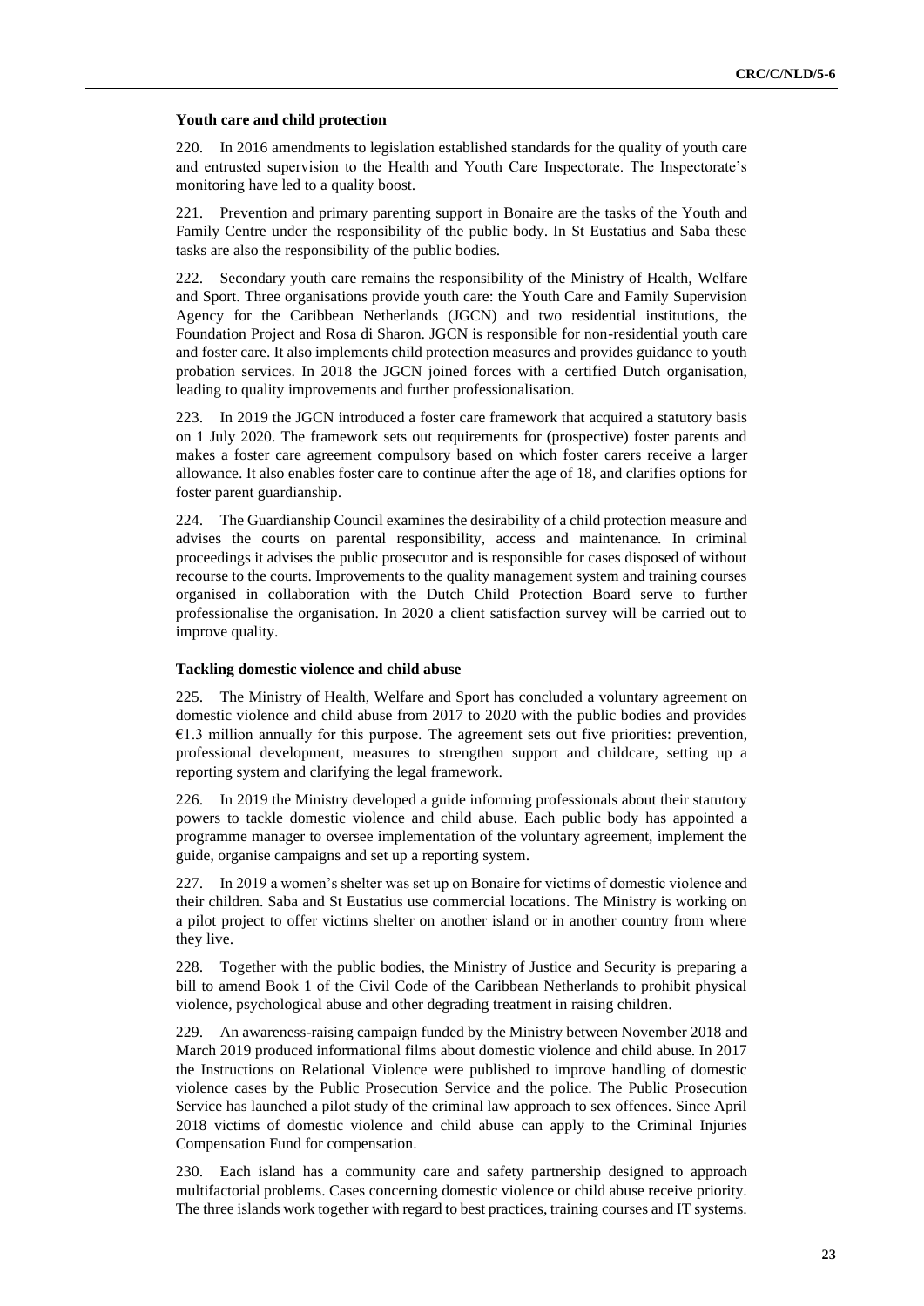### Youth care and child protection

220. In 2016 amendments to legislation established standards for the quality of youth care and entrusted supervision to the Health and Youth Care Inspectorate. The Inspectorate's monitoring have led to a quality boost.

221. Prevention and primary parenting support in Bonaire are the tasks of the Youth and Family Centre under the responsibility of the public body. In St Eustatius and Saba these tasks are also the responsibility of the public bodies.

222. Secondary youth care remains the responsibility of the Ministry of Health, Welfare and Sport. Three organisations provide youth care: the Youth Care and Family Supervision Agency for the Caribbean Netherlands (JGCN) and two residential institutions, the Foundation Project and Rosa di Sharon. JGCN is responsible for non-residential youth care and foster care. It also implements child protection measures and provides guidance to youth probation services. In 2018 the JGCN joined forces with a certified Dutch organisation, leading to quality improvements and further professionalisation.

223. In 2019 the JGCN introduced a foster care framework that acquired a statutory basis on 1 July 2020. The framework sets out requirements for (prospective) foster parents and makes a foster care agreement compulsory based on which foster carers receive a larger allowance. It also enables foster care to continue after the age of 18, and clarifies options for foster parent guardianship.

224. The Guardianship Council examines the desirability of a child protection measure and advises the courts on parental responsibility, access and maintenance. In criminal proceedings it advises the public prosecutor and is responsible for cases disposed of without recourse to the courts. Improvements to the quality management system and training courses organised in collaboration with the Dutch Child Protection Board serve to further professionalise the organisation. In 2020 a client satisfaction survey will be carried out to improve quality.

### Tackling domestic violence and child abuse

225. The Ministry of Health, Welfare and Sport has concluded a voluntary agreement on domestic violence and child abuse from 2017 to 2020 with the public bodies and provides €1.3 million annually for this purpose. The agreement sets out five priorities: prevention, professional development, measures to strengthen support and childcare, setting up a reporting system and clarifying the legal framework.

226. In 2019 the Ministry developed a guide informing professionals about their statutory powers to tackle domestic violence and child abuse. Each public body has appointed a programme manager to oversee implementation of the voluntary agreement, implement the guide, organise campaigns and set up a reporting system.

227. In 2019 a women's shelter was set up on Bonaire for victims of domestic violence and their children. Saba and St Eustatius use commercial locations. The Ministry is working on a pilot project to offer victims shelter on another island or in another country from where they live.

228. Together with the public bodies, the Ministry of Justice and Security is preparing a bill to amend Book 1 of the Civil Code of the Caribbean Netherlands to prohibit physical violence, psychological abuse and other degrading treatment in raising children.

229. An awareness-raising campaign funded by the Ministry between November 2018 and March 2019 produced informational films about domestic violence and child abuse. In 2017 the Instructions on Relational Violence were published to improve handling of domestic violence cases by the Public Prosecution Service and the police. The Public Prosecution Service has launched a pilot study of the criminal law approach to sex offences. Since April 2018 victims of domestic violence and child abuse can apply to the Criminal Injuries Compensation Fund for compensation.

230. Each island has a community care and safety partnership designed to approach multifactorial problems. Cases concerning domestic violence or child abuse receive priority. The three islands work together with regard to best practices, training courses and IT systems.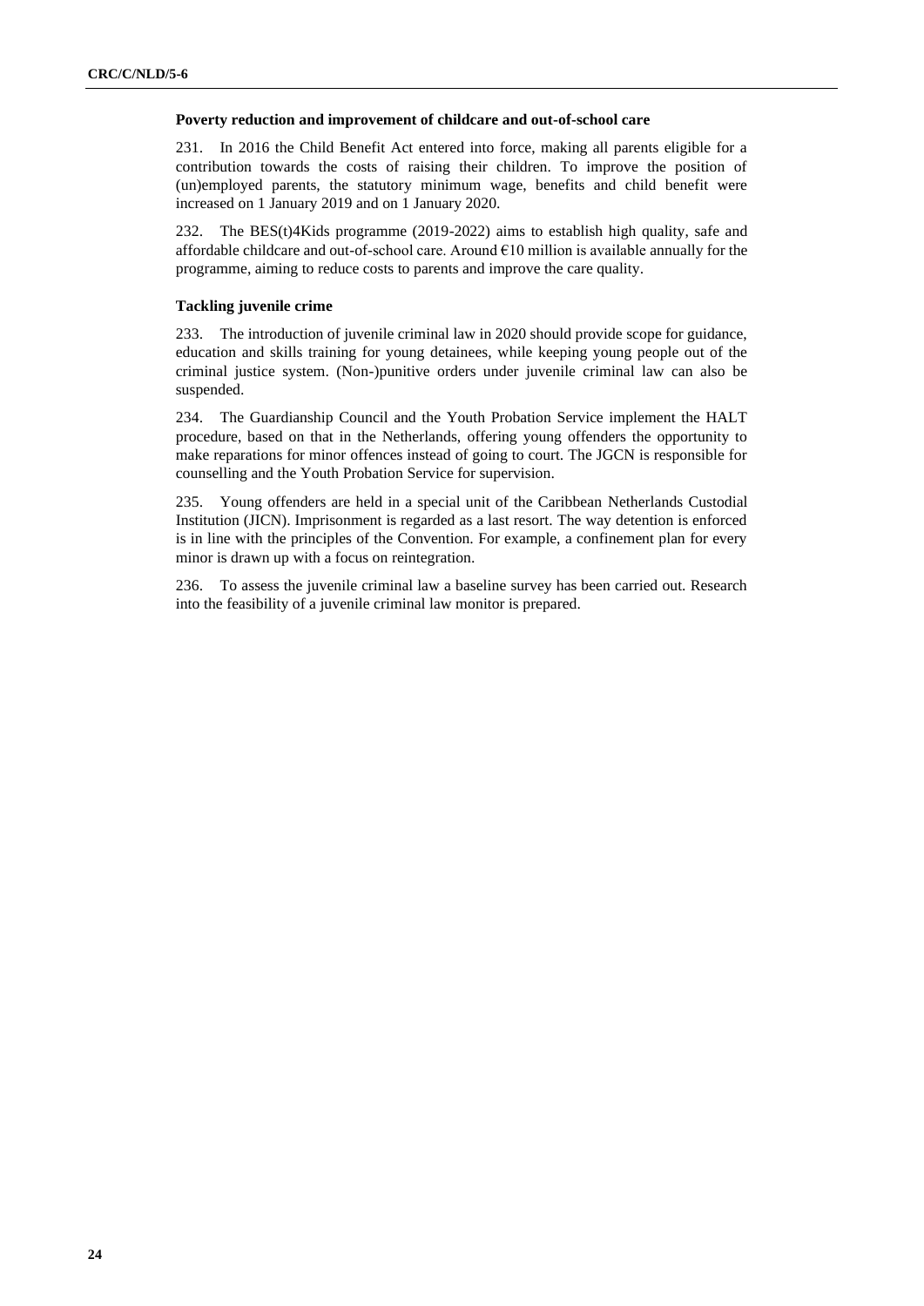### Poverty reduction and improvement of childcare and out-of-school care

231. In 2016 the Child Benefit Act entered into force, making all parents eligible for a contribution towards the costs of raising their children. To improve the position of (un)employed parents, the statutory minimum wage, benefits and child benefit were increased on 1 January 2019 and on 1 January 2020.

232. The BES(t)4Kids programme (2019-2022) aims to establish high quality, safe and affordable childcare and out-of-school care. Around €10 million is available annually for the programme, aiming to reduce costs to parents and improve the care quality.

### Tackling juvenile crime

233. The introduction of juvenile criminal law in 2020 should provide scope for guidance, education and skills training for young detainees, while keeping young people out of the criminal justice system. (Non-)punitive orders under juvenile criminal law can also be suspended.

234. The Guardianship Council and the Youth Probation Service implement the HALT procedure, based on that in the Netherlands, offering young offenders the opportunity to make reparations for minor offences instead of going to court. The JGCN is responsible for counselling and the Youth Probation Service for supervision.

235. Young offenders are held in a special unit of the Caribbean Netherlands Custodial Institution (JICN). Imprisonment is regarded as a last resort. The way detention is enforced is in line with the principles of the Convention. For example, a confinement plan for every minor is drawn up with a focus on reintegration.

236. To assess the juvenile criminal law a baseline survey has been carried out. Research into the feasibility of a juvenile criminal law monitor is prepared.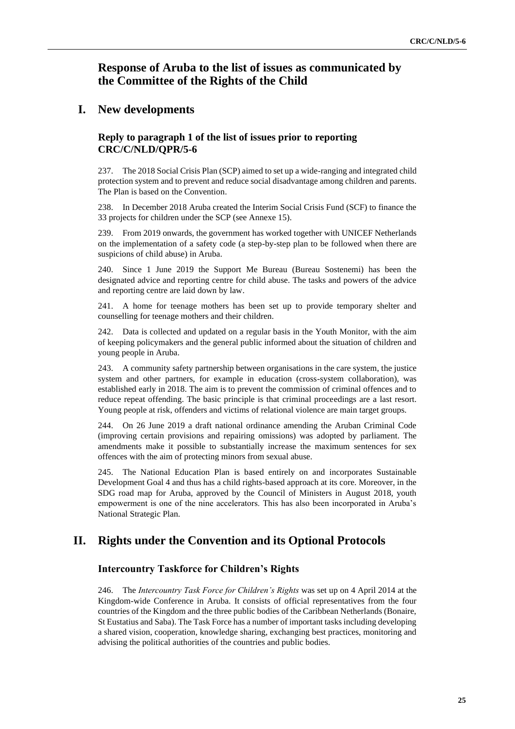## Response of Aruba to the list of issues as communicated by the Committee of the Rights of the Child

## I. New developments

### Reply to paragraph 1 of the list of issues prior to reporting CRC/C/NLD/QPR/5-6

237. The 2018 Social Crisis Plan (SCP) aimed to set up a wide-ranging and integrated child protection system and to prevent and reduce social disadvantage among children and parents. The Plan is based on the Convention.

238. In December 2018 Aruba created the Interim Social Crisis Fund (SCF) to finance the 33 projects for children under the SCP (see Annexe 15).

239. From 2019 onwards, the government has worked together with UNICEF Netherlands on the implementation of a safety code (a step-by-step plan to be followed when there are suspicions of child abuse) in Aruba.

240. Since 1 June 2019 the Support Me Bureau (Bureau Sostenemi) has been the designated advice and reporting centre for child abuse. The tasks and powers of the advice and reporting centre are laid down by law.

241. A home for teenage mothers has been set up to provide temporary shelter and counselling for teenage mothers and their children.

242. Data is collected and updated on a regular basis in the Youth Monitor, with the aim of keeping policymakers and the general public informed about the situation of children and young people in Aruba.

243. A community safety partnership between organisations in the care system, the justice system and other partners, for example in education (cross-system collaboration), was established early in 2018. The aim is to prevent the commission of criminal offences and to reduce repeat offending. The basic principle is that criminal proceedings are a last resort. Young people at risk, offenders and victims of relational violence are main target groups.

244. On 26 June 2019 a draft national ordinance amending the Aruban Criminal Code (improving certain provisions and repairing omissions) was adopted by parliament. The amendments make it possible to substantially increase the maximum sentences for sex offences with the aim of protecting minors from sexual abuse.

245. The National Education Plan is based entirely on and incorporates Sustainable Development Goal 4 and thus has a child rights-based approach at its core. Moreover, in the SDG road map for Aruba, approved by the Council of Ministers in August 2018, youth empowerment is one of the nine accelerators. This has also been incorporated in Aruba's National Strategic Plan.

## II. Rights under the Convention and its Optional Protocols

### Intercountry Taskforce for Children's Rights

246. The *Intercountry Task Force for Children's Rights* was set up on 4 April 2014 at the Kingdom-wide Conference in Aruba. It consists of official representatives from the four countries of the Kingdom and the three public bodies of the Caribbean Netherlands (Bonaire, St Eustatius and Saba). The Task Force has a number of important tasks including developing a shared vision, cooperation, knowledge sharing, exchanging best practices, monitoring and advising the political authorities of the countries and public bodies.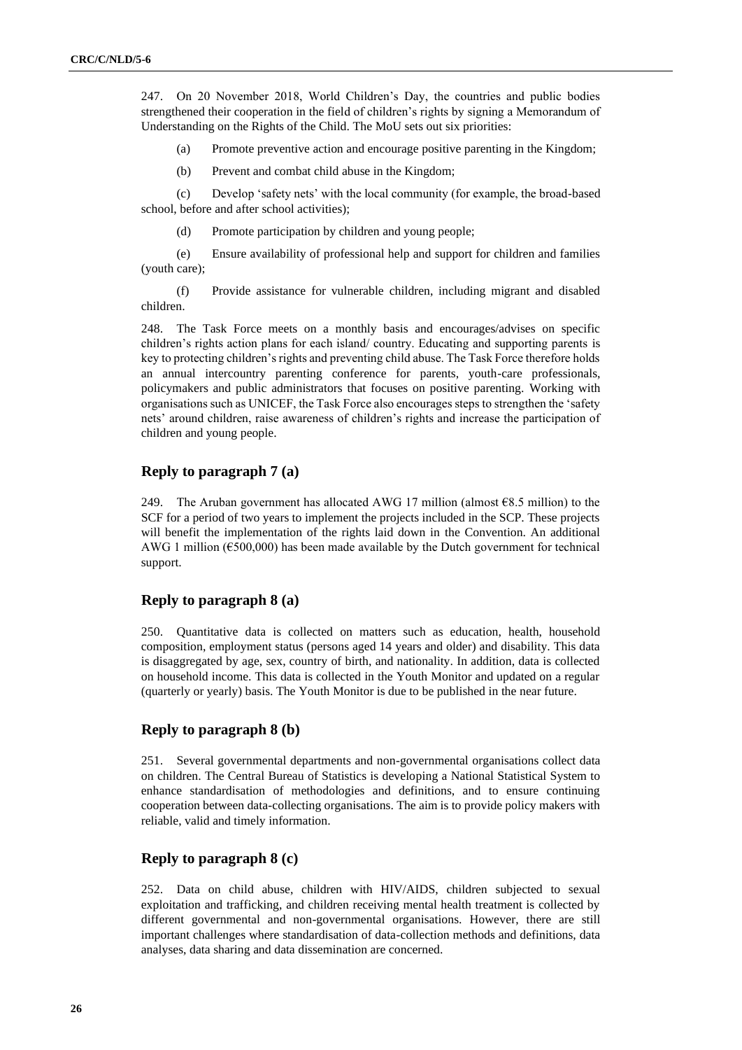247. On 20 November 2018, World Children's Day, the countries and public bodies strengthened their cooperation in the field of children's rights by signing a Memorandum of Understanding on the Rights of the Child. The MoU sets out six priorities:

(a) Promote preventive action and encourage positive parenting in the Kingdom;

(b) Prevent and combat child abuse in the Kingdom;

(c) Develop 'safety nets' with the local community (for example, the broad-based school, before and after school activities);

(d) Promote participation by children and young people;

(e) Ensure availability of professional help and support for children and families (youth care);

(f) Provide assistance for vulnerable children, including migrant and disabled children.

248. The Task Force meets on a monthly basis and encourages/advises on specific children's rights action plans for each island/ country. Educating and supporting parents is key to protecting children's rights and preventing child abuse. The Task Force therefore holds an annual intercountry parenting conference for parents, youth-care professionals, policymakers and public administrators that focuses on positive parenting. Working with organisations such as UNICEF, the Task Force also encourages steps to strengthen the 'safety nets' around children, raise awareness of children's rights and increase the participation of children and young people.

## Reply to paragraph 7 (a)

249. The Aruban government has allocated AWG 17 million (almost €8.5 million) to the SCF for a period of two years to implement the projects included in the SCP. These projects will benefit the implementation of the rights laid down in the Convention. An additional AWG 1 million (€500,000) has been made available by the Dutch government for technical support.

## Reply to paragraph 8 (a)

250. Quantitative data is collected on matters such as education, health, household composition, employment status (persons aged 14 years and older) and disability. This data is disaggregated by age, sex, country of birth, and nationality. In addition, data is collected on household income. This data is collected in the Youth Monitor and updated on a regular (quarterly or yearly) basis. The Youth Monitor is due to be published in the near future.

## Reply to paragraph 8 (b)

251. Several governmental departments and non-governmental organisations collect data on children. The Central Bureau of Statistics is developing a National Statistical System to enhance standardisation of methodologies and definitions, and to ensure continuing cooperation between data-collecting organisations. The aim is to provide policy makers with reliable, valid and timely information.

## Reply to paragraph 8 (c)

252. Data on child abuse, children with HIV/AIDS, children subjected to sexual exploitation and trafficking, and children receiving mental health treatment is collected by different governmental and non-governmental organisations. However, there are still important challenges where standardisation of data-collection methods and definitions, data analyses, data sharing and data dissemination are concerned.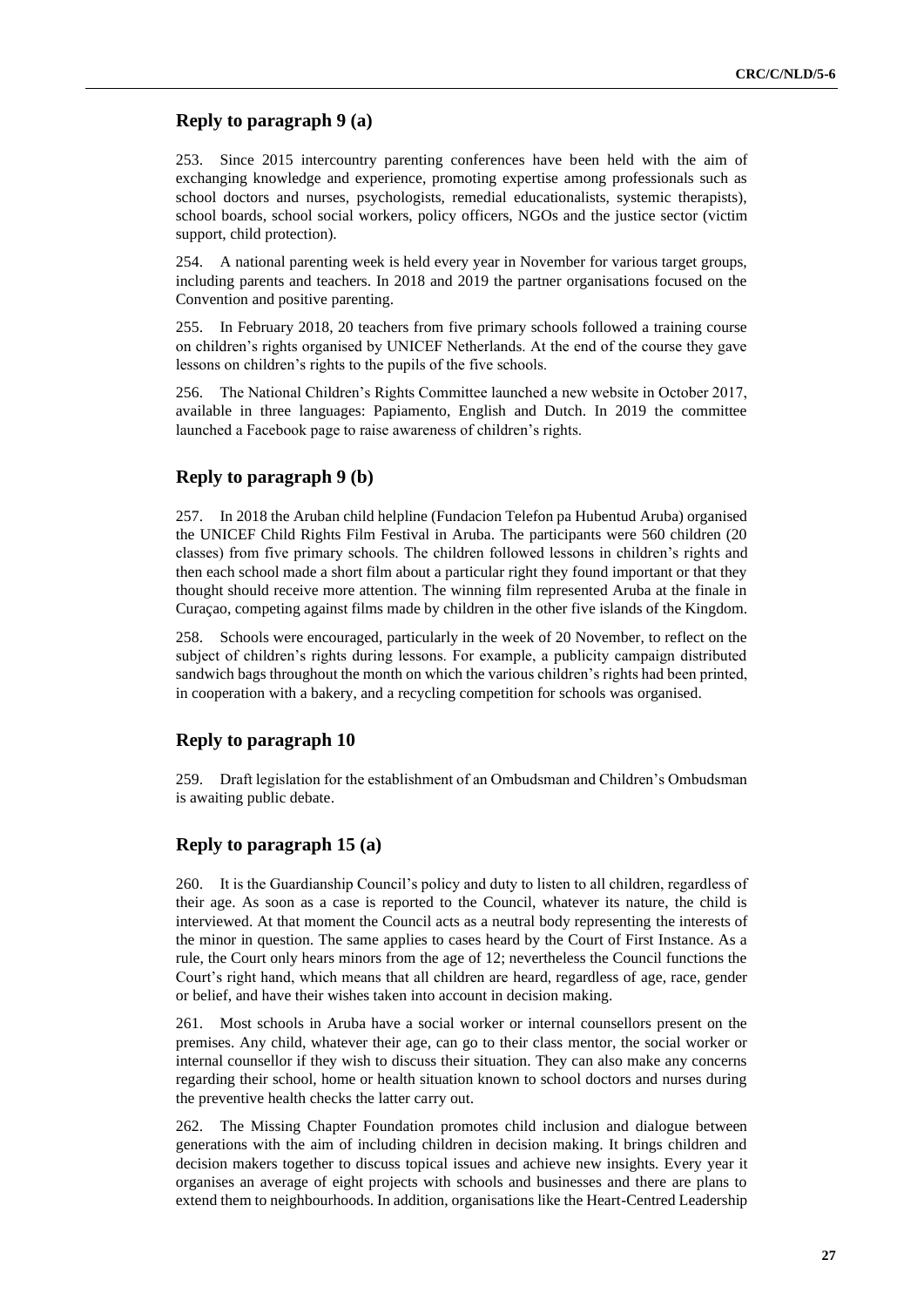## Reply to paragraph 9 (a)

253. Since 2015 intercountry parenting conferences have been held with the aim of exchanging knowledge and experience, promoting expertise among professionals such as school doctors and nurses, psychologists, remedial educationalists, systemic therapists), school boards, school social workers, policy officers, NGOs and the justice sector (victim support, child protection).

254. A national parenting week is held every year in November for various target groups, including parents and teachers. In 2018 and 2019 the partner organisations focused on the Convention and positive parenting.

255. In February 2018, 20 teachers from five primary schools followed a training course on children's rights organised by UNICEF Netherlands. At the end of the course they gave lessons on children's rights to the pupils of the five schools.

256. The National Children's Rights Committee launched a new website in October 2017, available in three languages: Papiamento, English and Dutch. In 2019 the committee launched a Facebook page to raise awareness of children's rights.

## Reply to paragraph 9 (b)

257. In 2018 the Aruban child helpline (Fundacion Telefon pa Hubentud Aruba) organised the UNICEF Child Rights Film Festival in Aruba. The participants were 560 children (20 classes) from five primary schools. The children followed lessons in children's rights and then each school made a short film about a particular right they found important or that they thought should receive more attention. The winning film represented Aruba at the finale in Curaçao, competing against films made by children in the other five islands of the Kingdom.

258. Schools were encouraged, particularly in the week of 20 November, to reflect on the subject of children's rights during lessons. For example, a publicity campaign distributed sandwich bags throughout the month on which the various children's rights had been printed, in cooperation with a bakery, and a recycling competition for schools was organised.

## Reply to paragraph 10

259. Draft legislation for the establishment of an Ombudsman and Children's Ombudsman is awaiting public debate.

## Reply to paragraph 15 (a)

260. It is the Guardianship Council's policy and duty to listen to all children, regardless of their age. As soon as a case is reported to the Council, whatever its nature, the child is interviewed. At that moment the Council acts as a neutral body representing the interests of the minor in question. The same applies to cases heard by the Court of First Instance. As a rule, the Court only hears minors from the age of 12; nevertheless the Council functions the Court's right hand, which means that all children are heard, regardless of age, race, gender or belief, and have their wishes taken into account in decision making.

261. Most schools in Aruba have a social worker or internal counsellors present on the premises. Any child, whatever their age, can go to their class mentor, the social worker or internal counsellor if they wish to discuss their situation. They can also make any concerns regarding their school, home or health situation known to school doctors and nurses during the preventive health checks the latter carry out.

262. The Missing Chapter Foundation promotes child inclusion and dialogue between generations with the aim of including children in decision making. It brings children and decision makers together to discuss topical issues and achieve new insights. Every year it organises an average of eight projects with schools and businesses and there are plans to extend them to neighbourhoods. In addition, organisations like the Heart-Centred Leadership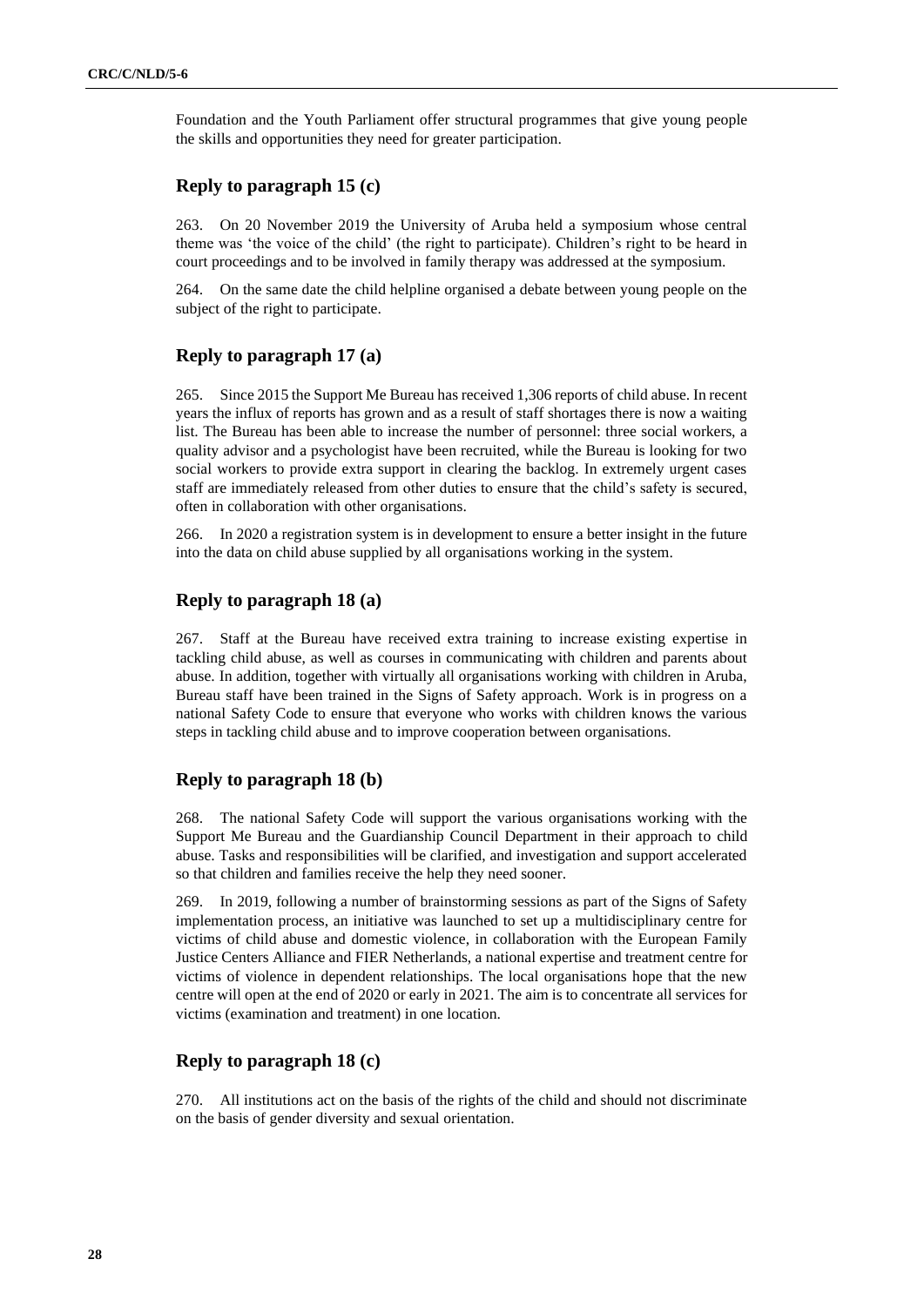Foundation and the Youth Parliament offer structural programmes that give young people the skills and opportunities they need for greater participation.

### Reply to paragraph 15 (c)

263. On 20 November 2019 the University of Aruba held a symposium whose central theme was 'the voice of the child' (the right to participate). Children's right to be heard in court proceedings and to be involved in family therapy was addressed at the symposium.

264. On the same date the child helpline organised a debate between young people on the subject of the right to participate.

### Reply to paragraph 17 (a)

265. Since 2015 the Support Me Bureau has received 1,306 reports of child abuse. In recent years the influx of reports has grown and as a result of staff shortages there is now a waiting list. The Bureau has been able to increase the number of personnel: three social workers, a quality advisor and a psychologist have been recruited, while the Bureau is looking for two social workers to provide extra support in clearing the backlog. In extremely urgent cases staff are immediately released from other duties to ensure that the child's safety is secured, often in collaboration with other organisations.

266. In 2020 a registration system is in development to ensure a better insight in the future into the data on child abuse supplied by all organisations working in the system.

### Reply to paragraph 18 (a)

267. Staff at the Bureau have received extra training to increase existing expertise in tackling child abuse, as well as courses in communicating with children and parents about abuse. In addition, together with virtually all organisations working with children in Aruba, Bureau staff have been trained in the Signs of Safety approach. Work is in progress on a national Safety Code to ensure that everyone who works with children knows the various steps in tackling child abuse and to improve cooperation between organisations.

### Reply to paragraph 18 (b)

268. The national Safety Code will support the various organisations working with the Support Me Bureau and the Guardianship Council Department in their approach to child abuse. Tasks and responsibilities will be clarified, and investigation and support accelerated so that children and families receive the help they need sooner.

269. In 2019, following a number of brainstorming sessions as part of the Signs of Safety implementation process, an initiative was launched to set up a multidisciplinary centre for victims of child abuse and domestic violence, in collaboration with the European Family Justice Centers Alliance and FIER Netherlands, a national expertise and treatment centre for victims of violence in dependent relationships. The local organisations hope that the new centre will open at the end of 2020 or early in 2021. The aim is to concentrate all services for victims (examination and treatment) in one location.

### Reply to paragraph 18 (c)

270. All institutions act on the basis of the rights of the child and should not discriminate on the basis of gender diversity and sexual orientation.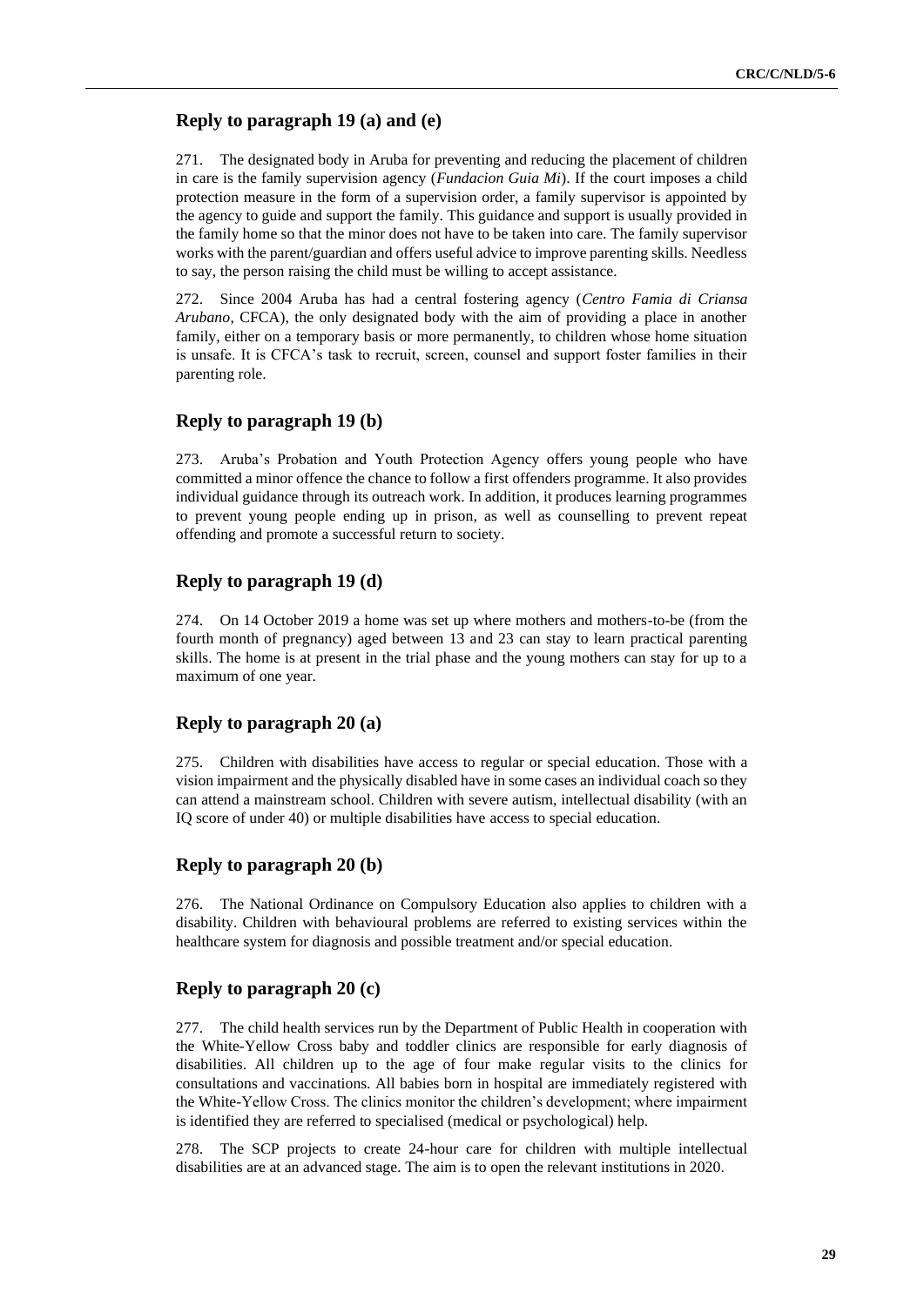### Reply to paragraph 19 (a) and (e)

271. The designated body in Aruba for preventing and reducing the placement of children in care is the family supervision agency (*Fundacion Guia Mi*). If the court imposes a child protection measure in the form of a supervision order, a family supervisor is appointed by the agency to guide and support the family. This guidance and support is usually provided in the family home so that the minor does not have to be taken into care. The family supervisor works with the parent/guardian and offers useful advice to improve parenting skills. Needless to say, the person raising the child must be willing to accept assistance.

272. Since 2004 Aruba has had a central fostering agency (*Centro Famia di Criansa Arubano*, CFCA), the only designated body with the aim of providing a place in another family, either on a temporary basis or more permanently, to children whose home situation is unsafe. It is CFCA's task to recruit, screen, counsel and support foster families in their parenting role.

### Reply to paragraph 19 (b)

273. Aruba's Probation and Youth Protection Agency offers young people who have committed a minor offence the chance to follow a first offenders programme. It also provides individual guidance through its outreach work. In addition, it produces learning programmes to prevent young people ending up in prison, as well as counselling to prevent repeat offending and promote a successful return to society.

### Reply to paragraph 19 (d)

274. On 14 October 2019 a home was set up where mothers and mothers-to-be (from the fourth month of pregnancy) aged between 13 and 23 can stay to learn practical parenting skills. The home is at present in the trial phase and the young mothers can stay for up to a maximum of one year.

### Reply to paragraph 20 (a)

275. Children with disabilities have access to regular or special education. Those with a vision impairment and the physically disabled have in some cases an individual coach so they can attend a mainstream school. Children with severe autism, intellectual disability (with an IQ score of under 40) or multiple disabilities have access to special education.

### Reply to paragraph 20 (b)

276. The National Ordinance on Compulsory Education also applies to children with a disability. Children with behavioural problems are referred to existing services within the healthcare system for diagnosis and possible treatment and/or special education.

### Reply to paragraph 20 (c)

277. The child health services run by the Department of Public Health in cooperation with the White-Yellow Cross baby and toddler clinics are responsible for early diagnosis of disabilities. All children up to the age of four make regular visits to the clinics for consultations and vaccinations. All babies born in hospital are immediately registered with the White-Yellow Cross. The clinics monitor the children's development; where impairment is identified they are referred to specialised (medical or psychological) help.

278. The SCP projects to create 24-hour care for children with multiple intellectual disabilities are at an advanced stage. The aim is to open the relevant institutions in 2020.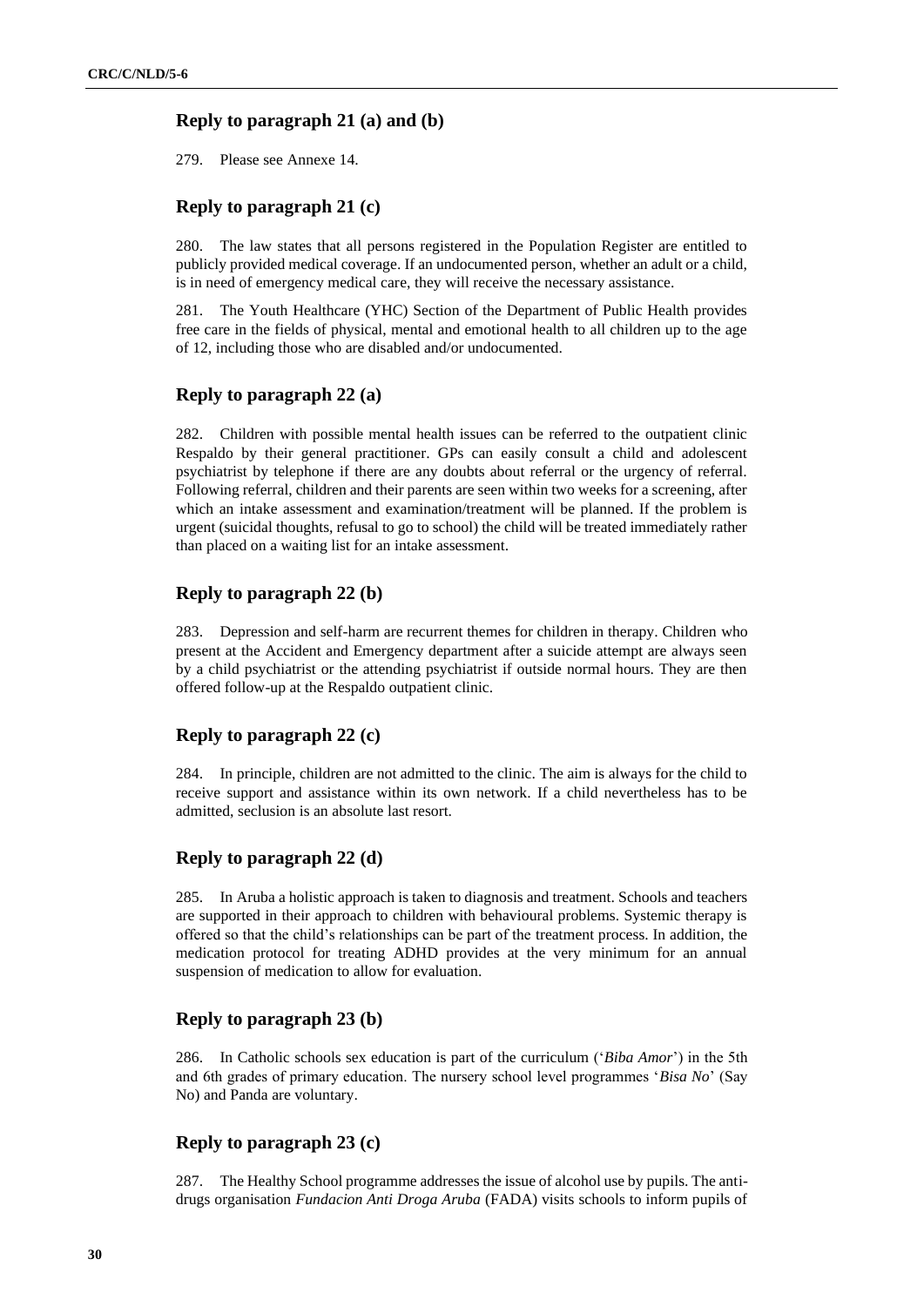### Reply to paragraph 21 (a) and (b)

279. Please see Annexe 14.

### Reply to paragraph 21 (c)

280. The law states that all persons registered in the Population Register are entitled to publicly provided medical coverage. If an undocumented person, whether an adult or a child, is in need of emergency medical care, they will receive the necessary assistance.

281. The Youth Healthcare (YHC) Section of the Department of Public Health provides free care in the fields of physical, mental and emotional health to all children up to the age of 12, including those who are disabled and/or undocumented.

### Reply to paragraph 22 (a)

282. Children with possible mental health issues can be referred to the outpatient clinic Respaldo by their general practitioner. GPs can easily consult a child and adolescent psychiatrist by telephone if there are any doubts about referral or the urgency of referral. Following referral, children and their parents are seen within two weeks for a screening, after which an intake assessment and examination/treatment will be planned. If the problem is urgent (suicidal thoughts, refusal to go to school) the child will be treated immediately rather than placed on a waiting list for an intake assessment.

### Reply to paragraph 22 (b)

283. Depression and self-harm are recurrent themes for children in therapy. Children who present at the Accident and Emergency department after a suicide attempt are always seen by a child psychiatrist or the attending psychiatrist if outside normal hours. They are then offered follow-up at the Respaldo outpatient clinic.

### Reply to paragraph 22 (c)

284. In principle, children are not admitted to the clinic. The aim is always for the child to receive support and assistance within its own network. If a child nevertheless has to be admitted, seclusion is an absolute last resort.

### Reply to paragraph 22 (d)

285. In Aruba a holistic approach is taken to diagnosis and treatment. Schools and teachers are supported in their approach to children with behavioural problems. Systemic therapy is offered so that the child's relationships can be part of the treatment process. In addition, the medication protocol for treating ADHD provides at the very minimum for an annual suspension of medication to allow for evaluation.

### Reply to paragraph 23 (b)

286. In Catholic schools sex education is part of the curriculum ('*Biba Amor*') in the 5th and 6th grades of primary education. The nursery school level programmes '*Bisa No*' (Say No) and Panda are voluntary.

### Reply to paragraph 23 (c)

287. The Healthy School programme addresses the issue of alcohol use by pupils. The anti-drugs organisation *Fundacion Anti Droga Aruba* (FADA) visits schools to inform pupils of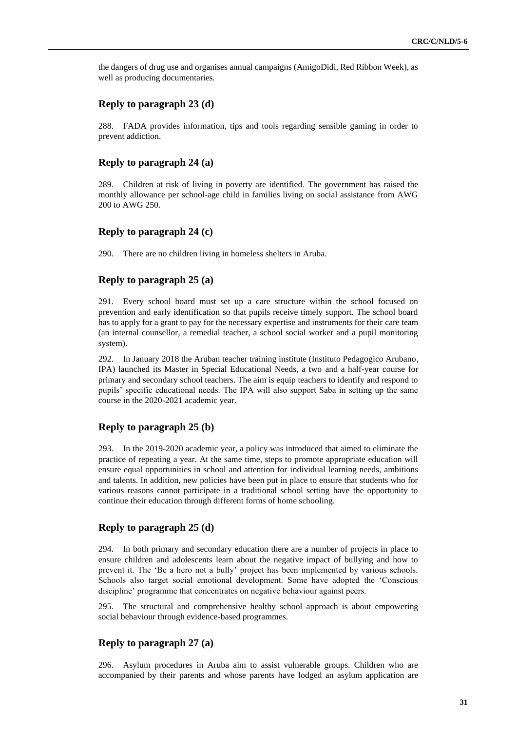the dangers of drug use and organises annual campaigns (AmigoDidi, Red Ribbon Week), as well as producing documentaries.

### Reply to paragraph 23 (d)

288. FADA provides information, tips and tools regarding sensible gaming in order to prevent addiction.

### Reply to paragraph 24 (a)

289. Children at risk of living in poverty are identified. The government has raised the monthly allowance per school-age child in families living on social assistance from AWG 200 to AWG 250.

### Reply to paragraph 24 (c)

290. There are no children living in homeless shelters in Aruba.

### Reply to paragraph 25 (a)

291. Every school board must set up a care structure within the school focused on prevention and early identification so that pupils receive timely support. The school board has to apply for a grant to pay for the necessary expertise and instruments for their care team (an internal counsellor, a remedial teacher, a school social worker and a pupil monitoring system).

292. In January 2018 the Aruban teacher training institute (Instituto Pedagogico Arubano, IPA) launched its Master in Special Educational Needs, a two and a half-year course for primary and secondary school teachers. The aim is equip teachers to identify and respond to pupils' specific educational needs. The IPA will also support Saba in setting up the same course in the 2020-2021 academic year.

### Reply to paragraph 25 (b)

293. In the 2019-2020 academic year, a policy was introduced that aimed to eliminate the practice of repeating a year. At the same time, steps to promote appropriate education will ensure equal opportunities in school and attention for individual learning needs, ambitions and talents. In addition, new policies have been put in place to ensure that students who for various reasons cannot participate in a traditional school setting have the opportunity to continue their education through different forms of home schooling.

### Reply to paragraph 25 (d)

294. In both primary and secondary education there are a number of projects in place to ensure children and adolescents learn about the negative impact of bullying and how to prevent it. The 'Be a hero not a bully' project has been implemented by various schools. Schools also target social emotional development. Some have adopted the 'Conscious discipline' programme that concentrates on negative behaviour against peers.

295. The structural and comprehensive healthy school approach is about empowering social behaviour through evidence-based programmes.

### Reply to paragraph 27 (a)

296. Asylum procedures in Aruba aim to assist vulnerable groups. Children who are accompanied by their parents and whose parents have lodged an asylum application are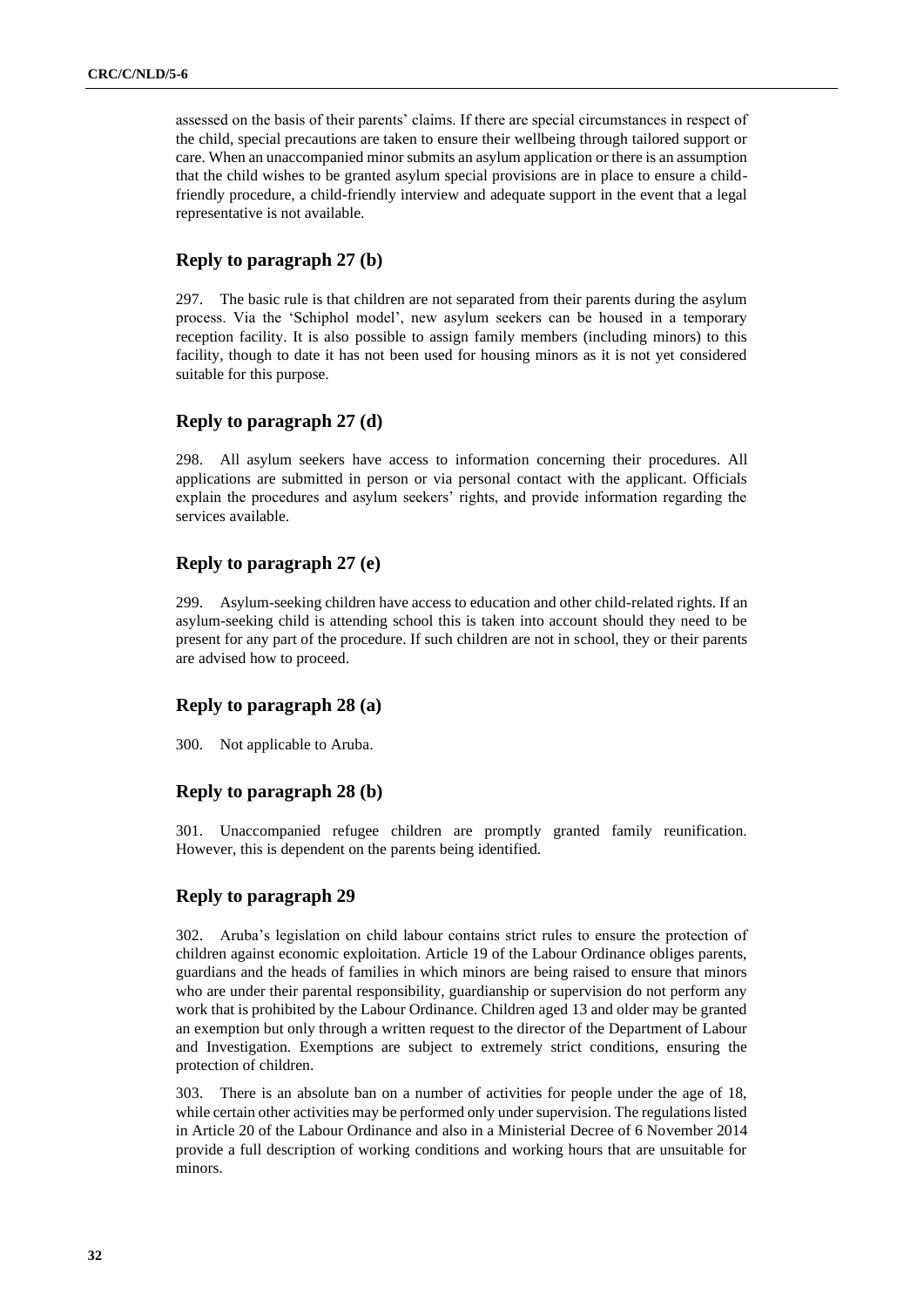assessed on the basis of their parents' claims. If there are special circumstances in respect of the child, special precautions are taken to ensure their wellbeing through tailored support or care. When an unaccompanied minor submits an asylum application or there is an assumption that the child wishes to be granted asylum special provisions are in place to ensure a child-friendly procedure, a child-friendly interview and adequate support in the event that a legal representative is not available.

### Reply to paragraph 27 (b)

297. The basic rule is that children are not separated from their parents during the asylum process. Via the 'Schiphol model', new asylum seekers can be housed in a temporary reception facility. It is also possible to assign family members (including minors) to this facility, though to date it has not been used for housing minors as it is not yet considered suitable for this purpose.

### Reply to paragraph 27 (d)

298. All asylum seekers have access to information concerning their procedures. All applications are submitted in person or via personal contact with the applicant. Officials explain the procedures and asylum seekers' rights, and provide information regarding the services available.

### Reply to paragraph 27 (e)

299. Asylum-seeking children have access to education and other child-related rights. If an asylum-seeking child is attending school this is taken into account should they need to be present for any part of the procedure. If such children are not in school, they or their parents are advised how to proceed.

### Reply to paragraph 28 (a)

300. Not applicable to Aruba.

### Reply to paragraph 28 (b)

301. Unaccompanied refugee children are promptly granted family reunification. However, this is dependent on the parents being identified.

### Reply to paragraph 29

302. Aruba's legislation on child labour contains strict rules to ensure the protection of children against economic exploitation. Article 19 of the Labour Ordinance obliges parents, guardians and the heads of families in which minors are being raised to ensure that minors who are under their parental responsibility, guardianship or supervision do not perform any work that is prohibited by the Labour Ordinance. Children aged 13 and older may be granted an exemption but only through a written request to the director of the Department of Labour and Investigation. Exemptions are subject to extremely strict conditions, ensuring the protection of children.

303. There is an absolute ban on a number of activities for people under the age of 18, while certain other activities may be performed only under supervision. The regulations listed in Article 20 of the Labour Ordinance and also in a Ministerial Decree of 6 November 2014 provide a full description of working conditions and working hours that are unsuitable for minors.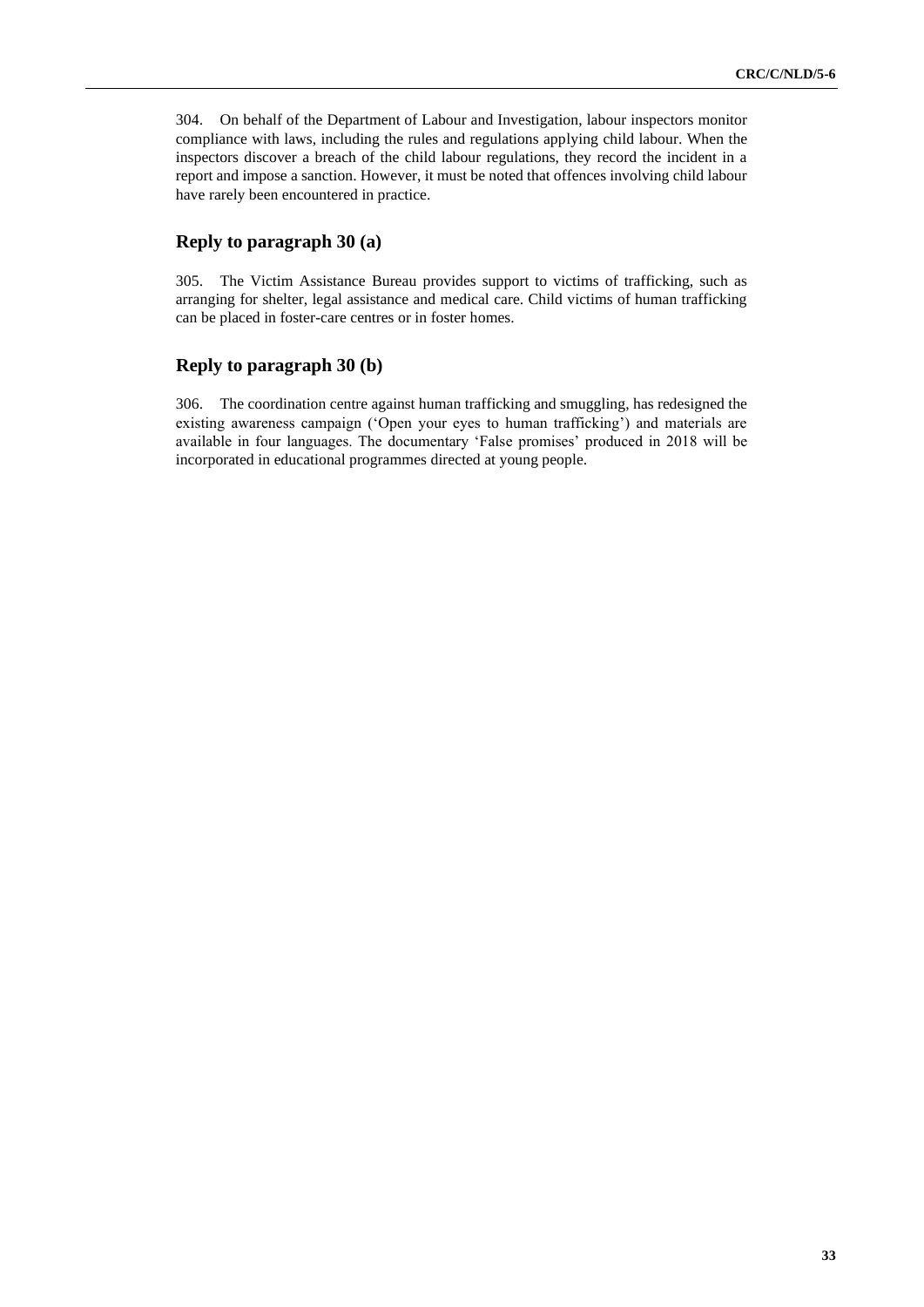304. On behalf of the Department of Labour and Investigation, labour inspectors monitor compliance with laws, including the rules and regulations applying child labour. When the inspectors discover a breach of the child labour regulations, they record the incident in a report and impose a sanction. However, it must be noted that offences involving child labour have rarely been encountered in practice.

## Reply to paragraph 30 (a)

305. The Victim Assistance Bureau provides support to victims of trafficking, such as arranging for shelter, legal assistance and medical care. Child victims of human trafficking can be placed in foster-care centres or in foster homes.

## Reply to paragraph 30 (b)

306. The coordination centre against human trafficking and smuggling, has redesigned the existing awareness campaign ('Open your eyes to human trafficking') and materials are available in four languages. The documentary 'False promises' produced in 2018 will be incorporated in educational programmes directed at young people.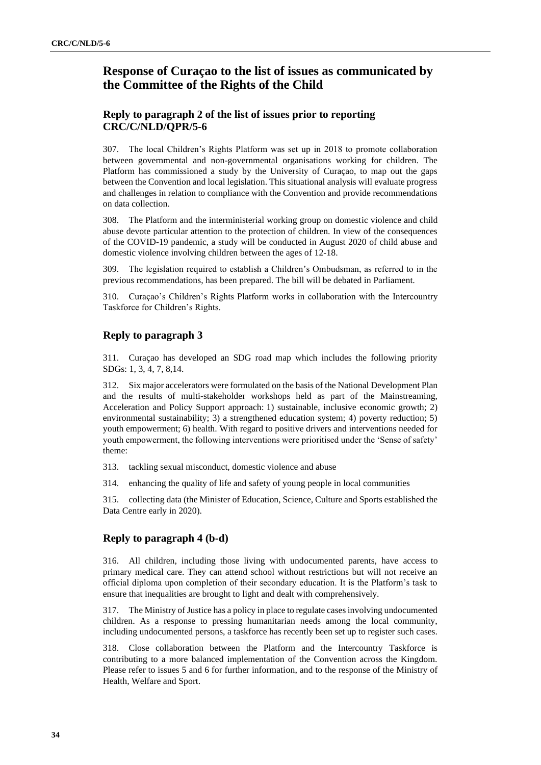## Response of Curaçao to the list of issues as communicated by the Committee of the Rights of the Child

### Reply to paragraph 2 of the list of issues prior to reporting CRC/C/NLD/QPR/5-6

307. The local Children's Rights Platform was set up in 2018 to promote collaboration between governmental and non-governmental organisations working for children. The Platform has commissioned a study by the University of Curaçao, to map out the gaps between the Convention and local legislation. This situational analysis will evaluate progress and challenges in relation to compliance with the Convention and provide recommendations on data collection.

308. The Platform and the interministerial working group on domestic violence and child abuse devote particular attention to the protection of children. In view of the consequences of the COVID-19 pandemic, a study will be conducted in August 2020 of child abuse and domestic violence involving children between the ages of 12-18.

309. The legislation required to establish a Children's Ombudsman, as referred to in the previous recommendations, has been prepared. The bill will be debated in Parliament.

310. Curaçao's Children's Rights Platform works in collaboration with the Intercountry Taskforce for Children's Rights.

### Reply to paragraph 3

311. Curaçao has developed an SDG road map which includes the following priority SDGs: 1, 3, 4, 7, 8,14.

312. Six major accelerators were formulated on the basis of the National Development Plan and the results of multi-stakeholder workshops held as part of the Mainstreaming, Acceleration and Policy Support approach: 1) sustainable, inclusive economic growth; 2) environmental sustainability; 3) a strengthened education system; 4) poverty reduction; 5) youth empowerment; 6) health. With regard to positive drivers and interventions needed for youth empowerment, the following interventions were prioritised under the 'Sense of safety' theme:

313. tackling sexual misconduct, domestic violence and abuse

314. enhancing the quality of life and safety of young people in local communities

315. collecting data (the Minister of Education, Science, Culture and Sports established the Data Centre early in 2020).

### Reply to paragraph 4 (b-d)

316. All children, including those living with undocumented parents, have access to primary medical care. They can attend school without restrictions but will not receive an official diploma upon completion of their secondary education. It is the Platform's task to ensure that inequalities are brought to light and dealt with comprehensively.

317. The Ministry of Justice has a policy in place to regulate cases involving undocumented children. As a response to pressing humanitarian needs among the local community, including undocumented persons, a taskforce has recently been set up to register such cases.

318. Close collaboration between the Platform and the Intercountry Taskforce is contributing to a more balanced implementation of the Convention across the Kingdom. Please refer to issues 5 and 6 for further information, and to the response of the Ministry of Health, Welfare and Sport.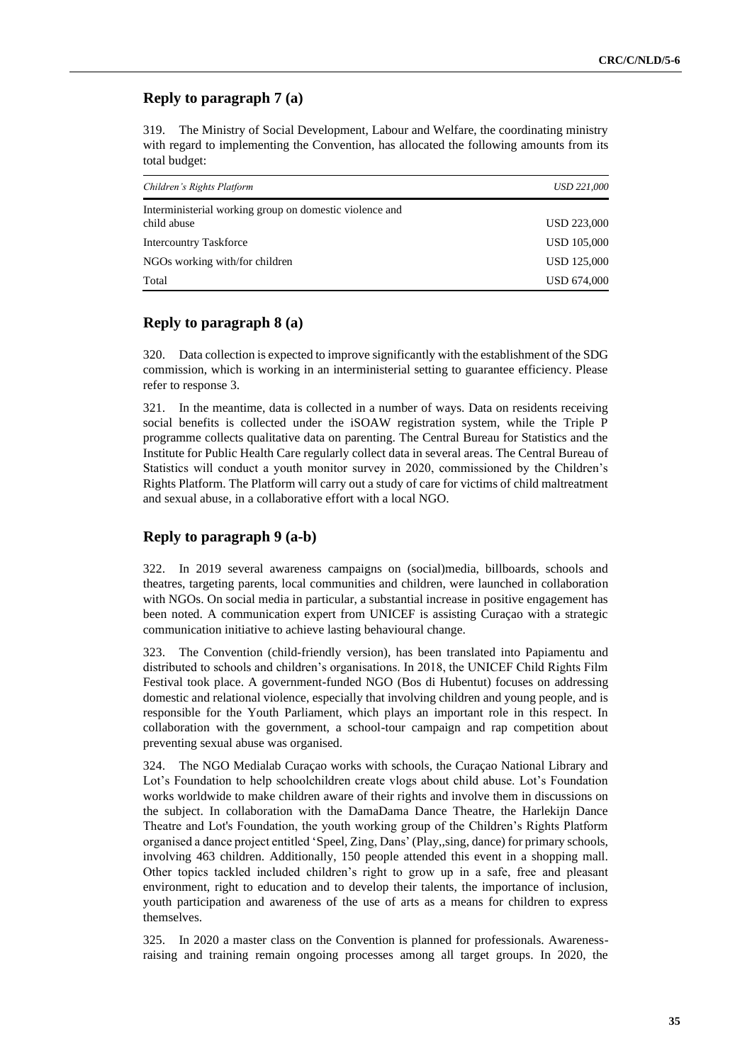## Reply to paragraph 7 (a)

319. The Ministry of Social Development, Labour and Welfare, the coordinating ministry with regard to implementing the Convention, has allocated the following amounts from its total budget:

| *Children's Rights Platform* | *USD 221,000* |
|---|---|
| Interministerial working group on domestic violence and child abuse | USD 223,000 |
| Intercountry Taskforce | USD 105,000 |
| NGOs working with/for children | USD 125,000 |
| Total | USD 674,000 |

## Reply to paragraph 8 (a)

320. Data collection is expected to improve significantly with the establishment of the SDG commission, which is working in an interministerial setting to guarantee efficiency. Please refer to response 3.

321. In the meantime, data is collected in a number of ways. Data on residents receiving social benefits is collected under the iSOAW registration system, while the Triple P programme collects qualitative data on parenting. The Central Bureau for Statistics and the Institute for Public Health Care regularly collect data in several areas. The Central Bureau of Statistics will conduct a youth monitor survey in 2020, commissioned by the Children's Rights Platform. The Platform will carry out a study of care for victims of child maltreatment and sexual abuse, in a collaborative effort with a local NGO.

## Reply to paragraph 9 (a-b)

322. In 2019 several awareness campaigns on (social)media, billboards, schools and theatres, targeting parents, local communities and children, were launched in collaboration with NGOs. On social media in particular, a substantial increase in positive engagement has been noted. A communication expert from UNICEF is assisting Curaçao with a strategic communication initiative to achieve lasting behavioural change.

323. The Convention (child-friendly version), has been translated into Papiamentu and distributed to schools and children's organisations. In 2018, the UNICEF Child Rights Film Festival took place. A government-funded NGO (Bos di Hubentut) focuses on addressing domestic and relational violence, especially that involving children and young people, and is responsible for the Youth Parliament, which plays an important role in this respect. In collaboration with the government, a school-tour campaign and rap competition about preventing sexual abuse was organised.

324. The NGO Medialab Curaçao works with schools, the Curaçao National Library and Lot's Foundation to help schoolchildren create vlogs about child abuse. Lot's Foundation works worldwide to make children aware of their rights and involve them in discussions on the subject. In collaboration with the DamaDama Dance Theatre, the Harlekijn Dance Theatre and Lot's Foundation, the youth working group of the Children's Rights Platform organised a dance project entitled 'Speel, Zing, Dans' (Play,,sing, dance) for primary schools, involving 463 children. Additionally, 150 people attended this event in a shopping mall. Other topics tackled included children's right to grow up in a safe, free and pleasant environment, right to education and to develop their talents, the importance of inclusion, youth participation and awareness of the use of arts as a means for children to express themselves.

325. In 2020 a master class on the Convention is planned for professionals. Awareness-raising and training remain ongoing processes among all target groups. In 2020, the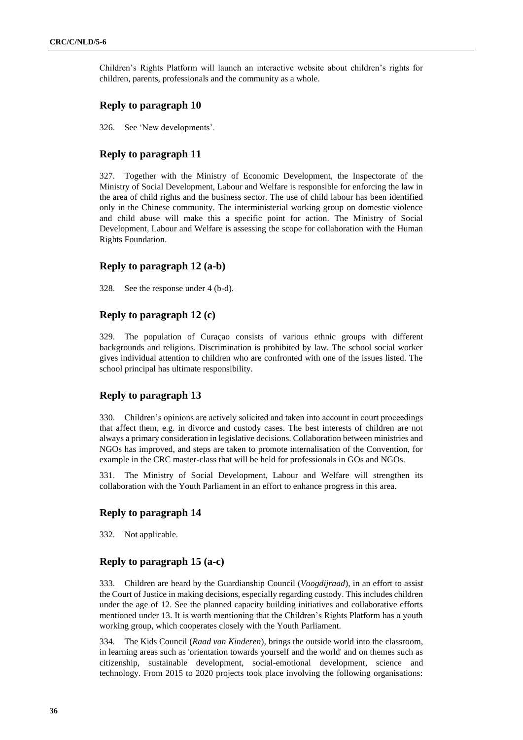Children's Rights Platform will launch an interactive website about children's rights for children, parents, professionals and the community as a whole.

### Reply to paragraph 10

326. See 'New developments'.

### Reply to paragraph 11

327. Together with the Ministry of Economic Development, the Inspectorate of the Ministry of Social Development, Labour and Welfare is responsible for enforcing the law in the area of child rights and the business sector. The use of child labour has been identified only in the Chinese community. The interministerial working group on domestic violence and child abuse will make this a specific point for action. The Ministry of Social Development, Labour and Welfare is assessing the scope for collaboration with the Human Rights Foundation.

### Reply to paragraph 12 (a-b)

328. See the response under 4 (b-d).

### Reply to paragraph 12 (c)

329. The population of Curaçao consists of various ethnic groups with different backgrounds and religions. Discrimination is prohibited by law. The school social worker gives individual attention to children who are confronted with one of the issues listed. The school principal has ultimate responsibility.

### Reply to paragraph 13

330. Children's opinions are actively solicited and taken into account in court proceedings that affect them, e.g. in divorce and custody cases. The best interests of children are not always a primary consideration in legislative decisions. Collaboration between ministries and NGOs has improved, and steps are taken to promote internalisation of the Convention, for example in the CRC master-class that will be held for professionals in GOs and NGOs.

331. The Ministry of Social Development, Labour and Welfare will strengthen its collaboration with the Youth Parliament in an effort to enhance progress in this area.

### Reply to paragraph 14

332. Not applicable.

### Reply to paragraph 15 (a-c)

333. Children are heard by the Guardianship Council (*Voogdijraad*), in an effort to assist the Court of Justice in making decisions, especially regarding custody. This includes children under the age of 12. See the planned capacity building initiatives and collaborative efforts mentioned under 13. It is worth mentioning that the Children's Rights Platform has a youth working group, which cooperates closely with the Youth Parliament.

334. The Kids Council (*Raad van Kinderen*), brings the outside world into the classroom, in learning areas such as 'orientation towards yourself and the world' and on themes such as citizenship, sustainable development, social-emotional development, science and technology. From 2015 to 2020 projects took place involving the following organisations: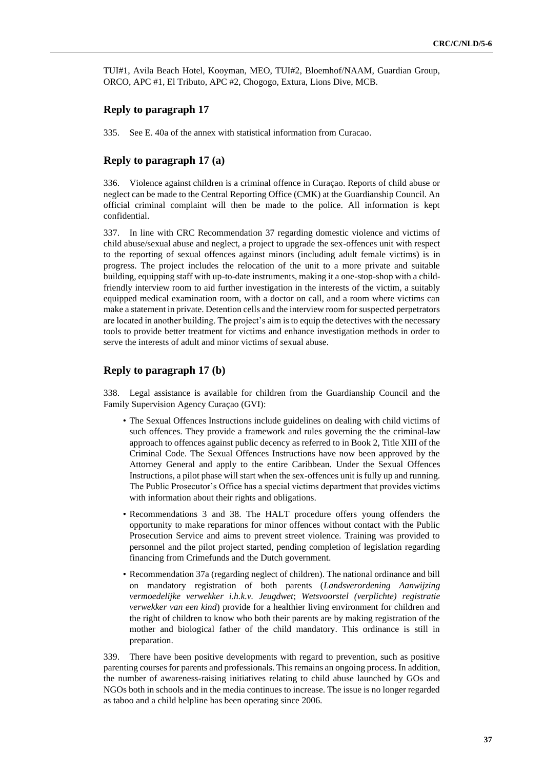TUI#1, Avila Beach Hotel, Kooyman, MEO, TUI#2, Bloemhof/NAAM, Guardian Group, ORCO, APC #1, El Tributo, APC #2, Chogogo, Extura, Lions Dive, MCB.

## Reply to paragraph 17

335. See E. 40a of the annex with statistical information from Curacao.

## Reply to paragraph 17 (a)

336. Violence against children is a criminal offence in Curaçao. Reports of child abuse or neglect can be made to the Central Reporting Office (CMK) at the Guardianship Council. An official criminal complaint will then be made to the police. All information is kept confidential.

337. In line with CRC Recommendation 37 regarding domestic violence and victims of child abuse/sexual abuse and neglect, a project to upgrade the sex-offences unit with respect to the reporting of sexual offences against minors (including adult female victims) is in progress. The project includes the relocation of the unit to a more private and suitable building, equipping staff with up-to-date instruments, making it a one-stop-shop with a child-friendly interview room to aid further investigation in the interests of the victim, a suitably equipped medical examination room, with a doctor on call, and a room where victims can make a statement in private. Detention cells and the interview room for suspected perpetrators are located in another building. The project's aim is to equip the detectives with the necessary tools to provide better treatment for victims and enhance investigation methods in order to serve the interests of adult and minor victims of sexual abuse.

## Reply to paragraph 17 (b)

338. Legal assistance is available for children from the Guardianship Council and the Family Supervision Agency Curaçao (GVI):

- The Sexual Offences Instructions include guidelines on dealing with child victims of such offences. They provide a framework and rules governing the criminal-law approach to offences against public decency as referred to in Book 2, Title XIII of the Criminal Code. The Sexual Offences Instructions have now been approved by the Attorney General and apply to the entire Caribbean. Under the Sexual Offences Instructions, a pilot phase will start when the sex-offences unit is fully up and running. The Public Prosecutor's Office has a special victims department that provides victims with information about their rights and obligations.
- Recommendations 3 and 38. The HALT procedure offers young offenders the opportunity to make reparations for minor offences without contact with the Public Prosecution Service and aims to prevent street violence. Training was provided to personnel and the pilot project started, pending completion of legislation regarding financing from Crimefunds and the Dutch government.
- Recommendation 37a (regarding neglect of children). The national ordinance and bill on mandatory registration of both parents (*Landsverordening Aanwijzing vermoedelijke verwekker i.h.k.v. Jeugdwet*; *Wetsvoorstel (verplichte) registratie verwekker van een kind*) provide for a healthier living environment for children and the right of children to know who both their parents are by making registration of the mother and biological father of the child mandatory. This ordinance is still in preparation.

339. There have been positive developments with regard to prevention, such as positive parenting courses for parents and professionals. This remains an ongoing process. In addition, the number of awareness-raising initiatives relating to child abuse launched by GOs and NGOs both in schools and in the media continues to increase. The issue is no longer regarded as taboo and a child helpline has been operating since 2006.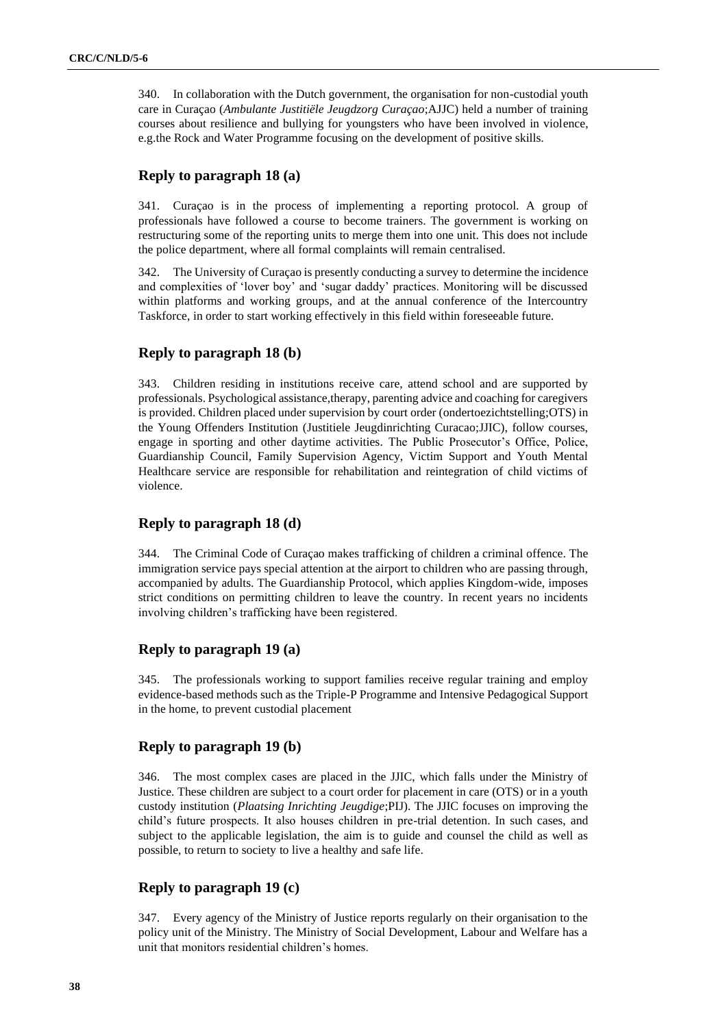340. In collaboration with the Dutch government, the organisation for non-custodial youth care in Curaçao (*Ambulante Justitiële Jeugdzorg Curaçao*;AJJC) held a number of training courses about resilience and bullying for youngsters who have been involved in violence, e.g.the Rock and Water Programme focusing on the development of positive skills.

### Reply to paragraph 18 (a)

341. Curaçao is in the process of implementing a reporting protocol. A group of professionals have followed a course to become trainers. The government is working on restructuring some of the reporting units to merge them into one unit. This does not include the police department, where all formal complaints will remain centralised.

342. The University of Curaçao is presently conducting a survey to determine the incidence and complexities of 'lover boy' and 'sugar daddy' practices. Monitoring will be discussed within platforms and working groups, and at the annual conference of the Intercountry Taskforce, in order to start working effectively in this field within foreseeable future.

### Reply to paragraph 18 (b)

343. Children residing in institutions receive care, attend school and are supported by professionals. Psychological assistance,therapy, parenting advice and coaching for caregivers is provided. Children placed under supervision by court order (ondertoezichtstelling;OTS) in the Young Offenders Institution (Justitiele Jeugdinrichting Curacao;JJIC), follow courses, engage in sporting and other daytime activities. The Public Prosecutor's Office, Police, Guardianship Council, Family Supervision Agency, Victim Support and Youth Mental Healthcare service are responsible for rehabilitation and reintegration of child victims of violence.

### Reply to paragraph 18 (d)

344. The Criminal Code of Curaçao makes trafficking of children a criminal offence. The immigration service pays special attention at the airport to children who are passing through, accompanied by adults. The Guardianship Protocol, which applies Kingdom-wide, imposes strict conditions on permitting children to leave the country. In recent years no incidents involving children's trafficking have been registered.

### Reply to paragraph 19 (a)

345. The professionals working to support families receive regular training and employ evidence-based methods such as the Triple-P Programme and Intensive Pedagogical Support in the home, to prevent custodial placement

### Reply to paragraph 19 (b)

346. The most complex cases are placed in the JJIC, which falls under the Ministry of Justice. These children are subject to a court order for placement in care (OTS) or in a youth custody institution (*Plaatsing Inrichting Jeugdige*;PIJ). The JJIC focuses on improving the child's future prospects. It also houses children in pre-trial detention. In such cases, and subject to the applicable legislation, the aim is to guide and counsel the child as well as possible, to return to society to live a healthy and safe life.

### Reply to paragraph 19 (c)

347. Every agency of the Ministry of Justice reports regularly on their organisation to the policy unit of the Ministry. The Ministry of Social Development, Labour and Welfare has a unit that monitors residential children's homes.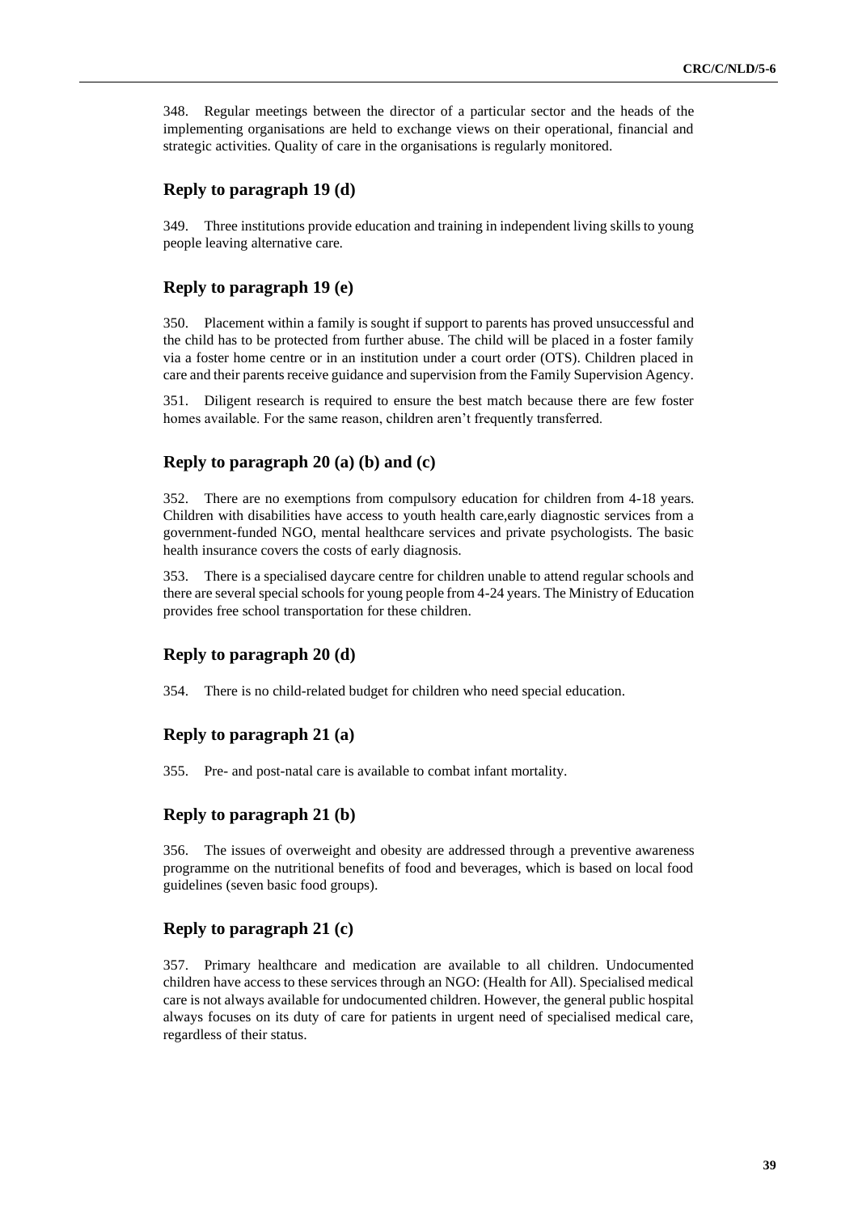348. Regular meetings between the director of a particular sector and the heads of the implementing organisations are held to exchange views on their operational, financial and strategic activities. Quality of care in the organisations is regularly monitored.

### Reply to paragraph 19 (d)

349. Three institutions provide education and training in independent living skills to young people leaving alternative care.

### Reply to paragraph 19 (e)

350. Placement within a family is sought if support to parents has proved unsuccessful and the child has to be protected from further abuse. The child will be placed in a foster family via a foster home centre or in an institution under a court order (OTS). Children placed in care and their parents receive guidance and supervision from the Family Supervision Agency.

351. Diligent research is required to ensure the best match because there are few foster homes available. For the same reason, children aren't frequently transferred.

### Reply to paragraph 20 (a) (b) and (c)

352. There are no exemptions from compulsory education for children from 4-18 years. Children with disabilities have access to youth health care,early diagnostic services from a government-funded NGO, mental healthcare services and private psychologists. The basic health insurance covers the costs of early diagnosis.

353. There is a specialised daycare centre for children unable to attend regular schools and there are several special schools for young people from 4-24 years. The Ministry of Education provides free school transportation for these children.

### Reply to paragraph 20 (d)

354. There is no child-related budget for children who need special education.

### Reply to paragraph 21 (a)

355. Pre- and post-natal care is available to combat infant mortality.

### Reply to paragraph 21 (b)

356. The issues of overweight and obesity are addressed through a preventive awareness programme on the nutritional benefits of food and beverages, which is based on local food guidelines (seven basic food groups).

### Reply to paragraph 21 (c)

357. Primary healthcare and medication are available to all children. Undocumented children have access to these services through an NGO: (Health for All). Specialised medical care is not always available for undocumented children. However, the general public hospital always focuses on its duty of care for patients in urgent need of specialised medical care, regardless of their status.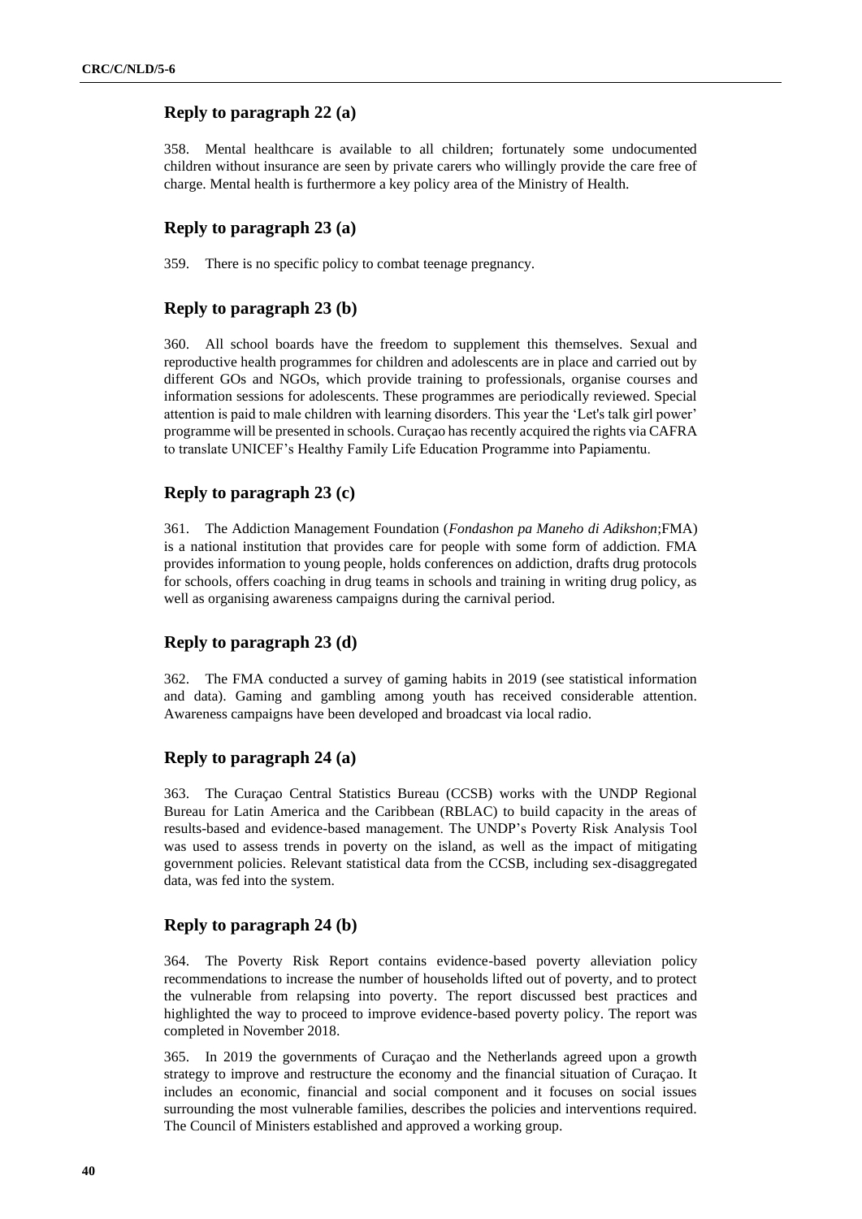### Reply to paragraph 22 (a)

358. Mental healthcare is available to all children; fortunately some undocumented children without insurance are seen by private carers who willingly provide the care free of charge. Mental health is furthermore a key policy area of the Ministry of Health.

### Reply to paragraph 23 (a)

359. There is no specific policy to combat teenage pregnancy.

### Reply to paragraph 23 (b)

360. All school boards have the freedom to supplement this themselves. Sexual and reproductive health programmes for children and adolescents are in place and carried out by different GOs and NGOs, which provide training to professionals, organise courses and information sessions for adolescents. These programmes are periodically reviewed. Special attention is paid to male children with learning disorders. This year the 'Let's talk girl power' programme will be presented in schools. Curaçao has recently acquired the rights via CAFRA to translate UNICEF's Healthy Family Life Education Programme into Papiamentu.

### Reply to paragraph 23 (c)

361. The Addiction Management Foundation (*Fondashon pa Maneho di Adikshon*;FMA) is a national institution that provides care for people with some form of addiction. FMA provides information to young people, holds conferences on addiction, drafts drug protocols for schools, offers coaching in drug teams in schools and training in writing drug policy, as well as organising awareness campaigns during the carnival period.

### Reply to paragraph 23 (d)

362. The FMA conducted a survey of gaming habits in 2019 (see statistical information and data). Gaming and gambling among youth has received considerable attention. Awareness campaigns have been developed and broadcast via local radio.

### Reply to paragraph 24 (a)

363. The Curaçao Central Statistics Bureau (CCSB) works with the UNDP Regional Bureau for Latin America and the Caribbean (RBLAC) to build capacity in the areas of results-based and evidence-based management. The UNDP's Poverty Risk Analysis Tool was used to assess trends in poverty on the island, as well as the impact of mitigating government policies. Relevant statistical data from the CCSB, including sex-disaggregated data, was fed into the system.

### Reply to paragraph 24 (b)

364. The Poverty Risk Report contains evidence-based poverty alleviation policy recommendations to increase the number of households lifted out of poverty, and to protect the vulnerable from relapsing into poverty. The report discussed best practices and highlighted the way to proceed to improve evidence-based poverty policy. The report was completed in November 2018.

365. In 2019 the governments of Curaçao and the Netherlands agreed upon a growth strategy to improve and restructure the economy and the financial situation of Curaçao. It includes an economic, financial and social component and it focuses on social issues surrounding the most vulnerable families, describes the policies and interventions required. The Council of Ministers established and approved a working group.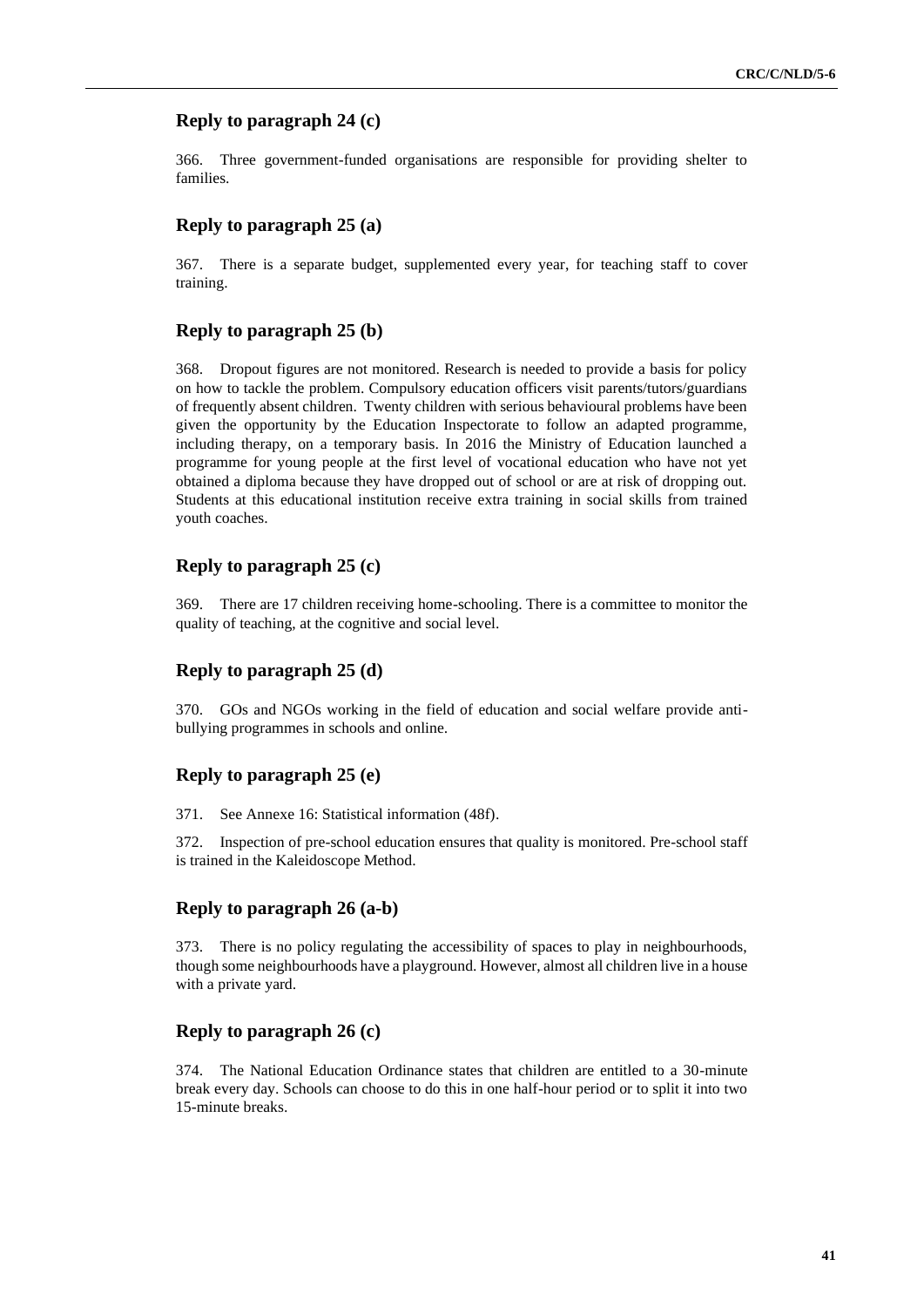### Reply to paragraph 24 (c)

366. Three government-funded organisations are responsible for providing shelter to families.

### Reply to paragraph 25 (a)

367. There is a separate budget, supplemented every year, for teaching staff to cover training.

### Reply to paragraph 25 (b)

368. Dropout figures are not monitored. Research is needed to provide a basis for policy on how to tackle the problem. Compulsory education officers visit parents/tutors/guardians of frequently absent children. Twenty children with serious behavioural problems have been given the opportunity by the Education Inspectorate to follow an adapted programme, including therapy, on a temporary basis. In 2016 the Ministry of Education launched a programme for young people at the first level of vocational education who have not yet obtained a diploma because they have dropped out of school or are at risk of dropping out. Students at this educational institution receive extra training in social skills from trained youth coaches.

### Reply to paragraph 25 (c)

369. There are 17 children receiving home-schooling. There is a committee to monitor the quality of teaching, at the cognitive and social level.

### Reply to paragraph 25 (d)

370. GOs and NGOs working in the field of education and social welfare provide anti-bullying programmes in schools and online.

### Reply to paragraph 25 (e)

371. See Annexe 16: Statistical information (48f).

372. Inspection of pre-school education ensures that quality is monitored. Pre-school staff is trained in the Kaleidoscope Method.

### Reply to paragraph 26 (a-b)

373. There is no policy regulating the accessibility of spaces to play in neighbourhoods, though some neighbourhoods have a playground. However, almost all children live in a house with a private yard.

### Reply to paragraph 26 (c)

374. The National Education Ordinance states that children are entitled to a 30-minute break every day. Schools can choose to do this in one half-hour period or to split it into two 15-minute breaks.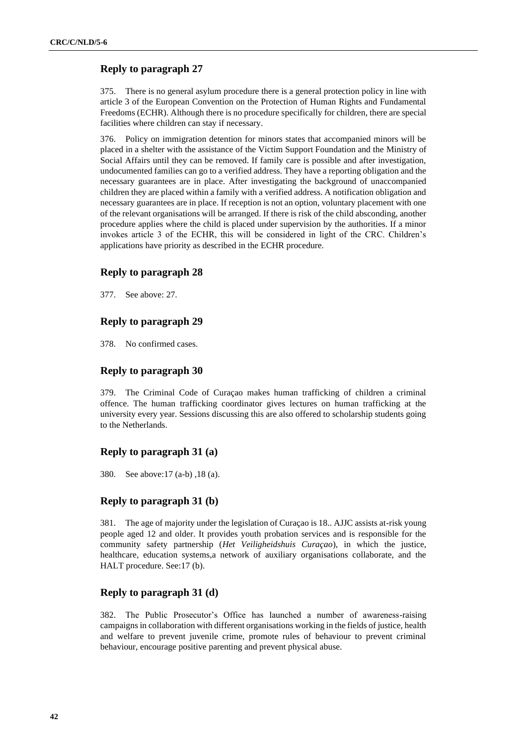## Reply to paragraph 27

375. There is no general asylum procedure there is a general protection policy in line with article 3 of the European Convention on the Protection of Human Rights and Fundamental Freedoms (ECHR). Although there is no procedure specifically for children, there are special facilities where children can stay if necessary.

376. Policy on immigration detention for minors states that accompanied minors will be placed in a shelter with the assistance of the Victim Support Foundation and the Ministry of Social Affairs until they can be removed. If family care is possible and after investigation, undocumented families can go to a verified address. They have a reporting obligation and the necessary guarantees are in place. After investigating the background of unaccompanied children they are placed within a family with a verified address. A notification obligation and necessary guarantees are in place. If reception is not an option, voluntary placement with one of the relevant organisations will be arranged. If there is risk of the child absconding, another procedure applies where the child is placed under supervision by the authorities. If a minor invokes article 3 of the ECHR, this will be considered in light of the CRC. Children's applications have priority as described in the ECHR procedure.

## Reply to paragraph 28

377. See above: 27.

## Reply to paragraph 29

378. No confirmed cases.

## Reply to paragraph 30

379. The Criminal Code of Curaçao makes human trafficking of children a criminal offence. The human trafficking coordinator gives lectures on human trafficking at the university every year. Sessions discussing this are also offered to scholarship students going to the Netherlands.

## Reply to paragraph 31 (a)

380. See above:17 (a-b) ,18 (a).

## Reply to paragraph 31 (b)

381. The age of majority under the legislation of Curaçao is 18.. AJJC assists at-risk young people aged 12 and older. It provides youth probation services and is responsible for the community safety partnership (*Het Veiligheidshuis Curaçao*), in which the justice, healthcare, education systems,a network of auxiliary organisations collaborate, and the HALT procedure. See:17 (b).

## Reply to paragraph 31 (d)

382. The Public Prosecutor's Office has launched a number of awareness-raising campaigns in collaboration with different organisations working in the fields of justice, health and welfare to prevent juvenile crime, promote rules of behaviour to prevent criminal behaviour, encourage positive parenting and prevent physical abuse.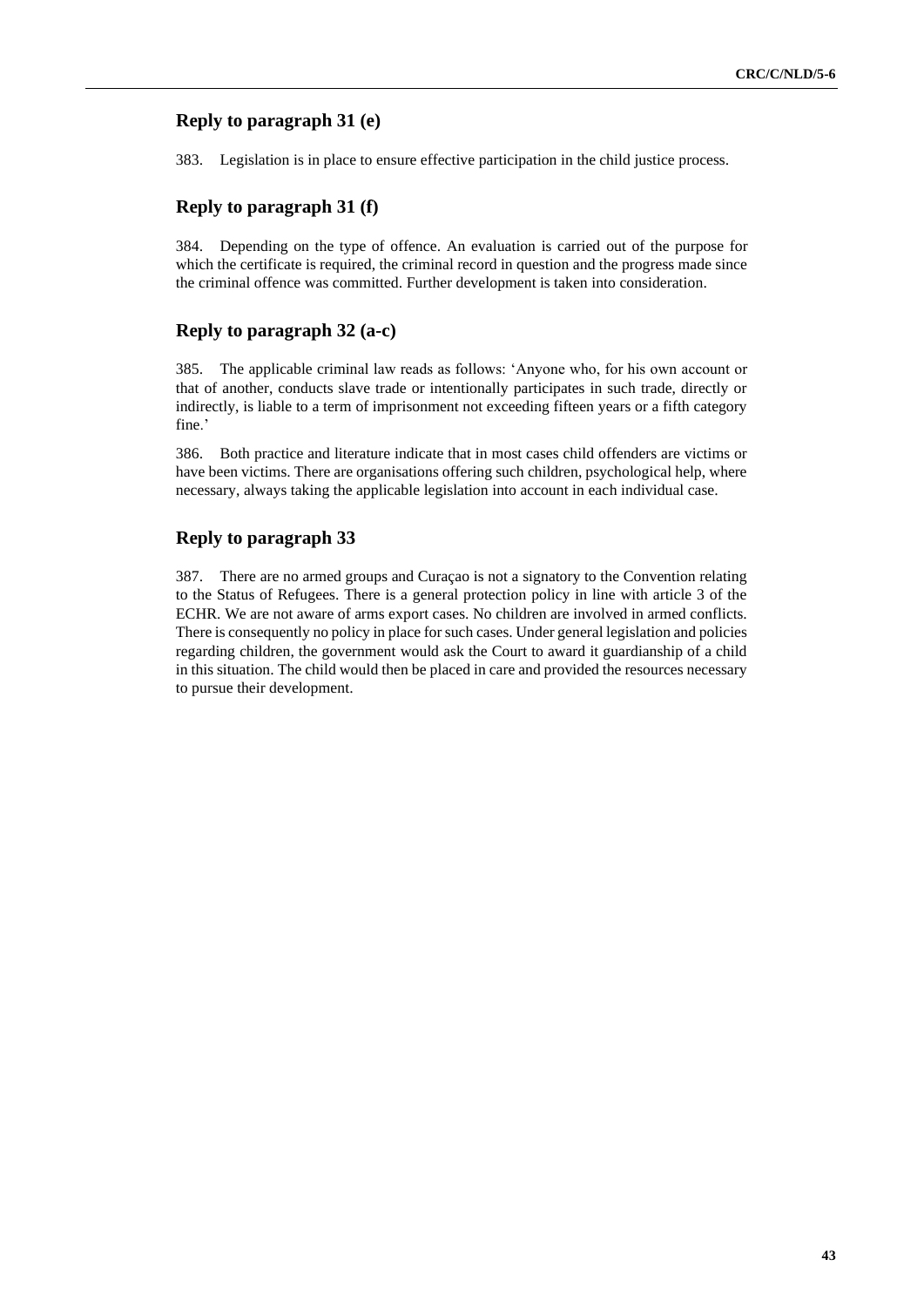## Reply to paragraph 31 (e)

383. Legislation is in place to ensure effective participation in the child justice process.

## Reply to paragraph 31 (f)

384. Depending on the type of offence. An evaluation is carried out of the purpose for which the certificate is required, the criminal record in question and the progress made since the criminal offence was committed. Further development is taken into consideration.

## Reply to paragraph 32 (a-c)

385. The applicable criminal law reads as follows: 'Anyone who, for his own account or that of another, conducts slave trade or intentionally participates in such trade, directly or indirectly, is liable to a term of imprisonment not exceeding fifteen years or a fifth category fine.'

386. Both practice and literature indicate that in most cases child offenders are victims or have been victims. There are organisations offering such children, psychological help, where necessary, always taking the applicable legislation into account in each individual case.

## Reply to paragraph 33

387. There are no armed groups and Curaçao is not a signatory to the Convention relating to the Status of Refugees. There is a general protection policy in line with article 3 of the ECHR. We are not aware of arms export cases. No children are involved in armed conflicts. There is consequently no policy in place for such cases. Under general legislation and policies regarding children, the government would ask the Court to award it guardianship of a child in this situation. The child would then be placed in care and provided the resources necessary to pursue their development.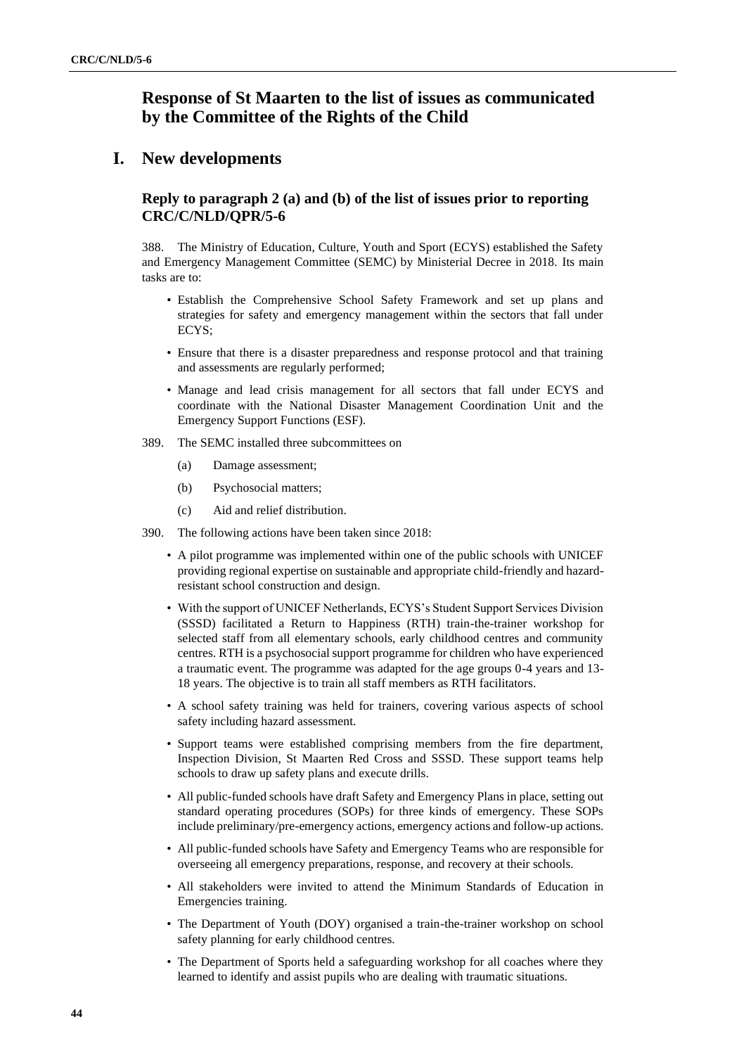## Response of St Maarten to the list of issues as communicated by the Committee of the Rights of the Child

## I. New developments

### Reply to paragraph 2 (a) and (b) of the list of issues prior to reporting CRC/C/NLD/QPR/5-6

388. The Ministry of Education, Culture, Youth and Sport (ECYS) established the Safety and Emergency Management Committee (SEMC) by Ministerial Decree in 2018. Its main tasks are to:

- Establish the Comprehensive School Safety Framework and set up plans and strategies for safety and emergency management within the sectors that fall under ECYS;
- Ensure that there is a disaster preparedness and response protocol and that training and assessments are regularly performed;
- Manage and lead crisis management for all sectors that fall under ECYS and coordinate with the National Disaster Management Coordination Unit and the Emergency Support Functions (ESF).

389. The SEMC installed three subcommittees on

(a) Damage assessment;

(b) Psychosocial matters;

(c) Aid and relief distribution.

390. The following actions have been taken since 2018:

- A pilot programme was implemented within one of the public schools with UNICEF providing regional expertise on sustainable and appropriate child-friendly and hazard-resistant school construction and design.
- With the support of UNICEF Netherlands, ECYS's Student Support Services Division (SSSD) facilitated a Return to Happiness (RTH) train-the-trainer workshop for selected staff from all elementary schools, early childhood centres and community centres. RTH is a psychosocial support programme for children who have experienced a traumatic event. The programme was adapted for the age groups 0-4 years and 13-18 years. The objective is to train all staff members as RTH facilitators.
- A school safety training was held for trainers, covering various aspects of school safety including hazard assessment.
- Support teams were established comprising members from the fire department, Inspection Division, St Maarten Red Cross and SSSD. These support teams help schools to draw up safety plans and execute drills.
- All public-funded schools have draft Safety and Emergency Plans in place, setting out standard operating procedures (SOPs) for three kinds of emergency. These SOPs include preliminary/pre-emergency actions, emergency actions and follow-up actions.
- All public-funded schools have Safety and Emergency Teams who are responsible for overseeing all emergency preparations, response, and recovery at their schools.
- All stakeholders were invited to attend the Minimum Standards of Education in Emergencies training.
- The Department of Youth (DOY) organised a train-the-trainer workshop on school safety planning for early childhood centres.
- The Department of Sports held a safeguarding workshop for all coaches where they learned to identify and assist pupils who are dealing with traumatic situations.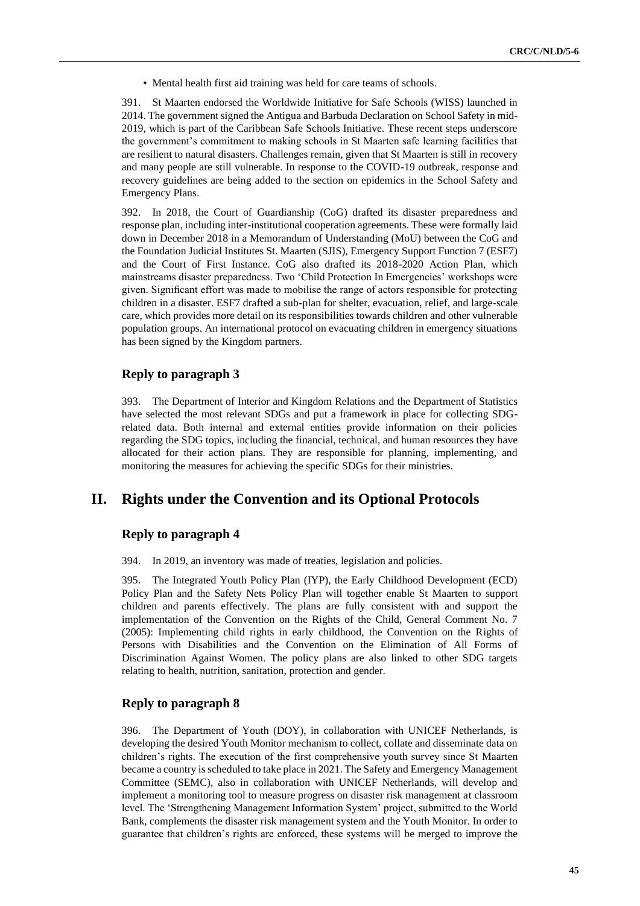- Mental health first aid training was held for care teams of schools.

391. St Maarten endorsed the Worldwide Initiative for Safe Schools (WISS) launched in 2014. The government signed the Antigua and Barbuda Declaration on School Safety in mid-2019, which is part of the Caribbean Safe Schools Initiative. These recent steps underscore the government's commitment to making schools in St Maarten safe learning facilities that are resilient to natural disasters. Challenges remain, given that St Maarten is still in recovery and many people are still vulnerable. In response to the COVID-19 outbreak, response and recovery guidelines are being added to the section on epidemics in the School Safety and Emergency Plans.

392. In 2018, the Court of Guardianship (CoG) drafted its disaster preparedness and response plan, including inter-institutional cooperation agreements. These were formally laid down in December 2018 in a Memorandum of Understanding (MoU) between the CoG and the Foundation Judicial Institutes St. Maarten (SJIS), Emergency Support Function 7 (ESF7) and the Court of First Instance. CoG also drafted its 2018-2020 Action Plan, which mainstreams disaster preparedness. Two 'Child Protection In Emergencies' workshops were given. Significant effort was made to mobilise the range of actors responsible for protecting children in a disaster. ESF7 drafted a sub-plan for shelter, evacuation, relief, and large-scale care, which provides more detail on its responsibilities towards children and other vulnerable population groups. An international protocol on evacuating children in emergency situations has been signed by the Kingdom partners.

### Reply to paragraph 3

393. The Department of Interior and Kingdom Relations and the Department of Statistics have selected the most relevant SDGs and put a framework in place for collecting SDG-related data. Both internal and external entities provide information on their policies regarding the SDG topics, including the financial, technical, and human resources they have allocated for their action plans. They are responsible for planning, implementing, and monitoring the measures for achieving the specific SDGs for their ministries.

## II. Rights under the Convention and its Optional Protocols

### Reply to paragraph 4

394. In 2019, an inventory was made of treaties, legislation and policies.

395. The Integrated Youth Policy Plan (IYP), the Early Childhood Development (ECD) Policy Plan and the Safety Nets Policy Plan will together enable St Maarten to support children and parents effectively. The plans are fully consistent with and support the implementation of the Convention on the Rights of the Child, General Comment No. 7 (2005): Implementing child rights in early childhood, the Convention on the Rights of Persons with Disabilities and the Convention on the Elimination of All Forms of Discrimination Against Women. The policy plans are also linked to other SDG targets relating to health, nutrition, sanitation, protection and gender.

### Reply to paragraph 8

396. The Department of Youth (DOY), in collaboration with UNICEF Netherlands, is developing the desired Youth Monitor mechanism to collect, collate and disseminate data on children's rights. The execution of the first comprehensive youth survey since St Maarten became a country is scheduled to take place in 2021. The Safety and Emergency Management Committee (SEMC), also in collaboration with UNICEF Netherlands, will develop and implement a monitoring tool to measure progress on disaster risk management at classroom level. The 'Strengthening Management Information System' project, submitted to the World Bank, complements the disaster risk management system and the Youth Monitor. In order to guarantee that children's rights are enforced, these systems will be merged to improve the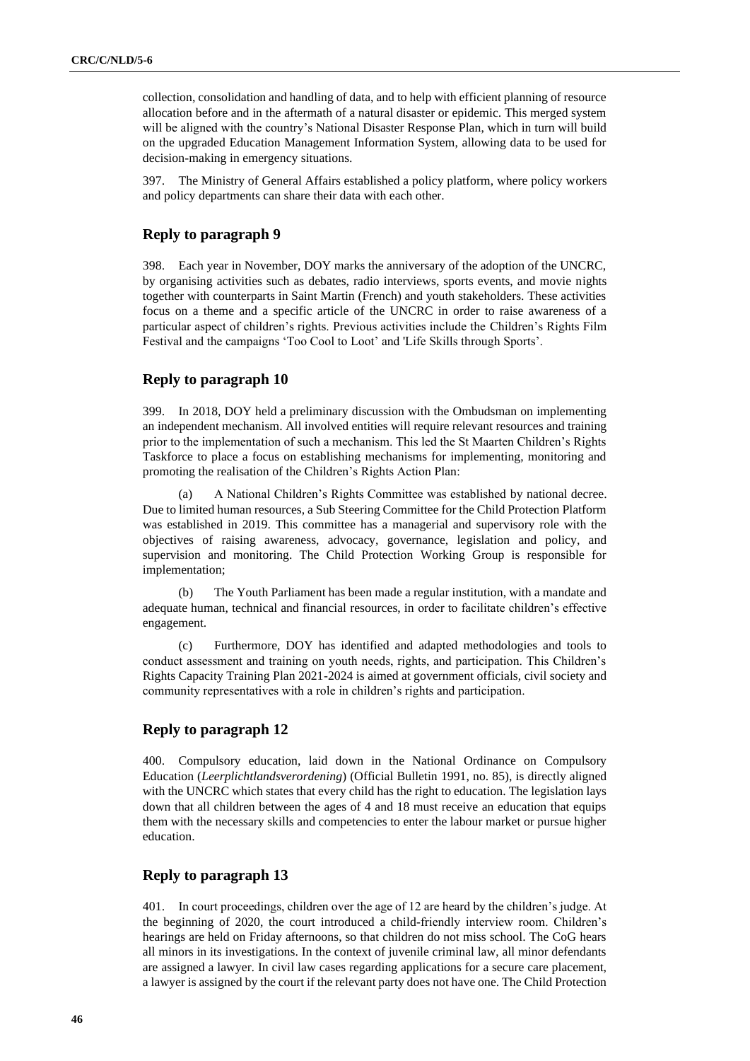collection, consolidation and handling of data, and to help with efficient planning of resource allocation before and in the aftermath of a natural disaster or epidemic. This merged system will be aligned with the country's National Disaster Response Plan, which in turn will build on the upgraded Education Management Information System, allowing data to be used for decision-making in emergency situations.

397. The Ministry of General Affairs established a policy platform, where policy workers and policy departments can share their data with each other.

## Reply to paragraph 9

398. Each year in November, DOY marks the anniversary of the adoption of the UNCRC, by organising activities such as debates, radio interviews, sports events, and movie nights together with counterparts in Saint Martin (French) and youth stakeholders. These activities focus on a theme and a specific article of the UNCRC in order to raise awareness of a particular aspect of children's rights. Previous activities include the Children's Rights Film Festival and the campaigns 'Too Cool to Loot' and 'Life Skills through Sports'.

## Reply to paragraph 10

399. In 2018, DOY held a preliminary discussion with the Ombudsman on implementing an independent mechanism. All involved entities will require relevant resources and training prior to the implementation of such a mechanism. This led the St Maarten Children's Rights Taskforce to place a focus on establishing mechanisms for implementing, monitoring and promoting the realisation of the Children's Rights Action Plan:

(a) A National Children's Rights Committee was established by national decree. Due to limited human resources, a Sub Steering Committee for the Child Protection Platform was established in 2019. This committee has a managerial and supervisory role with the objectives of raising awareness, advocacy, governance, legislation and policy, and supervision and monitoring. The Child Protection Working Group is responsible for implementation;

(b) The Youth Parliament has been made a regular institution, with a mandate and adequate human, technical and financial resources, in order to facilitate children's effective engagement.

(c) Furthermore, DOY has identified and adapted methodologies and tools to conduct assessment and training on youth needs, rights, and participation. This Children's Rights Capacity Training Plan 2021-2024 is aimed at government officials, civil society and community representatives with a role in children's rights and participation.

## Reply to paragraph 12

400. Compulsory education, laid down in the National Ordinance on Compulsory Education (*Leerplichtlandsverordening*) (Official Bulletin 1991, no. 85), is directly aligned with the UNCRC which states that every child has the right to education. The legislation lays down that all children between the ages of 4 and 18 must receive an education that equips them with the necessary skills and competencies to enter the labour market or pursue higher education.

## Reply to paragraph 13

401. In court proceedings, children over the age of 12 are heard by the children's judge. At the beginning of 2020, the court introduced a child-friendly interview room. Children's hearings are held on Friday afternoons, so that children do not miss school. The CoG hears all minors in its investigations. In the context of juvenile criminal law, all minor defendants are assigned a lawyer. In civil law cases regarding applications for a secure care placement, a lawyer is assigned by the court if the relevant party does not have one. The Child Protection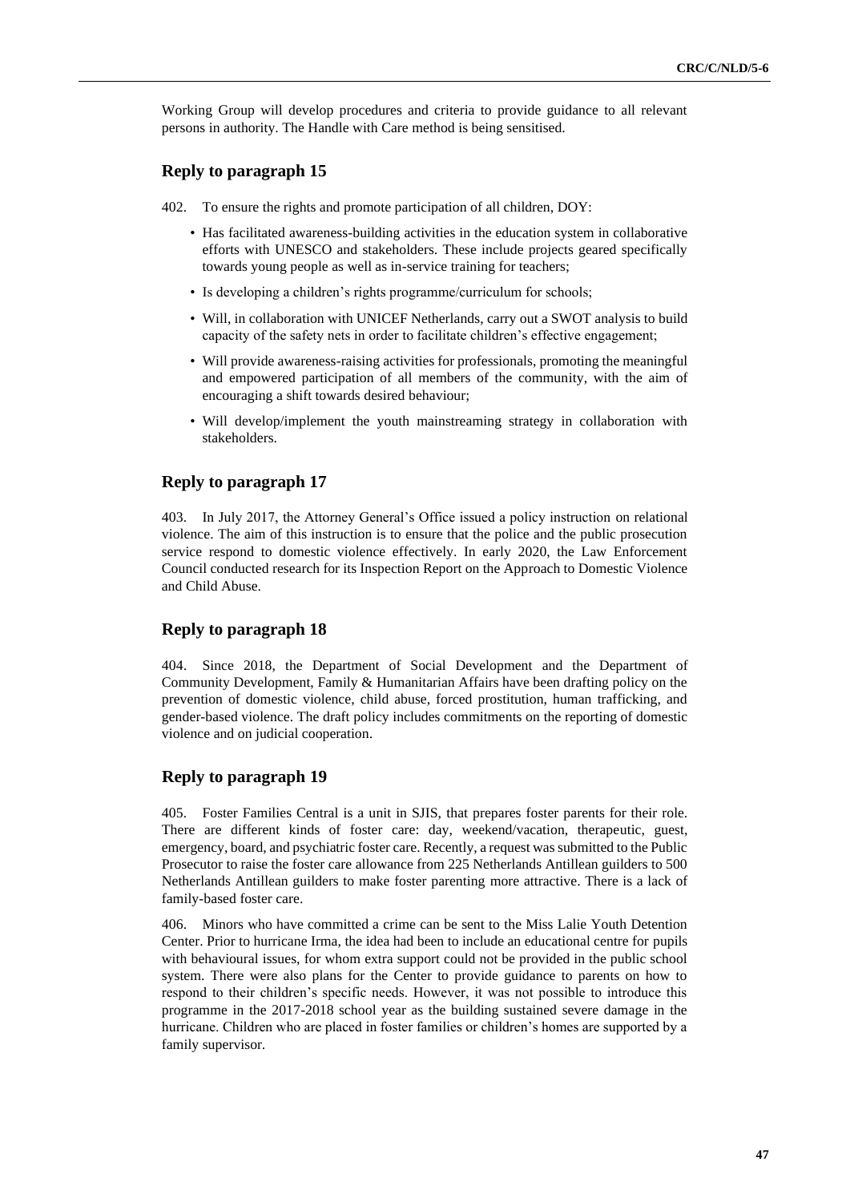Working Group will develop procedures and criteria to provide guidance to all relevant persons in authority. The Handle with Care method is being sensitised.

## Reply to paragraph 15

402. To ensure the rights and promote participation of all children, DOY:

- Has facilitated awareness-building activities in the education system in collaborative efforts with UNESCO and stakeholders. These include projects geared specifically towards young people as well as in-service training for teachers;
- Is developing a children's rights programme/curriculum for schools;
- Will, in collaboration with UNICEF Netherlands, carry out a SWOT analysis to build capacity of the safety nets in order to facilitate children's effective engagement;
- Will provide awareness-raising activities for professionals, promoting the meaningful and empowered participation of all members of the community, with the aim of encouraging a shift towards desired behaviour;
- Will develop/implement the youth mainstreaming strategy in collaboration with stakeholders.

## Reply to paragraph 17

403. In July 2017, the Attorney General's Office issued a policy instruction on relational violence. The aim of this instruction is to ensure that the police and the public prosecution service respond to domestic violence effectively. In early 2020, the Law Enforcement Council conducted research for its Inspection Report on the Approach to Domestic Violence and Child Abuse.

## Reply to paragraph 18

404. Since 2018, the Department of Social Development and the Department of Community Development, Family & Humanitarian Affairs have been drafting policy on the prevention of domestic violence, child abuse, forced prostitution, human trafficking, and gender-based violence. The draft policy includes commitments on the reporting of domestic violence and on judicial cooperation.

## Reply to paragraph 19

405. Foster Families Central is a unit in SJIS, that prepares foster parents for their role. There are different kinds of foster care: day, weekend/vacation, therapeutic, guest, emergency, board, and psychiatric foster care. Recently, a request was submitted to the Public Prosecutor to raise the foster care allowance from 225 Netherlands Antillean guilders to 500 Netherlands Antillean guilders to make foster parenting more attractive. There is a lack of family-based foster care.

406. Minors who have committed a crime can be sent to the Miss Lalie Youth Detention Center. Prior to hurricane Irma, the idea had been to include an educational centre for pupils with behavioural issues, for whom extra support could not be provided in the public school system. There were also plans for the Center to provide guidance to parents on how to respond to their children's specific needs. However, it was not possible to introduce this programme in the 2017-2018 school year as the building sustained severe damage in the hurricane. Children who are placed in foster families or children's homes are supported by a family supervisor.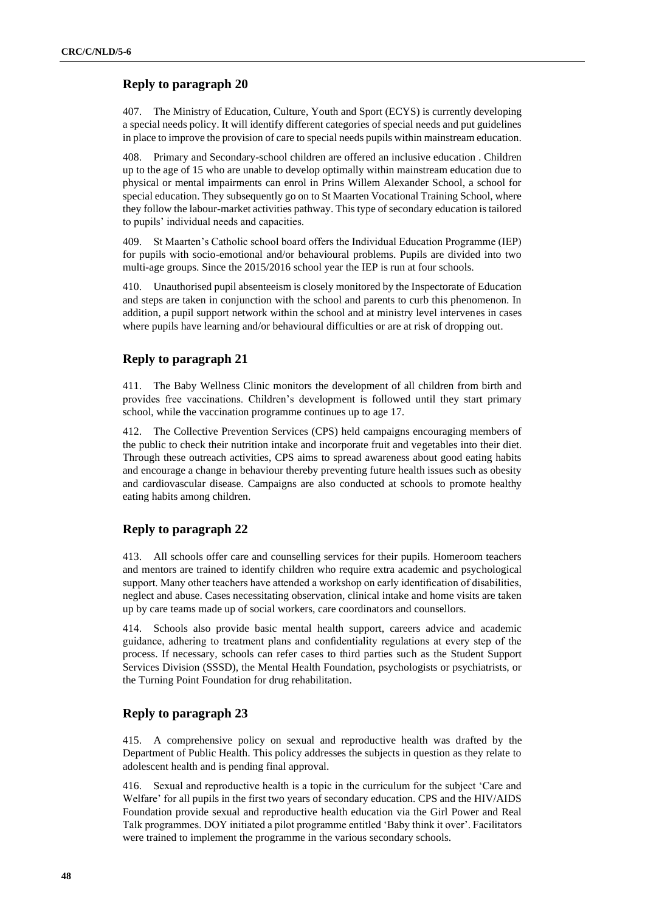## Reply to paragraph 20

407. The Ministry of Education, Culture, Youth and Sport (ECYS) is currently developing a special needs policy. It will identify different categories of special needs and put guidelines in place to improve the provision of care to special needs pupils within mainstream education.

408. Primary and Secondary-school children are offered an inclusive education . Children up to the age of 15 who are unable to develop optimally within mainstream education due to physical or mental impairments can enrol in Prins Willem Alexander School, a school for special education. They subsequently go on to St Maarten Vocational Training School, where they follow the labour-market activities pathway. This type of secondary education is tailored to pupils' individual needs and capacities.

409. St Maarten's Catholic school board offers the Individual Education Programme (IEP) for pupils with socio-emotional and/or behavioural problems. Pupils are divided into two multi-age groups. Since the 2015/2016 school year the IEP is run at four schools.

410. Unauthorised pupil absenteeism is closely monitored by the Inspectorate of Education and steps are taken in conjunction with the school and parents to curb this phenomenon. In addition, a pupil support network within the school and at ministry level intervenes in cases where pupils have learning and/or behavioural difficulties or are at risk of dropping out.

## Reply to paragraph 21

411. The Baby Wellness Clinic monitors the development of all children from birth and provides free vaccinations. Children's development is followed until they start primary school, while the vaccination programme continues up to age 17.

412. The Collective Prevention Services (CPS) held campaigns encouraging members of the public to check their nutrition intake and incorporate fruit and vegetables into their diet. Through these outreach activities, CPS aims to spread awareness about good eating habits and encourage a change in behaviour thereby preventing future health issues such as obesity and cardiovascular disease. Campaigns are also conducted at schools to promote healthy eating habits among children.

## Reply to paragraph 22

413. All schools offer care and counselling services for their pupils. Homeroom teachers and mentors are trained to identify children who require extra academic and psychological support. Many other teachers have attended a workshop on early identification of disabilities, neglect and abuse. Cases necessitating observation, clinical intake and home visits are taken up by care teams made up of social workers, care coordinators and counsellors.

414. Schools also provide basic mental health support, careers advice and academic guidance, adhering to treatment plans and confidentiality regulations at every step of the process. If necessary, schools can refer cases to third parties such as the Student Support Services Division (SSSD), the Mental Health Foundation, psychologists or psychiatrists, or the Turning Point Foundation for drug rehabilitation.

## Reply to paragraph 23

415. A comprehensive policy on sexual and reproductive health was drafted by the Department of Public Health. This policy addresses the subjects in question as they relate to adolescent health and is pending final approval.

416. Sexual and reproductive health is a topic in the curriculum for the subject 'Care and Welfare' for all pupils in the first two years of secondary education. CPS and the HIV/AIDS Foundation provide sexual and reproductive health education via the Girl Power and Real Talk programmes. DOY initiated a pilot programme entitled 'Baby think it over'. Facilitators were trained to implement the programme in the various secondary schools.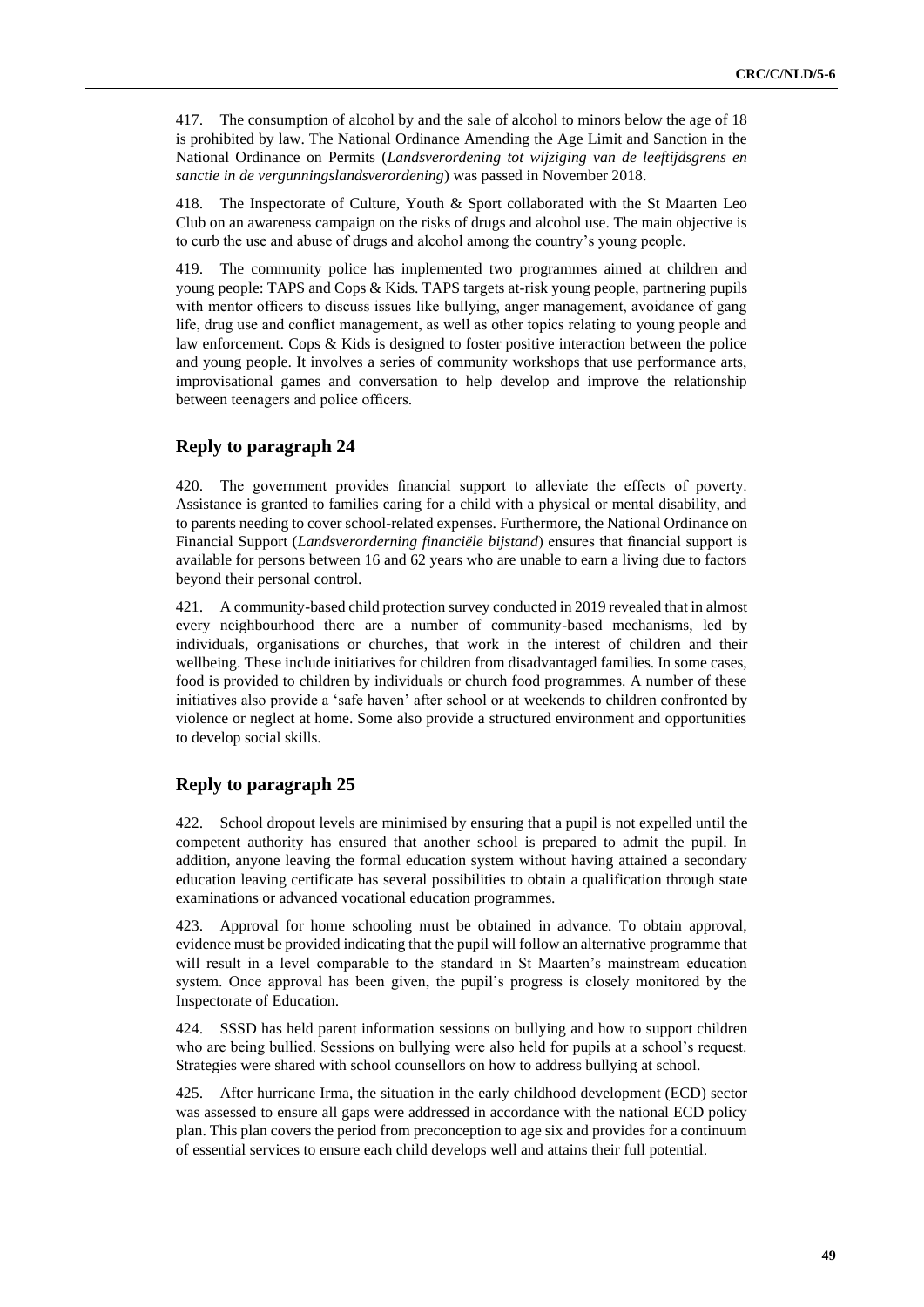417. The consumption of alcohol by and the sale of alcohol to minors below the age of 18 is prohibited by law. The National Ordinance Amending the Age Limit and Sanction in the National Ordinance on Permits (*Landsverordening tot wijziging van de leeftijdsgrens en sanctie in de vergunningslandsverordening*) was passed in November 2018.

418. The Inspectorate of Culture, Youth & Sport collaborated with the St Maarten Leo Club on an awareness campaign on the risks of drugs and alcohol use. The main objective is to curb the use and abuse of drugs and alcohol among the country's young people.

419. The community police has implemented two programmes aimed at children and young people: TAPS and Cops & Kids. TAPS targets at-risk young people, partnering pupils with mentor officers to discuss issues like bullying, anger management, avoidance of gang life, drug use and conflict management, as well as other topics relating to young people and law enforcement. Cops & Kids is designed to foster positive interaction between the police and young people. It involves a series of community workshops that use performance arts, improvisational games and conversation to help develop and improve the relationship between teenagers and police officers.

## Reply to paragraph 24

420. The government provides financial support to alleviate the effects of poverty. Assistance is granted to families caring for a child with a physical or mental disability, and to parents needing to cover school-related expenses. Furthermore, the National Ordinance on Financial Support (*Landsverordening financiële bijstand*) ensures that financial support is available for persons between 16 and 62 years who are unable to earn a living due to factors beyond their personal control.

421. A community-based child protection survey conducted in 2019 revealed that in almost every neighbourhood there are a number of community-based mechanisms, led by individuals, organisations or churches, that work in the interest of children and their wellbeing. These include initiatives for children from disadvantaged families. In some cases, food is provided to children by individuals or church food programmes. A number of these initiatives also provide a 'safe haven' after school or at weekends to children confronted by violence or neglect at home. Some also provide a structured environment and opportunities to develop social skills.

## Reply to paragraph 25

422. School dropout levels are minimised by ensuring that a pupil is not expelled until the competent authority has ensured that another school is prepared to admit the pupil. In addition, anyone leaving the formal education system without having attained a secondary education leaving certificate has several possibilities to obtain a qualification through state examinations or advanced vocational education programmes.

423. Approval for home schooling must be obtained in advance. To obtain approval, evidence must be provided indicating that the pupil will follow an alternative programme that will result in a level comparable to the standard in St Maarten's mainstream education system. Once approval has been given, the pupil's progress is closely monitored by the Inspectorate of Education.

424. SSSD has held parent information sessions on bullying and how to support children who are being bullied. Sessions on bullying were also held for pupils at a school's request. Strategies were shared with school counsellors on how to address bullying at school.

425. After hurricane Irma, the situation in the early childhood development (ECD) sector was assessed to ensure all gaps were addressed in accordance with the national ECD policy plan. This plan covers the period from preconception to age six and provides for a continuum of essential services to ensure each child develops well and attains their full potential.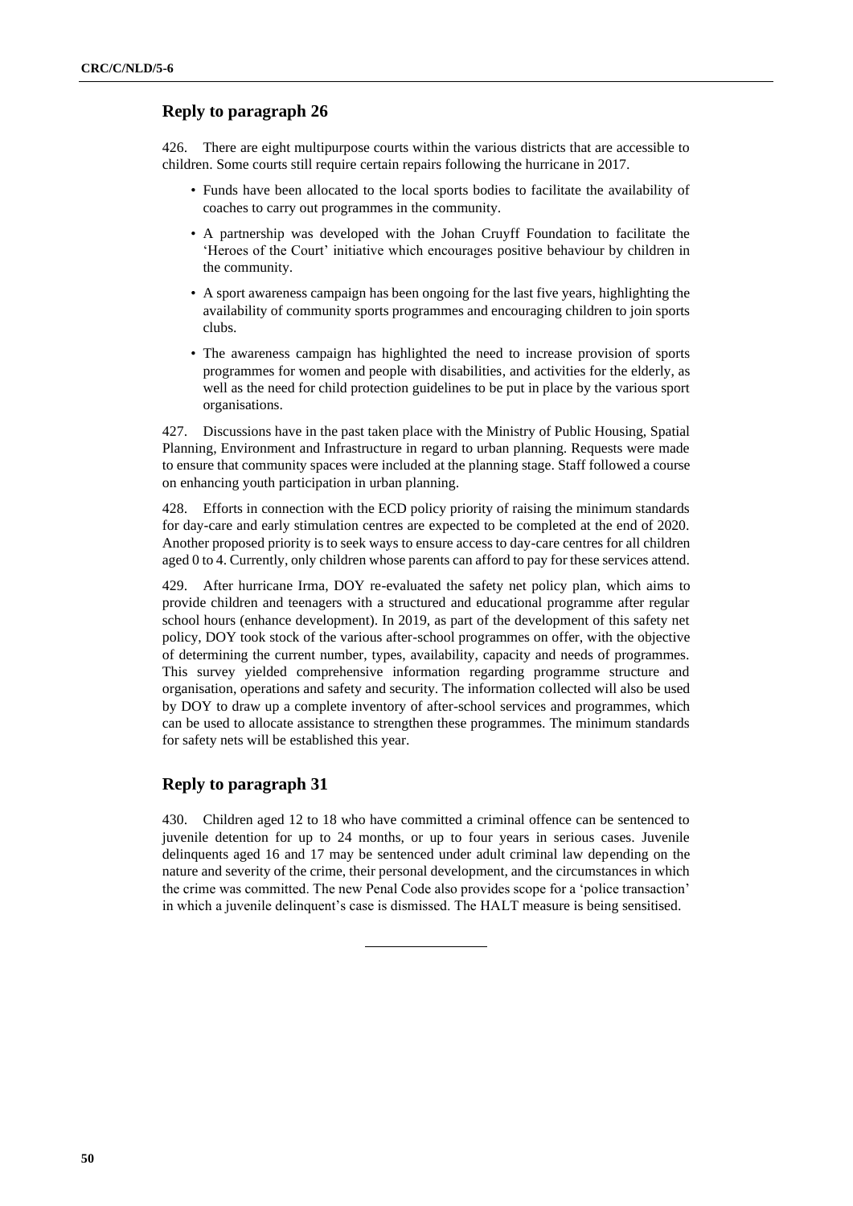## Reply to paragraph 26

426. There are eight multipurpose courts within the various districts that are accessible to children. Some courts still require certain repairs following the hurricane in 2017.

- Funds have been allocated to the local sports bodies to facilitate the availability of coaches to carry out programmes in the community.
- A partnership was developed with the Johan Cruyff Foundation to facilitate the 'Heroes of the Court' initiative which encourages positive behaviour by children in the community.
- A sport awareness campaign has been ongoing for the last five years, highlighting the availability of community sports programmes and encouraging children to join sports clubs.
- The awareness campaign has highlighted the need to increase provision of sports programmes for women and people with disabilities, and activities for the elderly, as well as the need for child protection guidelines to be put in place by the various sport organisations.

427. Discussions have in the past taken place with the Ministry of Public Housing, Spatial Planning, Environment and Infrastructure in regard to urban planning. Requests were made to ensure that community spaces were included at the planning stage. Staff followed a course on enhancing youth participation in urban planning.

428. Efforts in connection with the ECD policy priority of raising the minimum standards for day-care and early stimulation centres are expected to be completed at the end of 2020. Another proposed priority is to seek ways to ensure access to day-care centres for all children aged 0 to 4. Currently, only children whose parents can afford to pay for these services attend.

429. After hurricane Irma, DOY re-evaluated the safety net policy plan, which aims to provide children and teenagers with a structured and educational programme after regular school hours (enhance development). In 2019, as part of the development of this safety net policy, DOY took stock of the various after-school programmes on offer, with the objective of determining the current number, types, availability, capacity and needs of programmes. This survey yielded comprehensive information regarding programme structure and organisation, operations and safety and security. The information collected will also be used by DOY to draw up a complete inventory of after-school services and programmes, which can be used to allocate assistance to strengthen these programmes. The minimum standards for safety nets will be established this year.

## Reply to paragraph 31

430. Children aged 12 to 18 who have committed a criminal offence can be sentenced to juvenile detention for up to 24 months, or up to four years in serious cases. Juvenile delinquents aged 16 and 17 may be sentenced under adult criminal law depending on the nature and severity of the crime, their personal development, and the circumstances in which the crime was committed. The new Penal Code also provides scope for a 'police transaction' in which a juvenile delinquent's case is dismissed. The HALT measure is being sensitised.